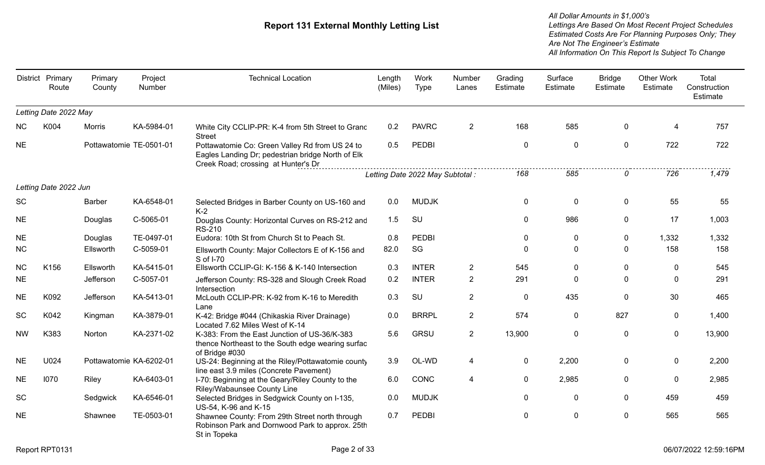# Report 131 External Monthly Letting List

*All Dollar Amounts in $1,000's*
*Lettings Are Based On Most Recent Project Schedules*
*Estimated Costs Are For Planning Purposes Only; They Are Not The Engineer's Estimate*
*All Information On This Report Is Subject To Change*

| District | Primary Route | Primary County | Project Number | Technical Location | Length (Miles) | Work Type | Number Lanes | Grading Estimate | Surface Estimate | Bridge Estimate | Other Work Estimate | Total Construction Estimate |
|---|---|---|---|---|---|---|---|---|---|---|---|---|
| *Letting Date 2022 May* | | | | | | | | | | | | |
| NC | K004 | Morris | KA-5984-01 | White City CCLIP-PR: K-4 from 5th Street to Granc Street | 0.2 | PAVRC | 2 | 168 | 585 | 0 | 4 | 757 |
| NE | | Pottawatomie | TE-0501-01 | Pottawatomie Co: Green Valley Rd from US 24 to Eagles Landing Dr; pedestrian bridge North of Elk Creek Road; crossing at Hunter's Dr | 0.5 | PEDBI | | 0 | 0 | 0 | 722 | 722 |
| | | | | *Letting Date 2022 May Subtotal :* | | | | *168* | *585* | *0* | *726* | *1,479* |
| *Letting Date 2022 Jun* | | | | | | | | | | | | |
| SC | | Barber | KA-6548-01 | Selected Bridges in Barber County on US-160 and K-2 | 0.0 | MUDJK | | 0 | 0 | 0 | 55 | 55 |
| NE | | Douglas | C-5065-01 | Douglas County: Horizontal Curves on RS-212 and RS-210 | 1.5 | SU | | 0 | 986 | 0 | 17 | 1,003 |
| NE | | Douglas | TE-0497-01 | Eudora: 10th St from Church St to Peach St. | 0.8 | PEDBI | | 0 | 0 | 0 | 1,332 | 1,332 |
| NC | | Ellsworth | C-5059-01 | Ellsworth County: Major Collectors E of K-156 and S of I-70 | 82.0 | SG | | 0 | 0 | 0 | 158 | 158 |
| NC | K156 | Ellsworth | KA-5415-01 | Ellsworth CCLIP-GI: K-156 & K-140 Intersection | 0.3 | INTER | 2 | 545 | 0 | 0 | 0 | 545 |
| NE | | Jefferson | C-5057-01 | Jefferson County: RS-328 and Slough Creek Road Intersection | 0.2 | INTER | 2 | 291 | 0 | 0 | 0 | 291 |
| NE | K092 | Jefferson | KA-5413-01 | McLouth CCLIP-PR: K-92 from K-16 to Meredith Lane | 0.3 | SU | 2 | 0 | 435 | 0 | 30 | 465 |
| SC | K042 | Kingman | KA-3879-01 | K-42: Bridge #044 (Chikaskia River Drainage) Located 7.62 Miles West of K-14 | 0.0 | BRRPL | 2 | 574 | 0 | 827 | 0 | 1,400 |
| NW | K383 | Norton | KA-2371-02 | K-383: From the East Junction of US-36/K-383 thence Northeast to the South edge wearing surfac of Bridge #030 | 5.6 | GRSU | 2 | 13,900 | 0 | 0 | 0 | 13,900 |
| NE | U024 | Pottawatomie | KA-6202-01 | US-24: Beginning at the Riley/Pottawatomie county line east 3.9 miles (Concrete Pavement) | 3.9 | OL-WD | 4 | 0 | 2,200 | 0 | 0 | 2,200 |
| NE | I070 | Riley | KA-6403-01 | I-70: Beginning at the Geary/Riley County to the Riley/Wabaunsee County Line | 6.0 | CONC | 4 | 0 | 2,985 | 0 | 0 | 2,985 |
| SC | | Sedgwick | KA-6546-01 | Selected Bridges in Sedgwick County on I-135, US-54, K-96 and K-15 | 0.0 | MUDJK | | 0 | 0 | 0 | 459 | 459 |
| NE | | Shawnee | TE-0503-01 | Shawnee County: From 29th Street north through Robinson Park and Dornwood Park to approx. 25th St in Topeka | 0.7 | PEDBI | | 0 | 0 | 0 | 565 | 565 |

Report RPT0131 06/07/2022 12:59:16PM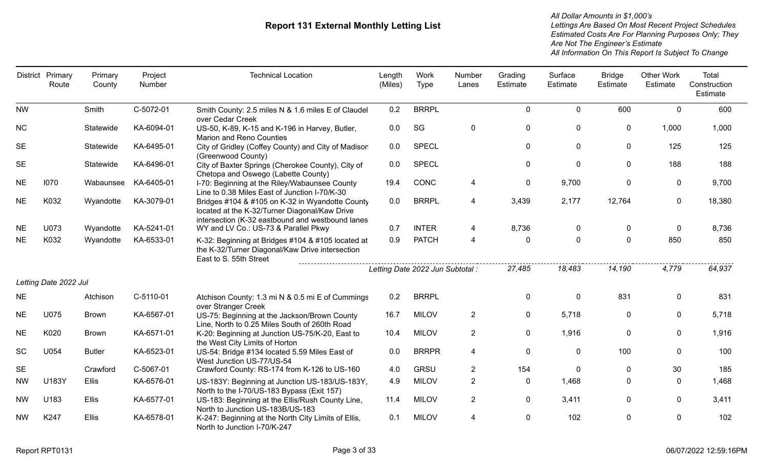# Report 131 External Monthly Letting List

*All Dollar Amounts in $1,000's*
*Lettings Are Based On Most Recent Project Schedules*
*Estimated Costs Are For Planning Purposes Only; They Are Not The Engineer's Estimate*
*All Information On This Report Is Subject To Change*

| District | Primary Route | Primary County | Project Number | Technical Location | Length (Miles) | Work Type | Number Lanes | Grading Estimate | Surface Estimate | Bridge Estimate | Other Work Estimate | Total Construction Estimate |
|---|---|---|---|---|---|---|---|---|---|---|---|---|
| NW | | Smith | C-5072-01 | Smith County: 2.5 miles N & 1.6 miles E of Claudel over Cedar Creek | 0.2 | BRRPL | | 0 | 0 | 600 | 0 | 600 |
| NC | | Statewide | KA-6094-01 | US-50, K-89, K-15 and K-196 in Harvey, Butler, Marion and Reno Counties | 0.0 | SG | 0 | 0 | 0 | 0 | 1,000 | 1,000 |
| SE | | Statewide | KA-6495-01 | City of Gridley (Coffey County) and City of Madison (Greenwood County) | 0.0 | SPECL | | 0 | 0 | 0 | 125 | 125 |
| SE | | Statewide | KA-6496-01 | City of Baxter Springs (Cherokee County), City of Chetopa and Oswego (Labette County) | 0.0 | SPECL | | 0 | 0 | 0 | 188 | 188 |
| NE | I070 | Wabaunsee | KA-6405-01 | I-70: Beginning at the Riley/Wabaunsee County Line to 0.38 Miles East of Junction I-70/K-30 | 19.4 | CONC | 4 | 0 | 9,700 | 0 | 0 | 9,700 |
| NE | K032 | Wyandotte | KA-3079-01 | Bridges #104 & #105 on K-32 in Wyandotte County located at the K-32/Turner Diagonal/Kaw Drive intersection (K-32 eastbound and westbound lanes | 0.0 | BRRPL | 4 | 3,439 | 2,177 | 12,764 | 0 | 18,380 |
| NE | U073 | Wyandotte | KA-5241-01 | WY and LV Co.: US-73 & Parallel Pkwy | 0.7 | INTER | 4 | 8,736 | 0 | 0 | 0 | 8,736 |
| NE | K032 | Wyandotte | KA-6533-01 | K-32: Beginning at Bridges #104 & #105 located at the K-32/Turner Diagonal/Kaw Drive intersection East to S. 55th Street | 0.9 | PATCH | 4 | 0 | 0 | 0 | 850 | 850 |
| | | | | | *Letting Date 2022 Jun Subtotal :* | | | *27,485* | *18,483* | *14,190* | *4,779* | *64,937* |

*Letting Date 2022 Jul*

| District | Primary Route | Primary County | Project Number | Technical Location | Length (Miles) | Work Type | Number Lanes | Grading Estimate | Surface Estimate | Bridge Estimate | Other Work Estimate | Total Construction Estimate |
|---|---|---|---|---|---|---|---|---|---|---|---|---|
| NE | | Atchison | C-5110-01 | Atchison County: 1.3 mi N & 0.5 mi E of Cummings over Stranger Creek | 0.2 | BRRPL | | 0 | 0 | 831 | 0 | 831 |
| NE | U075 | Brown | KA-6567-01 | US-75: Beginning at the Jackson/Brown County Line, North to 0.25 Miles South of 260th Road | 16.7 | MILOV | 2 | 0 | 5,718 | 0 | 0 | 5,718 |
| NE | K020 | Brown | KA-6571-01 | K-20: Beginning at Junction US-75/K-20, East to the West City Limits of Horton | 10.4 | MILOV | 2 | 0 | 1,916 | 0 | 0 | 1,916 |
| SC | U054 | Butler | KA-6523-01 | US-54: Bridge #134 located 5.59 Miles East of West Junction US-77/US-54 | 0.0 | BRRPR | 4 | 0 | 0 | 100 | 0 | 100 |
| SE | | Crawford | C-5067-01 | Crawford County: RS-174 from K-126 to US-160 | 4.0 | GRSU | 2 | 154 | 0 | 0 | 30 | 185 |
| NW | U183Y | Ellis | KA-6576-01 | US-183Y: Beginning at Junction US-183/US-183Y, North to the I-70/US-183 Bypass (Exit 157) | 4.9 | MILOV | 2 | 0 | 1,468 | 0 | 0 | 1,468 |
| NW | U183 | Ellis | KA-6577-01 | US-183: Beginning at the Ellis/Rush County Line, North to Junction US-183B/US-183 | 11.4 | MILOV | 2 | 0 | 3,411 | 0 | 0 | 3,411 |
| NW | K247 | Ellis | KA-6578-01 | K-247: Beginning at the North City Limits of Ellis, North to Junction I-70/K-247 | 0.1 | MILOV | 4 | 0 | 102 | 0 | 0 | 102 |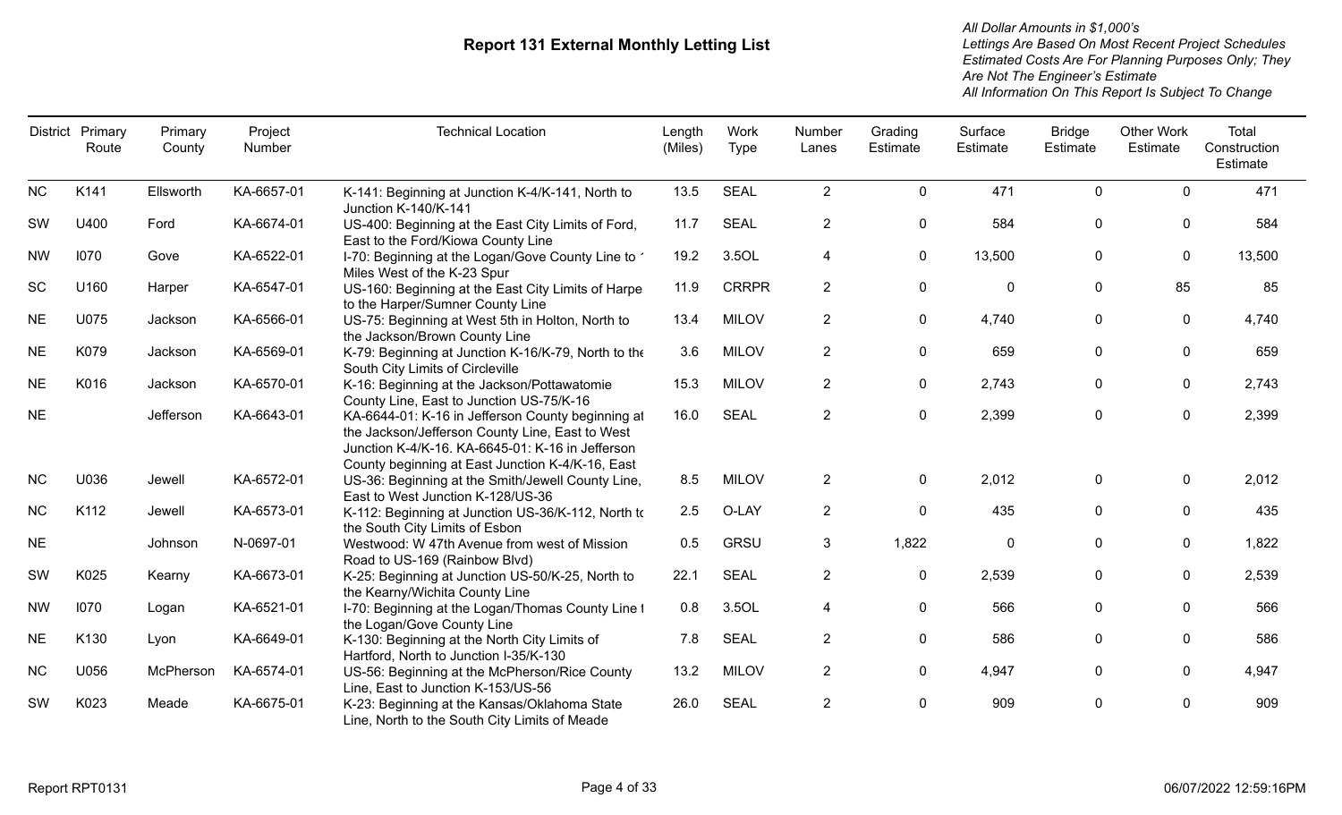# Report 131 External Monthly Letting List

*All Dollar Amounts in $1,000's*
*Lettings Are Based On Most Recent Project Schedules*
*Estimated Costs Are For Planning Purposes Only; They Are Not The Engineer's Estimate*
*All Information On This Report Is Subject To Change*

| District | Primary Route | Primary County | Project Number | Technical Location | Length (Miles) | Work Type | Number Lanes | Grading Estimate | Surface Estimate | Bridge Estimate | Other Work Estimate | Total Construction Estimate |
|---|---|---|---|---|---|---|---|---|---|---|---|---|
| NC | K141 | Ellsworth | KA-6657-01 | K-141: Beginning at Junction K-4/K-141, North to Junction K-140/K-141 | 13.5 | SEAL | 2 | 0 | 471 | 0 | 0 | 471 |
| SW | U400 | Ford | KA-6674-01 | US-400: Beginning at the East City Limits of Ford, East to the Ford/Kiowa County Line | 11.7 | SEAL | 2 | 0 | 584 | 0 | 0 | 584 |
| NW | I070 | Gove | KA-6522-01 | I-70: Beginning at the Logan/Gove County Line to ' Miles West of the K-23 Spur | 19.2 | 3.5OL | 4 | 0 | 13,500 | 0 | 0 | 13,500 |
| SC | U160 | Harper | KA-6547-01 | US-160: Beginning at the East City Limits of Harpe to the Harper/Sumner County Line | 11.9 | CRRPR | 2 | 0 | 0 | 0 | 85 | 85 |
| NE | U075 | Jackson | KA-6566-01 | US-75: Beginning at West 5th in Holton, North to the Jackson/Brown County Line | 13.4 | MILOV | 2 | 0 | 4,740 | 0 | 0 | 4,740 |
| NE | K079 | Jackson | KA-6569-01 | K-79: Beginning at Junction K-16/K-79, North to the South City Limits of Circleville | 3.6 | MILOV | 2 | 0 | 659 | 0 | 0 | 659 |
| NE | K016 | Jackson | KA-6570-01 | K-16: Beginning at the Jackson/Pottawatomie County Line, East to Junction US-75/K-16 | 15.3 | MILOV | 2 | 0 | 2,743 | 0 | 0 | 2,743 |
| NE | | Jefferson | KA-6643-01 | KA-6644-01: K-16 in Jefferson County beginning at the Jackson/Jefferson County Line, East to West Junction K-4/K-16. KA-6645-01: K-16 in Jefferson County beginning at East Junction K-4/K-16, East | 16.0 | SEAL | 2 | 0 | 2,399 | 0 | 0 | 2,399 |
| NC | U036 | Jewell | KA-6572-01 | US-36: Beginning at the Smith/Jewell County Line, East to West Junction K-128/US-36 | 8.5 | MILOV | 2 | 0 | 2,012 | 0 | 0 | 2,012 |
| NC | K112 | Jewell | KA-6573-01 | K-112: Beginning at Junction US-36/K-112, North to the South City Limits of Esbon | 2.5 | O-LAY | 2 | 0 | 435 | 0 | 0 | 435 |
| NE | | Johnson | N-0697-01 | Westwood: W 47th Avenue from west of Mission Road to US-169 (Rainbow Blvd) | 0.5 | GRSU | 3 | 1,822 | 0 | 0 | 0 | 1,822 |
| SW | K025 | Kearny | KA-6673-01 | K-25: Beginning at Junction US-50/K-25, North to the Kearny/Wichita County Line | 22.1 | SEAL | 2 | 0 | 2,539 | 0 | 0 | 2,539 |
| NW | I070 | Logan | KA-6521-01 | I-70: Beginning at the Logan/Thomas County Line t the Logan/Gove County Line | 0.8 | 3.5OL | 4 | 0 | 566 | 0 | 0 | 566 |
| NE | K130 | Lyon | KA-6649-01 | K-130: Beginning at the North City Limits of Hartford, North to Junction I-35/K-130 | 7.8 | SEAL | 2 | 0 | 586 | 0 | 0 | 586 |
| NC | U056 | McPherson | KA-6574-01 | US-56: Beginning at the McPherson/Rice County Line, East to Junction K-153/US-56 | 13.2 | MILOV | 2 | 0 | 4,947 | 0 | 0 | 4,947 |
| SW | K023 | Meade | KA-6675-01 | K-23: Beginning at the Kansas/Oklahoma State Line, North to the South City Limits of Meade | 26.0 | SEAL | 2 | 0 | 909 | 0 | 0 | 909 |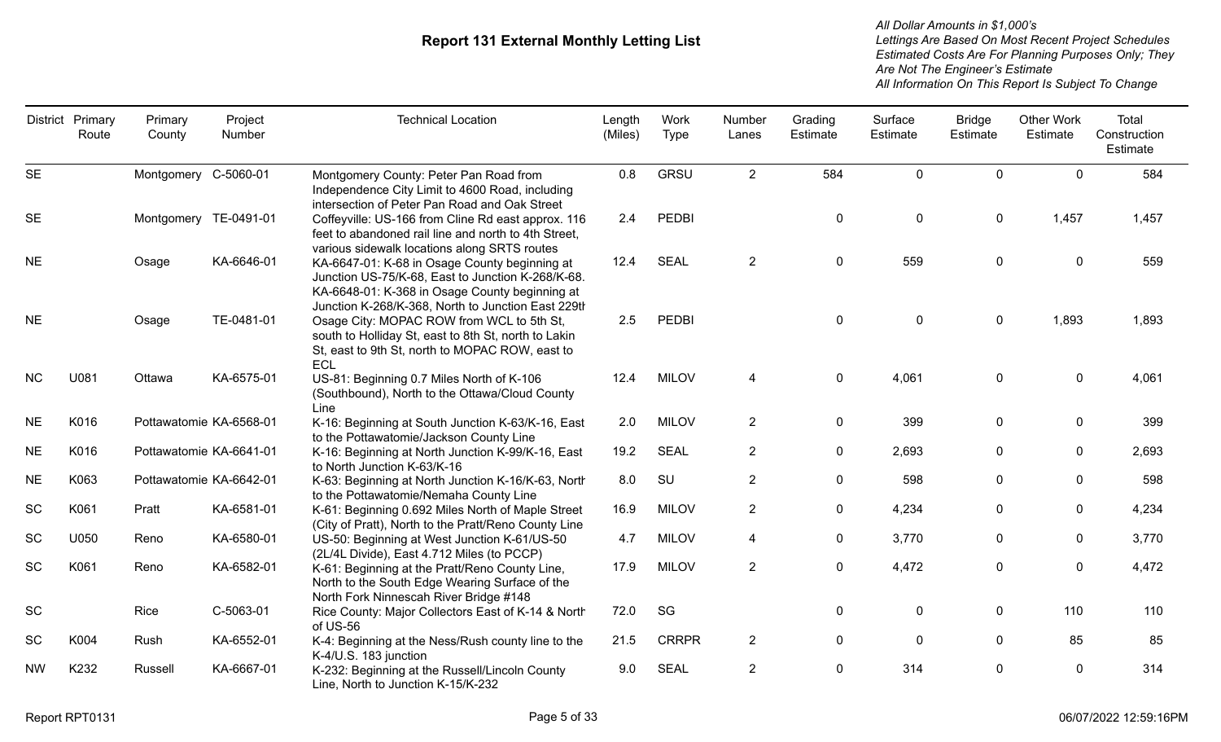# Report 131 External Monthly Letting List

*All Dollar Amounts in $1,000's*
*Lettings Are Based On Most Recent Project Schedules*
*Estimated Costs Are For Planning Purposes Only; They Are Not The Engineer's Estimate*
*All Information On This Report Is Subject To Change*

| District | Primary Route | Primary County | Project Number | Technical Location | Length (Miles) | Work Type | Number Lanes | Grading Estimate | Surface Estimate | Bridge Estimate | Other Work Estimate | Total Construction Estimate |
|---|---|---|---|---|---|---|---|---|---|---|---|---|
| SE | | Montgomery | C-5060-01 | Montgomery County: Peter Pan Road from Independence City Limit to 4600 Road, including intersection of Peter Pan Road and Oak Street | 0.8 | GRSU | 2 | 584 | 0 | 0 | 0 | 584 |
| SE | | Montgomery | TE-0491-01 | Coffeyville: US-166 from Cline Rd east approx. 116 feet to abandoned rail line and north to 4th Street, various sidewalk locations along SRTS routes | 2.4 | PEDBI | | 0 | 0 | 0 | 1,457 | 1,457 |
| NE | | Osage | KA-6646-01 | KA-6647-01: K-68 in Osage County beginning at Junction US-75/K-68, East to Junction K-268/K-68. KA-6648-01: K-368 in Osage County beginning at Junction K-268/K-368, North to Junction East 229th | 12.4 | SEAL | 2 | 0 | 559 | 0 | 0 | 559 |
| NE | | Osage | TE-0481-01 | Osage City: MOPAC ROW from WCL to 5th St, south to Holliday St, east to 8th St, north to Lakin St, east to 9th St, north to MOPAC ROW, east to ECL | 2.5 | PEDBI | | 0 | 0 | 0 | 1,893 | 1,893 |
| NC | U081 | Ottawa | KA-6575-01 | US-81: Beginning 0.7 Miles North of K-106 (Southbound), North to the Ottawa/Cloud County Line | 12.4 | MILOV | 4 | 0 | 4,061 | 0 | 0 | 4,061 |
| NE | K016 | Pottawatomie | KA-6568-01 | K-16: Beginning at South Junction K-63/K-16, East to the Pottawatomie/Jackson County Line | 2.0 | MILOV | 2 | 0 | 399 | 0 | 0 | 399 |
| NE | K016 | Pottawatomie | KA-6641-01 | K-16: Beginning at North Junction K-99/K-16, East to North Junction K-63/K-16 | 19.2 | SEAL | 2 | 0 | 2,693 | 0 | 0 | 2,693 |
| NE | K063 | Pottawatomie | KA-6642-01 | K-63: Beginning at North Junction K-16/K-63, North to the Pottawatomie/Nemaha County Line | 8.0 | SU | 2 | 0 | 598 | 0 | 0 | 598 |
| SC | K061 | Pratt | KA-6581-01 | K-61: Beginning 0.692 Miles North of Maple Street (City of Pratt), North to the Pratt/Reno County Line | 16.9 | MILOV | 2 | 0 | 4,234 | 0 | 0 | 4,234 |
| SC | U050 | Reno | KA-6580-01 | US-50: Beginning at West Junction K-61/US-50 (2L/4L Divide), East 4.712 Miles (to PCCP) | 4.7 | MILOV | 4 | 0 | 3,770 | 0 | 0 | 3,770 |
| SC | K061 | Reno | KA-6582-01 | K-61: Beginning at the Pratt/Reno County Line, North to the South Edge Wearing Surface of the North Fork Ninnescah River Bridge #148 | 17.9 | MILOV | 2 | 0 | 4,472 | 0 | 0 | 4,472 |
| SC | | Rice | C-5063-01 | Rice County: Major Collectors East of K-14 & North of US-56 | 72.0 | SG | | 0 | 0 | 0 | 110 | 110 |
| SC | K004 | Rush | KA-6552-01 | K-4: Beginning at the Ness/Rush county line to the K-4/U.S. 183 junction | 21.5 | CRRPR | 2 | 0 | 0 | 0 | 85 | 85 |
| NW | K232 | Russell | KA-6667-01 | K-232: Beginning at the Russell/Lincoln County Line, North to Junction K-15/K-232 | 9.0 | SEAL | 2 | 0 | 314 | 0 | 0 | 314 |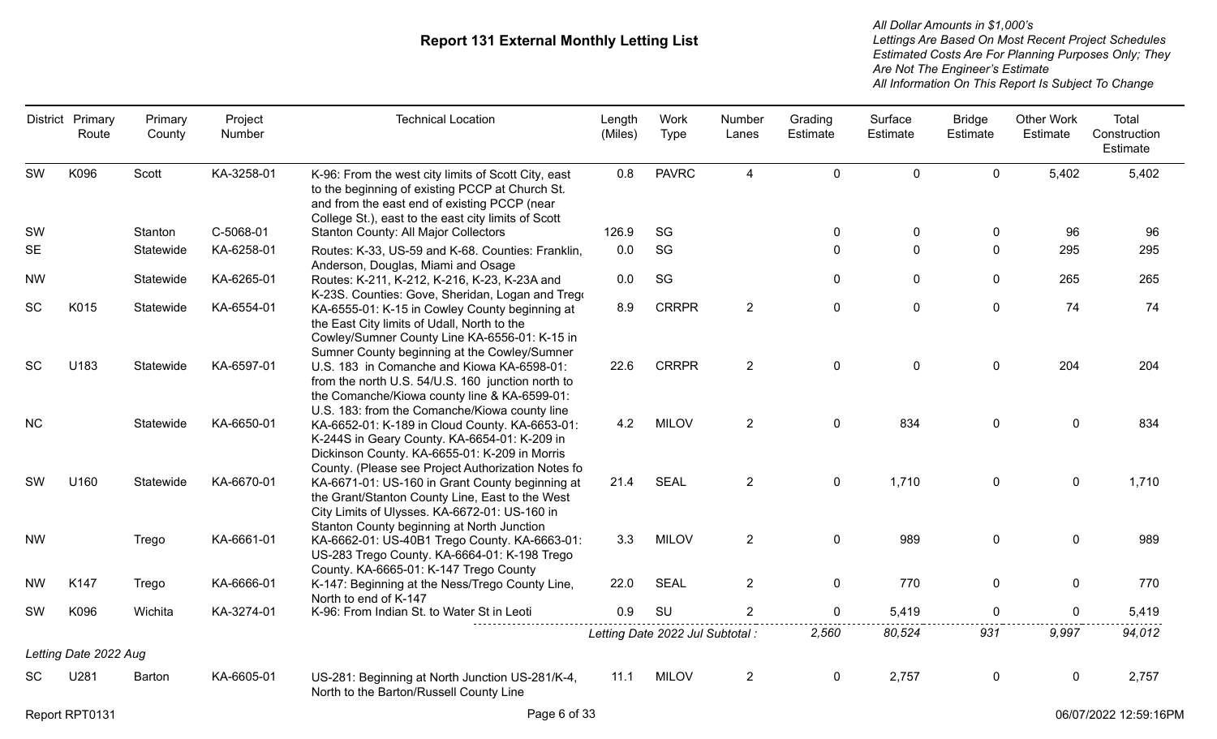# Report 131 External Monthly Letting List

*All Dollar Amounts in $1,000's*
*Lettings Are Based On Most Recent Project Schedules*
*Estimated Costs Are For Planning Purposes Only; They Are Not The Engineer's Estimate*
*All Information On This Report Is Subject To Change*

| District | Primary Route | Primary County | Project Number | Technical Location | Length (Miles) | Work Type | Number Lanes | Grading Estimate | Surface Estimate | Bridge Estimate | Other Work Estimate | Total Construction Estimate |
|---|---|---|---|---|---|---|---|---|---|---|---|---|
| SW | K096 | Scott | KA-3258-01 | K-96: From the west city limits of Scott City, east to the beginning of existing PCCP at Church St. and from the east end of existing PCCP (near College St.), east to the east city limits of Scott | 0.8 | PAVRC | 4 | 0 | 0 | 0 | 5,402 | 5,402 |
| SW | | Stanton | C-5068-01 | Stanton County: All Major Collectors | 126.9 | SG | | 0 | 0 | 0 | 96 | 96 |
| SE | | Statewide | KA-6258-01 | Routes: K-33, US-59 and K-68. Counties: Franklin, Anderson, Douglas, Miami and Osage | 0.0 | SG | | 0 | 0 | 0 | 295 | 295 |
| NW | | Statewide | KA-6265-01 | Routes: K-211, K-212, K-216, K-23, K-23A and K-23S. Counties: Gove, Sheridan, Logan and Trego | 0.0 | SG | | 0 | 0 | 0 | 265 | 265 |
| SC | K015 | Statewide | KA-6554-01 | KA-6555-01: K-15 in Cowley County beginning at the East City limits of Udall, North to the Cowley/Sumner County Line KA-6556-01: K-15 in Sumner County beginning at the Cowley/Sumner | 8.9 | CRRPR | 2 | 0 | 0 | 0 | 74 | 74 |
| SC | U183 | Statewide | KA-6597-01 | U.S. 183 in Comanche and Kiowa KA-6598-01: from the north U.S. 54/U.S. 160 junction north to the Comanche/Kiowa county line & KA-6599-01: U.S. 183: from the Comanche/Kiowa county line | 22.6 | CRRPR | 2 | 0 | 0 | 0 | 204 | 204 |
| NC | | Statewide | KA-6650-01 | KA-6652-01: K-189 in Cloud County. KA-6653-01: K-244S in Geary County. KA-6654-01: K-209 in Dickinson County. KA-6655-01: K-209 in Morris County. (Please see Project Authorization Notes fo | 4.2 | MILOV | 2 | 0 | 834 | 0 | 0 | 834 |
| SW | U160 | Statewide | KA-6670-01 | KA-6671-01: US-160 in Grant County beginning at the Grant/Stanton County Line, East to the West City Limits of Ulysses. KA-6672-01: US-160 in Stanton County beginning at North Junction | 21.4 | SEAL | 2 | 0 | 1,710 | 0 | 0 | 1,710 |
| NW | | Trego | KA-6661-01 | KA-6662-01: US-40B1 Trego County. KA-6663-01: US-283 Trego County. KA-6664-01: K-198 Trego County. KA-6665-01: K-147 Trego County | 3.3 | MILOV | 2 | 0 | 989 | 0 | 0 | 989 |
| NW | K147 | Trego | KA-6666-01 | K-147: Beginning at the Ness/Trego County Line, North to end of K-147 | 22.0 | SEAL | 2 | 0 | 770 | 0 | 0 | 770 |
| SW | K096 | Wichita | KA-3274-01 | K-96: From Indian St. to Water St in Leoti | 0.9 | SU | 2 | 0 | 5,419 | 0 | 0 | 5,419 |
| | | | | | *Letting Date 2022 Jul Subtotal :* | | | *2,560* | *80,524* | *931* | *9,997* | *94,012* |

*Letting Date 2022 Aug*

| District | Primary Route | Primary County | Project Number | Technical Location | Length (Miles) | Work Type | Number Lanes | Grading Estimate | Surface Estimate | Bridge Estimate | Other Work Estimate | Total Construction Estimate |
|---|---|---|---|---|---|---|---|---|---|---|---|---|
| SC | U281 | Barton | KA-6605-01 | US-281: Beginning at North Junction US-281/K-4, North to the Barton/Russell County Line | 11.1 | MILOV | 2 | 0 | 2,757 | 0 | 0 | 2,757 |

Report RPT0131 — 06/07/2022 12:59:16PM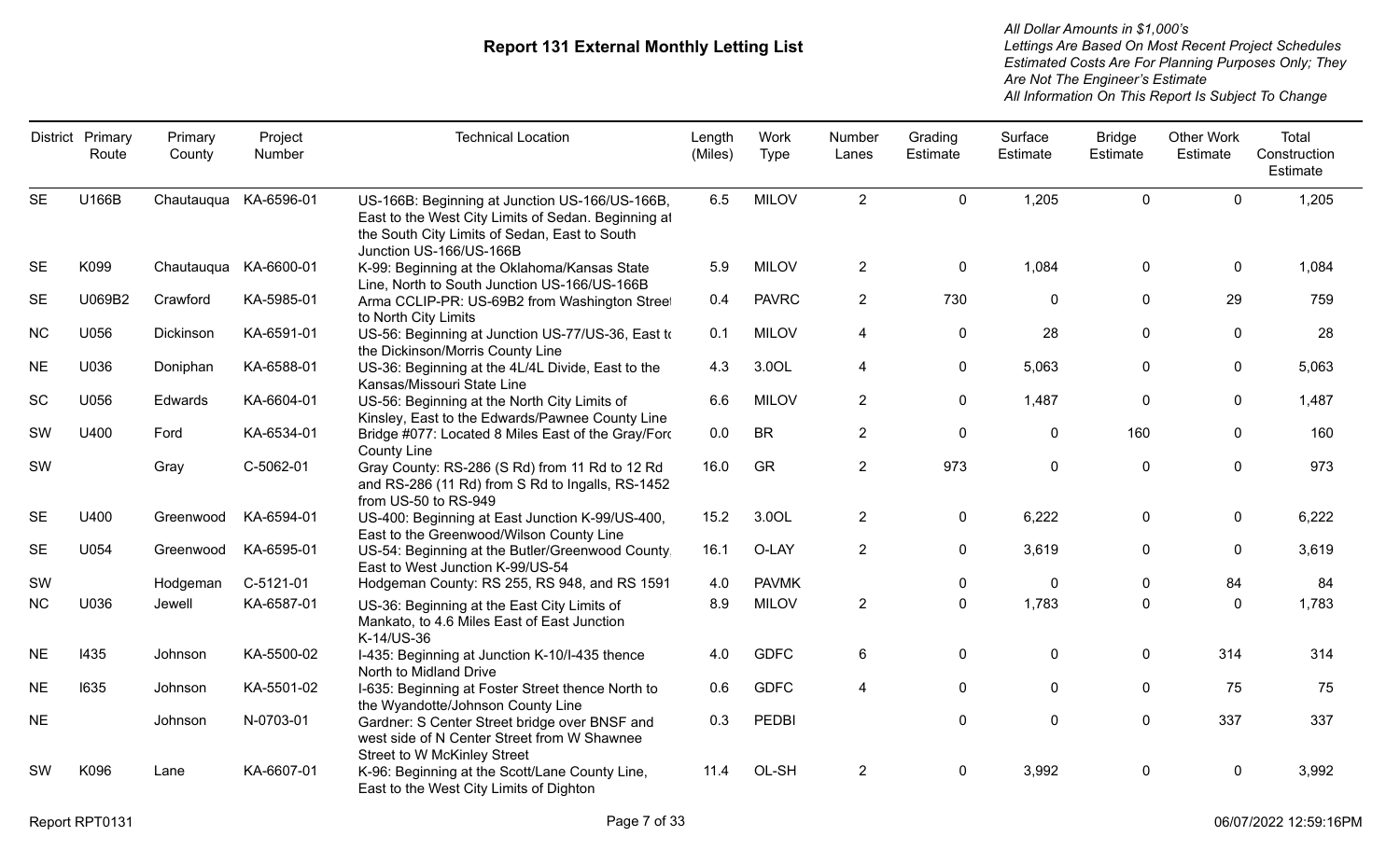# Report 131 External Monthly Letting List

*All Dollar Amounts in $1,000's*
*Lettings Are Based On Most Recent Project Schedules*
*Estimated Costs Are For Planning Purposes Only; They Are Not The Engineer's Estimate*
*All Information On This Report Is Subject To Change*

| District | Primary Route | Primary County | Project Number | Technical Location | Length (Miles) | Work Type | Number Lanes | Grading Estimate | Surface Estimate | Bridge Estimate | Other Work Estimate | Total Construction Estimate |
|---|---|---|---|---|---|---|---|---|---|---|---|---|
| SE | U166B | Chautauqua | KA-6596-01 | US-166B: Beginning at Junction US-166/US-166B, East to the West City Limits of Sedan. Beginning at the South City Limits of Sedan, East to South Junction US-166/US-166B | 6.5 | MILOV | 2 | 0 | 1,205 | 0 | 0 | 1,205 |
| SE | K099 | Chautauqua | KA-6600-01 | K-99: Beginning at the Oklahoma/Kansas State Line, North to South Junction US-166/US-166B | 5.9 | MILOV | 2 | 0 | 1,084 | 0 | 0 | 1,084 |
| SE | U069B2 | Crawford | KA-5985-01 | Arma CCLIP-PR: US-69B2 from Washington Street to North City Limits | 0.4 | PAVRC | 2 | 730 | 0 | 0 | 29 | 759 |
| NC | U056 | Dickinson | KA-6591-01 | US-56: Beginning at Junction US-77/US-36, East to the Dickinson/Morris County Line | 0.1 | MILOV | 4 | 0 | 28 | 0 | 0 | 28 |
| NE | U036 | Doniphan | KA-6588-01 | US-36: Beginning at the 4L/4L Divide, East to the Kansas/Missouri State Line | 4.3 | 3.0OL | 4 | 0 | 5,063 | 0 | 0 | 5,063 |
| SC | U056 | Edwards | KA-6604-01 | US-56: Beginning at the North City Limits of Kinsley, East to the Edwards/Pawnee County Line | 6.6 | MILOV | 2 | 0 | 1,487 | 0 | 0 | 1,487 |
| SW | U400 | Ford | KA-6534-01 | Bridge #077: Located 8 Miles East of the Gray/Ford County Line | 0.0 | BR | 2 | 0 | 0 | 160 | 0 | 160 |
| SW | | Gray | C-5062-01 | Gray County: RS-286 (S Rd) from 11 Rd to 12 Rd and RS-286 (11 Rd) from S Rd to Ingalls, RS-1452 from US-50 to RS-949 | 16.0 | GR | 2 | 973 | 0 | 0 | 0 | 973 |
| SE | U400 | Greenwood | KA-6594-01 | US-400: Beginning at East Junction K-99/US-400, East to the Greenwood/Wilson County Line | 15.2 | 3.0OL | 2 | 0 | 6,222 | 0 | 0 | 6,222 |
| SE | U054 | Greenwood | KA-6595-01 | US-54: Beginning at the Butler/Greenwood County, East to West Junction K-99/US-54 | 16.1 | O-LAY | 2 | 0 | 3,619 | 0 | 0 | 3,619 |
| SW | | Hodgeman | C-5121-01 | Hodgeman County: RS 255, RS 948, and RS 1591 | 4.0 | PAVMK | | 0 | 0 | 0 | 84 | 84 |
| NC | U036 | Jewell | KA-6587-01 | US-36: Beginning at the East City Limits of Mankato, to 4.6 Miles East of East Junction K-14/US-36 | 8.9 | MILOV | 2 | 0 | 1,783 | 0 | 0 | 1,783 |
| NE | I435 | Johnson | KA-5500-02 | I-435: Beginning at Junction K-10/I-435 thence North to Midland Drive | 4.0 | GDFC | 6 | 0 | 0 | 0 | 314 | 314 |
| NE | I635 | Johnson | KA-5501-02 | I-635: Beginning at Foster Street thence North to the Wyandotte/Johnson County Line | 0.6 | GDFC | 4 | 0 | 0 | 0 | 75 | 75 |
| NE | | Johnson | N-0703-01 | Gardner: S Center Street bridge over BNSF and west side of N Center Street from W Shawnee Street to W McKinley Street | 0.3 | PEDBI | | 0 | 0 | 0 | 337 | 337 |
| SW | K096 | Lane | KA-6607-01 | K-96: Beginning at the Scott/Lane County Line, East to the West City Limits of Dighton | 11.4 | OL-SH | 2 | 0 | 3,992 | 0 | 0 | 3,992 |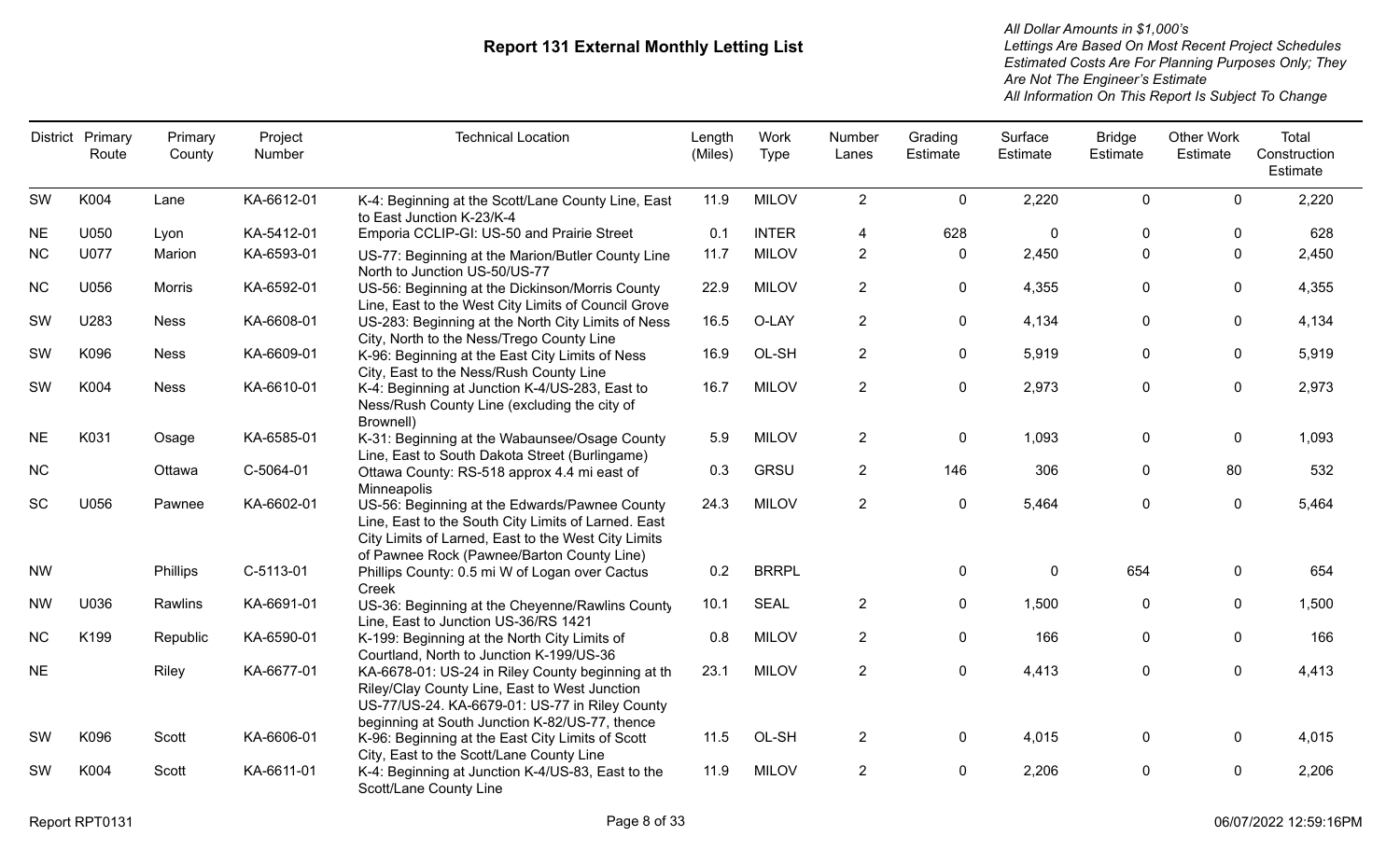# Report 131 External Monthly Letting List

*All Dollar Amounts in $1,000's*
*Lettings Are Based On Most Recent Project Schedules*
*Estimated Costs Are For Planning Purposes Only; They Are Not The Engineer's Estimate*
*All Information On This Report Is Subject To Change*

| District | Primary Route | Primary County | Project Number | Technical Location | Length (Miles) | Work Type | Number Lanes | Grading Estimate | Surface Estimate | Bridge Estimate | Other Work Estimate | Total Construction Estimate |
|---|---|---|---|---|---|---|---|---|---|---|---|---|
| SW | K004 | Lane | KA-6612-01 | K-4: Beginning at the Scott/Lane County Line, East to East Junction K-23/K-4 | 11.9 | MILOV | 2 | 0 | 2,220 | 0 | 0 | 2,220 |
| NE | U050 | Lyon | KA-5412-01 | Emporia CCLIP-GI: US-50 and Prairie Street | 0.1 | INTER | 4 | 628 | 0 | 0 | 0 | 628 |
| NC | U077 | Marion | KA-6593-01 | US-77: Beginning at the Marion/Butler County Line North to Junction US-50/US-77 | 11.7 | MILOV | 2 | 0 | 2,450 | 0 | 0 | 2,450 |
| NC | U056 | Morris | KA-6592-01 | US-56: Beginning at the Dickinson/Morris County Line, East to the West City Limits of Council Grove | 22.9 | MILOV | 2 | 0 | 4,355 | 0 | 0 | 4,355 |
| SW | U283 | Ness | KA-6608-01 | US-283: Beginning at the North City Limits of Ness City, North to the Ness/Trego County Line | 16.5 | O-LAY | 2 | 0 | 4,134 | 0 | 0 | 4,134 |
| SW | K096 | Ness | KA-6609-01 | K-96: Beginning at the East City Limits of Ness City, East to the Ness/Rush County Line | 16.9 | OL-SH | 2 | 0 | 5,919 | 0 | 0 | 5,919 |
| SW | K004 | Ness | KA-6610-01 | K-4: Beginning at Junction K-4/US-283, East to Ness/Rush County Line (excluding the city of Brownell) | 16.7 | MILOV | 2 | 0 | 2,973 | 0 | 0 | 2,973 |
| NE | K031 | Osage | KA-6585-01 | K-31: Beginning at the Wabaunsee/Osage County Line, East to South Dakota Street (Burlingame) | 5.9 | MILOV | 2 | 0 | 1,093 | 0 | 0 | 1,093 |
| NC | | Ottawa | C-5064-01 | Ottawa County: RS-518 approx 4.4 mi east of Minneapolis | 0.3 | GRSU | 2 | 146 | 306 | 0 | 80 | 532 |
| SC | U056 | Pawnee | KA-6602-01 | US-56: Beginning at the Edwards/Pawnee County Line, East to the South City Limits of Larned. East City Limits of Larned, East to the West City Limits of Pawnee Rock (Pawnee/Barton County Line) | 24.3 | MILOV | 2 | 0 | 5,464 | 0 | 0 | 5,464 |
| NW | | Phillips | C-5113-01 | Phillips County: 0.5 mi W of Logan over Cactus Creek | 0.2 | BRRPL | | 0 | 0 | 654 | 0 | 654 |
| NW | U036 | Rawlins | KA-6691-01 | US-36: Beginning at the Cheyenne/Rawlins County Line, East to Junction US-36/RS 1421 | 10.1 | SEAL | 2 | 0 | 1,500 | 0 | 0 | 1,500 |
| NC | K199 | Republic | KA-6590-01 | K-199: Beginning at the North City Limits of Courtland, North to Junction K-199/US-36 | 0.8 | MILOV | 2 | 0 | 166 | 0 | 0 | 166 |
| NE | | Riley | KA-6677-01 | KA-6678-01: US-24 in Riley County beginning at th Riley/Clay County Line, East to West Junction US-77/US-24. KA-6679-01: US-77 in Riley County beginning at South Junction K-82/US-77, thence | 23.1 | MILOV | 2 | 0 | 4,413 | 0 | 0 | 4,413 |
| SW | K096 | Scott | KA-6606-01 | K-96: Beginning at the East City Limits of Scott City, East to the Scott/Lane County Line | 11.5 | OL-SH | 2 | 0 | 4,015 | 0 | 0 | 4,015 |
| SW | K004 | Scott | KA-6611-01 | K-4: Beginning at Junction K-4/US-83, East to the Scott/Lane County Line | 11.9 | MILOV | 2 | 0 | 2,206 | 0 | 0 | 2,206 |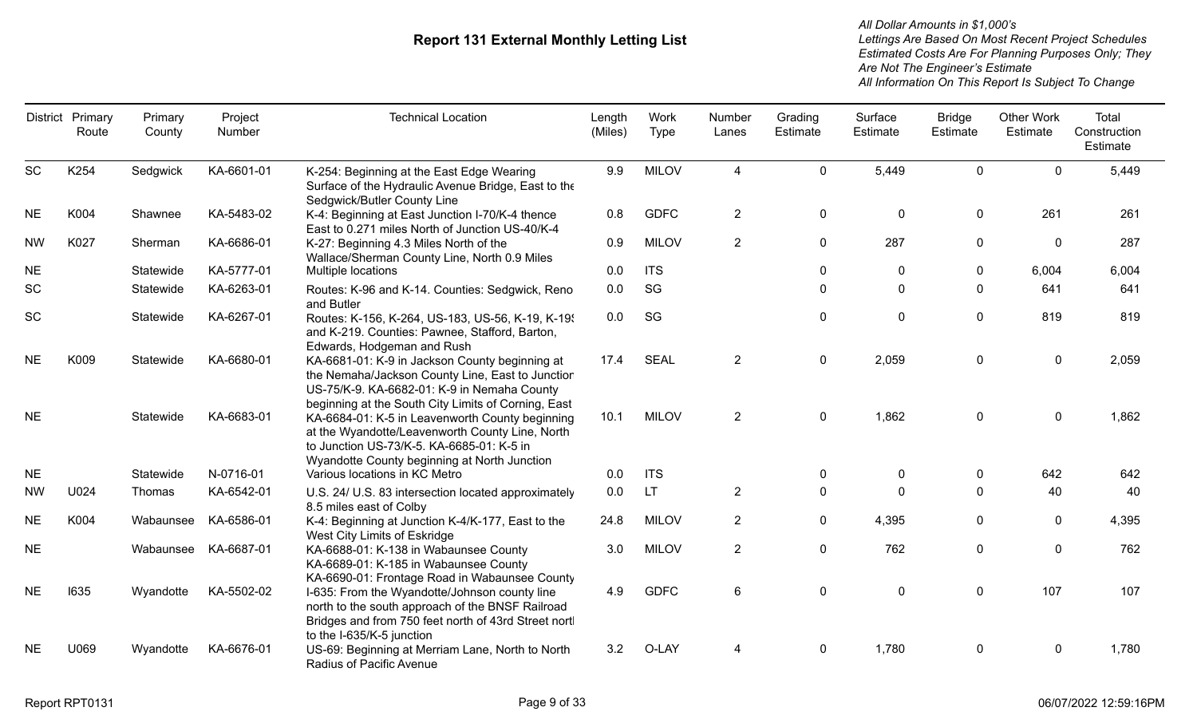# Report 131 External Monthly Letting List

*All Dollar Amounts in $1,000's*
*Lettings Are Based On Most Recent Project Schedules*
*Estimated Costs Are For Planning Purposes Only; They Are Not The Engineer's Estimate*
*All Information On This Report Is Subject To Change*

| District | Primary Route | Primary County | Project Number | Technical Location | Length (Miles) | Work Type | Number Lanes | Grading Estimate | Surface Estimate | Bridge Estimate | Other Work Estimate | Total Construction Estimate |
|---|---|---|---|---|---|---|---|---|---|---|---|---|
| SC | K254 | Sedgwick | KA-6601-01 | K-254: Beginning at the East Edge Wearing Surface of the Hydraulic Avenue Bridge, East to the Sedgwick/Butler County Line | 9.9 | MILOV | 4 | 0 | 5,449 | 0 | 0 | 5,449 |
| NE | K004 | Shawnee | KA-5483-02 | K-4: Beginning at East Junction I-70/K-4 thence East to 0.271 miles North of Junction US-40/K-4 | 0.8 | GDFC | 2 | 0 | 0 | 0 | 261 | 261 |
| NW | K027 | Sherman | KA-6686-01 | K-27: Beginning 4.3 Miles North of the Wallace/Sherman County Line, North 0.9 Miles | 0.9 | MILOV | 2 | 0 | 287 | 0 | 0 | 287 |
| NE | | Statewide | KA-5777-01 | Multiple locations | 0.0 | ITS | | 0 | 0 | 0 | 6,004 | 6,004 |
| SC | | Statewide | KA-6263-01 | Routes: K-96 and K-14. Counties: Sedgwick, Reno and Butler | 0.0 | SG | | 0 | 0 | 0 | 641 | 641 |
| SC | | Statewide | KA-6267-01 | Routes: K-156, K-264, US-183, US-56, K-19, K-19? and K-219. Counties: Pawnee, Stafford, Barton, Edwards, Hodgeman and Rush | 0.0 | SG | | 0 | 0 | 0 | 819 | 819 |
| NE | K009 | Statewide | KA-6680-01 | KA-6681-01: K-9 in Jackson County beginning at the Nemaha/Jackson County Line, East to Junction US-75/K-9. KA-6682-01: K-9 in Nemaha County beginning at the South City Limits of Corning, East | 17.4 | SEAL | 2 | 0 | 2,059 | 0 | 0 | 2,059 |
| NE | | Statewide | KA-6683-01 | KA-6684-01: K-5 in Leavenworth County beginning at the Wyandotte/Leavenworth County Line, North to Junction US-73/K-5. KA-6685-01: K-5 in Wyandotte County beginning at North Junction | 10.1 | MILOV | 2 | 0 | 1,862 | 0 | 0 | 1,862 |
| NE | | Statewide | N-0716-01 | Various locations in KC Metro | 0.0 | ITS | | 0 | 0 | 0 | 642 | 642 |
| NW | U024 | Thomas | KA-6542-01 | U.S. 24/ U.S. 83 intersection located approximately 8.5 miles east of Colby | 0.0 | LT | 2 | 0 | 0 | 0 | 40 | 40 |
| NE | K004 | Wabaunsee | KA-6586-01 | K-4: Beginning at Junction K-4/K-177, East to the West City Limits of Eskridge | 24.8 | MILOV | 2 | 0 | 4,395 | 0 | 0 | 4,395 |
| NE | | Wabaunsee | KA-6687-01 | KA-6688-01: K-138 in Wabaunsee County KA-6689-01: K-185 in Wabaunsee County KA-6690-01: Frontage Road in Wabaunsee County | 3.0 | MILOV | 2 | 0 | 762 | 0 | 0 | 762 |
| NE | I635 | Wyandotte | KA-5502-02 | I-635: From the Wyandotte/Johnson county line north to the south approach of the BNSF Railroad Bridges and from 750 feet north of 43rd Street north to the I-635/K-5 junction | 4.9 | GDFC | 6 | 0 | 0 | 0 | 107 | 107 |
| NE | U069 | Wyandotte | KA-6676-01 | US-69: Beginning at Merriam Lane, North to North Radius of Pacific Avenue | 3.2 | O-LAY | 4 | 0 | 1,780 | 0 | 0 | 1,780 |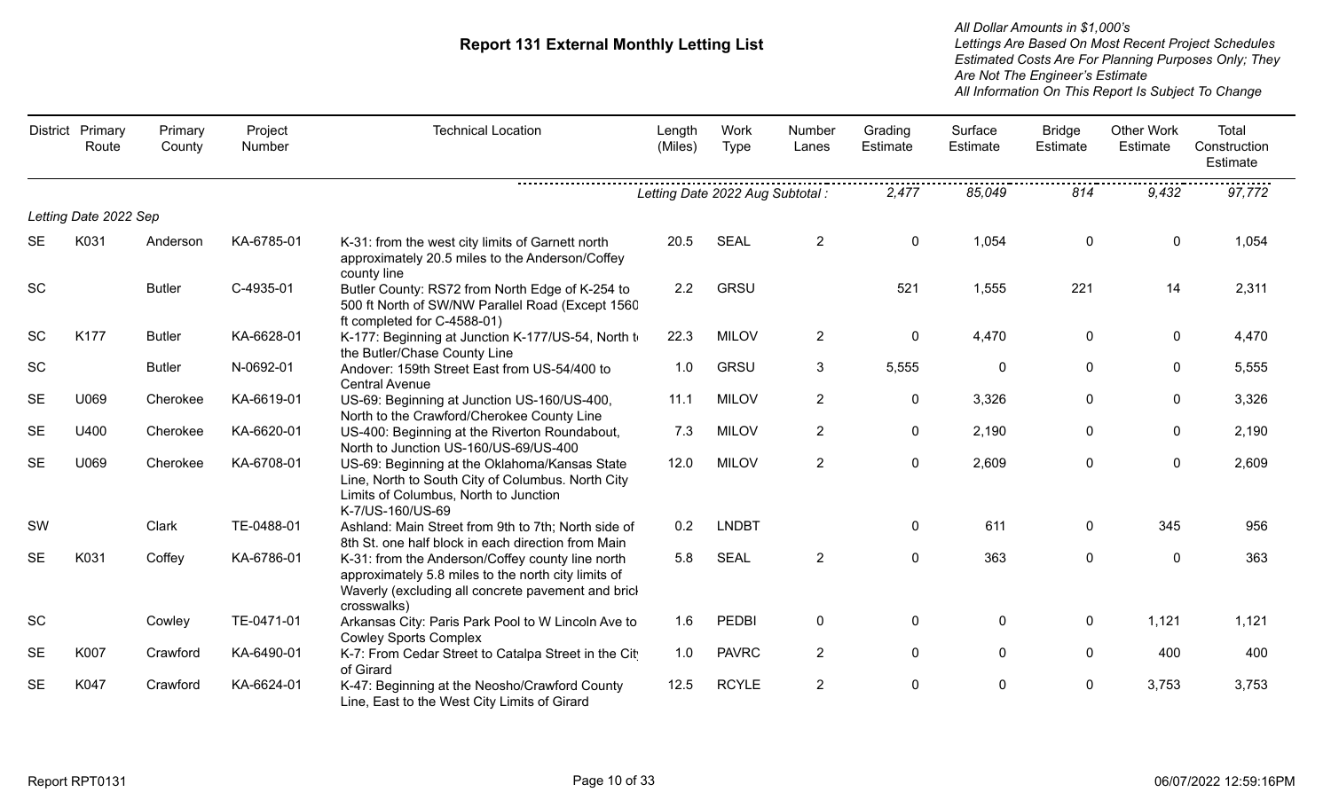# Report 131 External Monthly Letting List

*All Dollar Amounts in $1,000's*
*Lettings Are Based On Most Recent Project Schedules*
*Estimated Costs Are For Planning Purposes Only; They Are Not The Engineer's Estimate*
*All Information On This Report Is Subject To Change*

| District | Primary Route | Primary County | Project Number | Technical Location | Length (Miles) | Work Type | Number Lanes | Grading Estimate | Surface Estimate | Bridge Estimate | Other Work Estimate | Total Construction Estimate |
|---|---|---|---|---|---|---|---|---|---|---|---|---|
| | | | | | *Letting Date 2022 Aug Subtotal :* | | | *2,477* | *85,049* | *814* | *9,432* | *97,772* |
| *Letting Date 2022 Sep* | | | | | | | | | | | | |
| SE | K031 | Anderson | KA-6785-01 | K-31: from the west city limits of Garnett north approximately 20.5 miles to the Anderson/Coffey county line | 20.5 | SEAL | 2 | 0 | 1,054 | 0 | 0 | 1,054 |
| SC | | Butler | C-4935-01 | Butler County: RS72 from North Edge of K-254 to 500 ft North of SW/NW Parallel Road (Except 1560 ft completed for C-4588-01) | 2.2 | GRSU | | 521 | 1,555 | 221 | 14 | 2,311 |
| SC | K177 | Butler | KA-6628-01 | K-177: Beginning at Junction K-177/US-54, North to the Butler/Chase County Line | 22.3 | MILOV | 2 | 0 | 4,470 | 0 | 0 | 4,470 |
| SC | | Butler | N-0692-01 | Andover: 159th Street East from US-54/400 to Central Avenue | 1.0 | GRSU | 3 | 5,555 | 0 | 0 | 0 | 5,555 |
| SE | U069 | Cherokee | KA-6619-01 | US-69: Beginning at Junction US-160/US-400, North to the Crawford/Cherokee County Line | 11.1 | MILOV | 2 | 0 | 3,326 | 0 | 0 | 3,326 |
| SE | U400 | Cherokee | KA-6620-01 | US-400: Beginning at the Riverton Roundabout, North to Junction US-160/US-69/US-400 | 7.3 | MILOV | 2 | 0 | 2,190 | 0 | 0 | 2,190 |
| SE | U069 | Cherokee | KA-6708-01 | US-69: Beginning at the Oklahoma/Kansas State Line, North to South City of Columbus. North City Limits of Columbus, North to Junction K-7/US-160/US-69 | 12.0 | MILOV | 2 | 0 | 2,609 | 0 | 0 | 2,609 |
| SW | | Clark | TE-0488-01 | Ashland: Main Street from 9th to 7th; North side of 8th St. one half block in each direction from Main | 0.2 | LNDBT | | 0 | 611 | 0 | 345 | 956 |
| SE | K031 | Coffey | KA-6786-01 | K-31: from the Anderson/Coffey county line north approximately 5.8 miles to the north city limits of Waverly (excluding all concrete pavement and brick crosswalks) | 5.8 | SEAL | 2 | 0 | 363 | 0 | 0 | 363 |
| SC | | Cowley | TE-0471-01 | Arkansas City: Paris Park Pool to W Lincoln Ave to Cowley Sports Complex | 1.6 | PEDBI | 0 | 0 | 0 | 0 | 1,121 | 1,121 |
| SE | K007 | Crawford | KA-6490-01 | K-7: From Cedar Street to Catalpa Street in the City of Girard | 1.0 | PAVRC | 2 | 0 | 0 | 0 | 400 | 400 |
| SE | K047 | Crawford | KA-6624-01 | K-47: Beginning at the Neosho/Crawford County Line, East to the West City Limits of Girard | 12.5 | RCYLE | 2 | 0 | 0 | 0 | 3,753 | 3,753 |

Report RPT0131 — 06/07/2022 12:59:16PM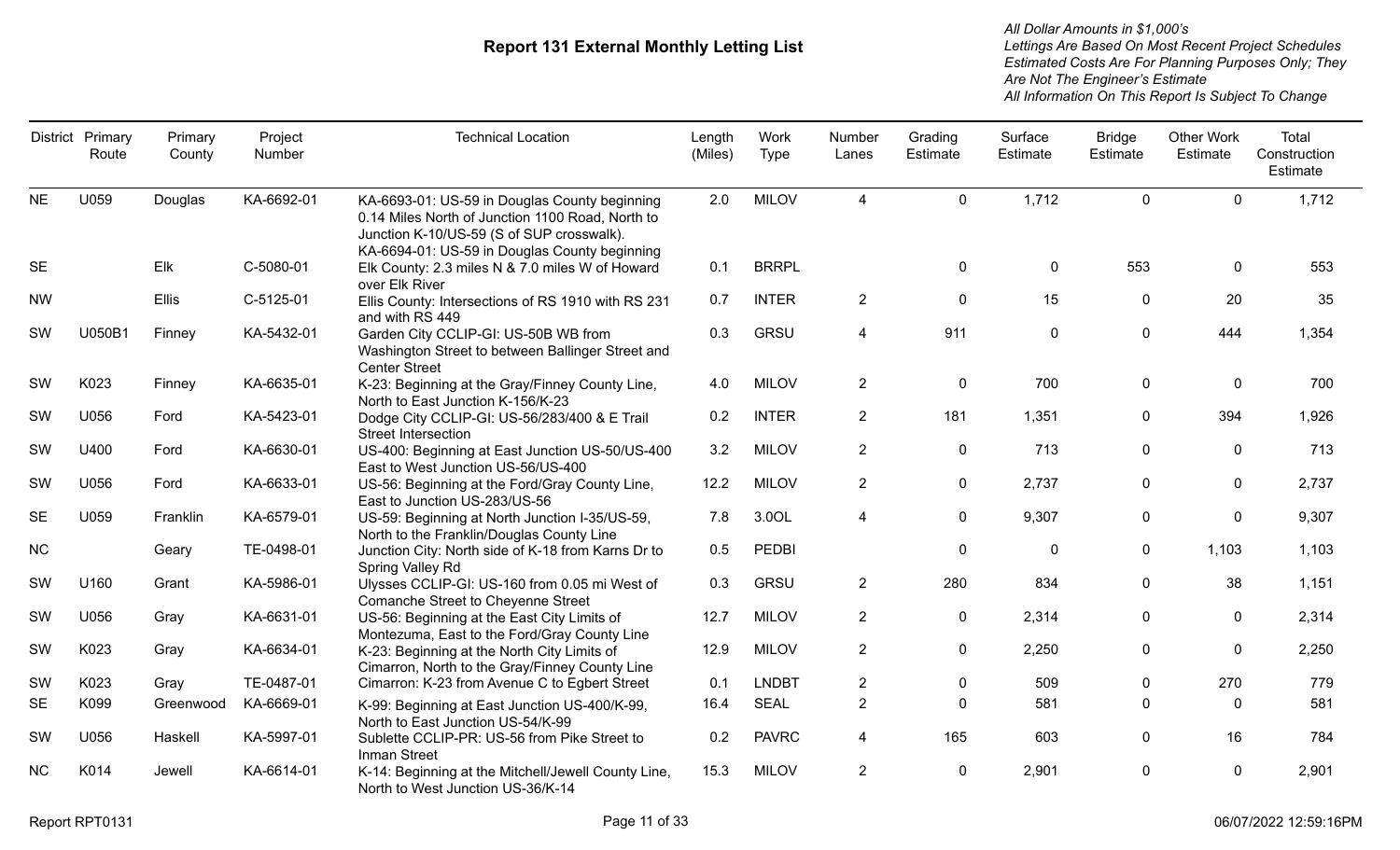# Report 131 External Monthly Letting List

*All Dollar Amounts in $1,000's*
*Lettings Are Based On Most Recent Project Schedules*
*Estimated Costs Are For Planning Purposes Only; They Are Not The Engineer's Estimate*
*All Information On This Report Is Subject To Change*

| District | Primary Route | Primary County | Project Number | Technical Location | Length (Miles) | Work Type | Number Lanes | Grading Estimate | Surface Estimate | Bridge Estimate | Other Work Estimate | Total Construction Estimate |
|---|---|---|---|---|---|---|---|---|---|---|---|---|
| NE | U059 | Douglas | KA-6692-01 | KA-6693-01: US-59 in Douglas County beginning 0.14 Miles North of Junction 1100 Road, North to Junction K-10/US-59 (S of SUP crosswalk). KA-6694-01: US-59 in Douglas County beginning | 2.0 | MILOV | 4 | 0 | 1,712 | 0 | 0 | 1,712 |
| SE | | Elk | C-5080-01 | Elk County: 2.3 miles N & 7.0 miles W of Howard over Elk River | 0.1 | BRRPL | | 0 | 0 | 553 | 0 | 553 |
| NW | | Ellis | C-5125-01 | Ellis County: Intersections of RS 1910 with RS 231 and with RS 449 | 0.7 | INTER | 2 | 0 | 15 | 0 | 20 | 35 |
| SW | U050B1 | Finney | KA-5432-01 | Garden City CCLIP-GI: US-50B WB from Washington Street to between Ballinger Street and Center Street | 0.3 | GRSU | 4 | 911 | 0 | 0 | 444 | 1,354 |
| SW | K023 | Finney | KA-6635-01 | K-23: Beginning at the Gray/Finney County Line, North to East Junction K-156/K-23 | 4.0 | MILOV | 2 | 0 | 700 | 0 | 0 | 700 |
| SW | U056 | Ford | KA-5423-01 | Dodge City CCLIP-GI: US-56/283/400 & E Trail Street Intersection | 0.2 | INTER | 2 | 181 | 1,351 | 0 | 394 | 1,926 |
| SW | U400 | Ford | KA-6630-01 | US-400: Beginning at East Junction US-50/US-400 East to West Junction US-56/US-400 | 3.2 | MILOV | 2 | 0 | 713 | 0 | 0 | 713 |
| SW | U056 | Ford | KA-6633-01 | US-56: Beginning at the Ford/Gray County Line, East to Junction US-283/US-56 | 12.2 | MILOV | 2 | 0 | 2,737 | 0 | 0 | 2,737 |
| SE | U059 | Franklin | KA-6579-01 | US-59: Beginning at North Junction I-35/US-59, North to the Franklin/Douglas County Line | 7.8 | 3.0OL | 4 | 0 | 9,307 | 0 | 0 | 9,307 |
| NC | | Geary | TE-0498-01 | Junction City: North side of K-18 from Karns Dr to Spring Valley Rd | 0.5 | PEDBI | | 0 | 0 | 0 | 1,103 | 1,103 |
| SW | U160 | Grant | KA-5986-01 | Ulysses CCLIP-GI: US-160 from 0.05 mi West of Comanche Street to Cheyenne Street | 0.3 | GRSU | 2 | 280 | 834 | 0 | 38 | 1,151 |
| SW | U056 | Gray | KA-6631-01 | US-56: Beginning at the East City Limits of Montezuma, East to the Ford/Gray County Line | 12.7 | MILOV | 2 | 0 | 2,314 | 0 | 0 | 2,314 |
| SW | K023 | Gray | KA-6634-01 | K-23: Beginning at the North City Limits of Cimarron, North to the Gray/Finney County Line | 12.9 | MILOV | 2 | 0 | 2,250 | 0 | 0 | 2,250 |
| SW | K023 | Gray | TE-0487-01 | Cimarron: K-23 from Avenue C to Egbert Street | 0.1 | LNDBT | 2 | 0 | 509 | 0 | 270 | 779 |
| SE | K099 | Greenwood | KA-6669-01 | K-99: Beginning at East Junction US-400/K-99, North to East Junction US-54/K-99 | 16.4 | SEAL | 2 | 0 | 581 | 0 | 0 | 581 |
| SW | U056 | Haskell | KA-5997-01 | Sublette CCLIP-PR: US-56 from Pike Street to Inman Street | 0.2 | PAVRC | 4 | 165 | 603 | 0 | 16 | 784 |
| NC | K014 | Jewell | KA-6614-01 | K-14: Beginning at the Mitchell/Jewell County Line, North to West Junction US-36/K-14 | 15.3 | MILOV | 2 | 0 | 2,901 | 0 | 0 | 2,901 |

Report RPT0131 — 06/07/2022 12:59:16PM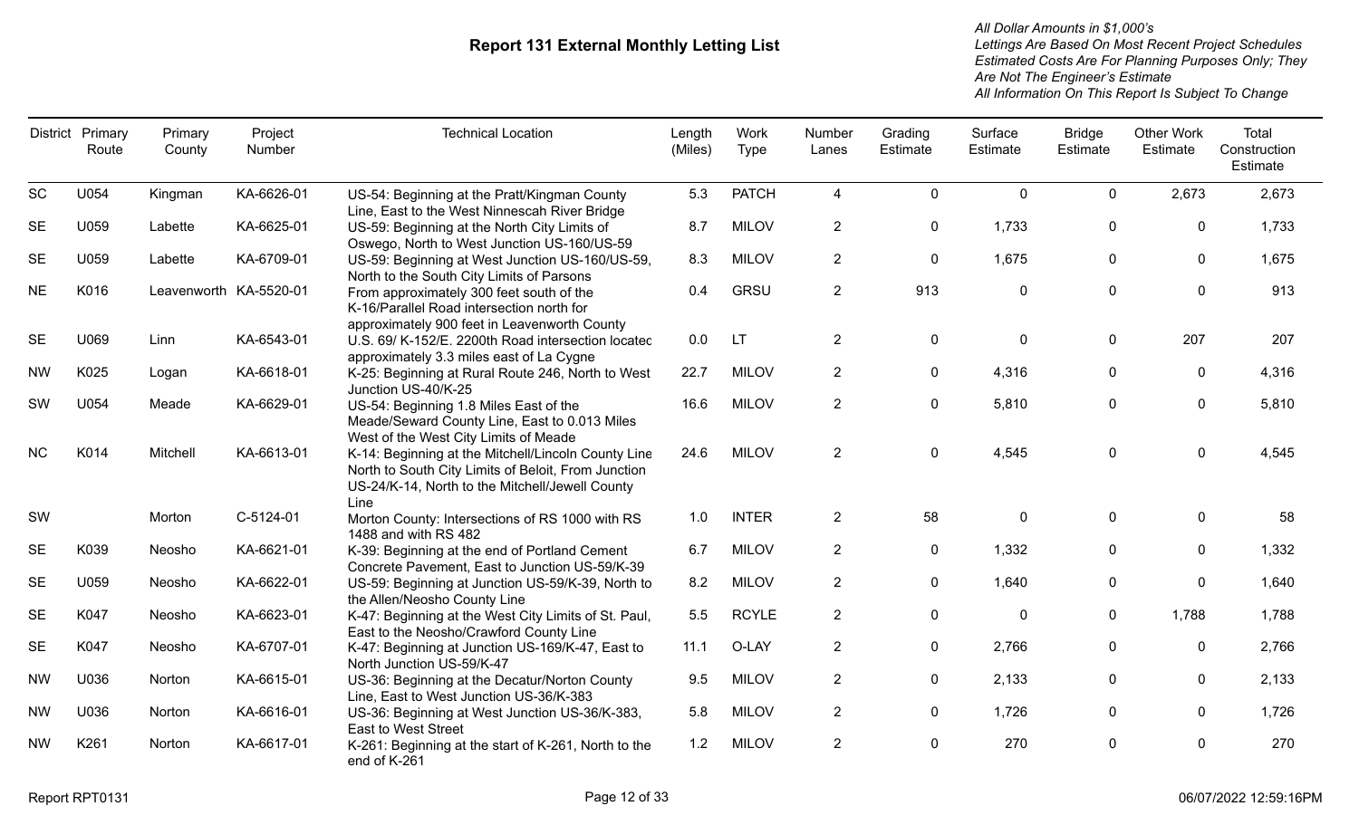# Report 131 External Monthly Letting List

*All Dollar Amounts in $1,000's*
*Lettings Are Based On Most Recent Project Schedules*
*Estimated Costs Are For Planning Purposes Only; They Are Not The Engineer's Estimate*
*All Information On This Report Is Subject To Change*

| District | Primary Route | Primary County | Project Number | Technical Location | Length (Miles) | Work Type | Number Lanes | Grading Estimate | Surface Estimate | Bridge Estimate | Other Work Estimate | Total Construction Estimate |
|---|---|---|---|---|---|---|---|---|---|---|---|---|
| SC | U054 | Kingman | KA-6626-01 | US-54: Beginning at the Pratt/Kingman County Line, East to the West Ninnescah River Bridge | 5.3 | PATCH | 4 | 0 | 0 | 0 | 2,673 | 2,673 |
| SE | U059 | Labette | KA-6625-01 | US-59: Beginning at the North City Limits of Oswego, North to West Junction US-160/US-59 | 8.7 | MILOV | 2 | 0 | 1,733 | 0 | 0 | 1,733 |
| SE | U059 | Labette | KA-6709-01 | US-59: Beginning at West Junction US-160/US-59, North to the South City Limits of Parsons | 8.3 | MILOV | 2 | 0 | 1,675 | 0 | 0 | 1,675 |
| NE | K016 | Leavenworth | KA-5520-01 | From approximately 300 feet south of the K-16/Parallel Road intersection north for approximately 900 feet in Leavenworth County | 0.4 | GRSU | 2 | 913 | 0 | 0 | 0 | 913 |
| SE | U069 | Linn | KA-6543-01 | U.S. 69/ K-152/E. 2200th Road intersection locatec approximately 3.3 miles east of La Cygne | 0.0 | LT | 2 | 0 | 0 | 0 | 207 | 207 |
| NW | K025 | Logan | KA-6618-01 | K-25: Beginning at Rural Route 246, North to West Junction US-40/K-25 | 22.7 | MILOV | 2 | 0 | 4,316 | 0 | 0 | 4,316 |
| SW | U054 | Meade | KA-6629-01 | US-54: Beginning 1.8 Miles East of the Meade/Seward County Line, East to 0.013 Miles West of the West City Limits of Meade | 16.6 | MILOV | 2 | 0 | 5,810 | 0 | 0 | 5,810 |
| NC | K014 | Mitchell | KA-6613-01 | K-14: Beginning at the Mitchell/Lincoln County Line North to South City Limits of Beloit, From Junction US-24/K-14, North to the Mitchell/Jewell County Line | 24.6 | MILOV | 2 | 0 | 4,545 | 0 | 0 | 4,545 |
| SW | | Morton | C-5124-01 | Morton County: Intersections of RS 1000 with RS 1488 and with RS 482 | 1.0 | INTER | 2 | 58 | 0 | 0 | 0 | 58 |
| SE | K039 | Neosho | KA-6621-01 | K-39: Beginning at the end of Portland Cement Concrete Pavement, East to Junction US-59/K-39 | 6.7 | MILOV | 2 | 0 | 1,332 | 0 | 0 | 1,332 |
| SE | U059 | Neosho | KA-6622-01 | US-59: Beginning at Junction US-59/K-39, North to the Allen/Neosho County Line | 8.2 | MILOV | 2 | 0 | 1,640 | 0 | 0 | 1,640 |
| SE | K047 | Neosho | KA-6623-01 | K-47: Beginning at the West City Limits of St. Paul, East to the Neosho/Crawford County Line | 5.5 | RCYLE | 2 | 0 | 0 | 0 | 1,788 | 1,788 |
| SE | K047 | Neosho | KA-6707-01 | K-47: Beginning at Junction US-169/K-47, East to North Junction US-59/K-47 | 11.1 | O-LAY | 2 | 0 | 2,766 | 0 | 0 | 2,766 |
| NW | U036 | Norton | KA-6615-01 | US-36: Beginning at the Decatur/Norton County Line, East to West Junction US-36/K-383 | 9.5 | MILOV | 2 | 0 | 2,133 | 0 | 0 | 2,133 |
| NW | U036 | Norton | KA-6616-01 | US-36: Beginning at West Junction US-36/K-383, East to West Street | 5.8 | MILOV | 2 | 0 | 1,726 | 0 | 0 | 1,726 |
| NW | K261 | Norton | KA-6617-01 | K-261: Beginning at the start of K-261, North to the end of K-261 | 1.2 | MILOV | 2 | 0 | 270 | 0 | 0 | 270 |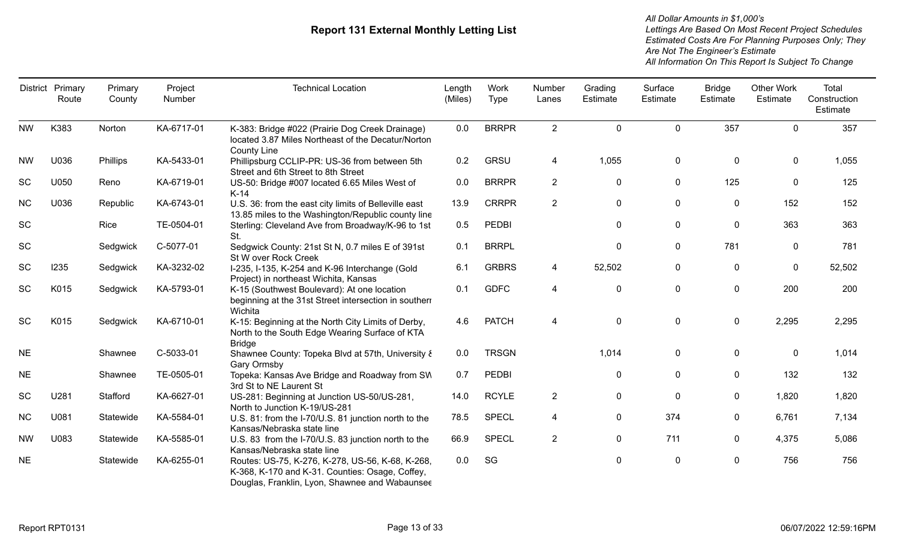# Report 131 External Monthly Letting List

*All Dollar Amounts in $1,000's*
*Lettings Are Based On Most Recent Project Schedules*
*Estimated Costs Are For Planning Purposes Only; They Are Not The Engineer's Estimate*
*All Information On This Report Is Subject To Change*

| District | Primary Route | Primary County | Project Number | Technical Location | Length (Miles) | Work Type | Number Lanes | Grading Estimate | Surface Estimate | Bridge Estimate | Other Work Estimate | Total Construction Estimate |
|---|---|---|---|---|---|---|---|---|---|---|---|---|
| NW | K383 | Norton | KA-6717-01 | K-383: Bridge #022 (Prairie Dog Creek Drainage) located 3.87 Miles Northeast of the Decatur/Norton County Line | 0.0 | BRRPR | 2 | 0 | 0 | 357 | 0 | 357 |
| NW | U036 | Phillips | KA-5433-01 | Phillipsburg CCLIP-PR: US-36 from between 5th Street and 6th Street to 8th Street | 0.2 | GRSU | 4 | 1,055 | 0 | 0 | 0 | 1,055 |
| SC | U050 | Reno | KA-6719-01 | US-50: Bridge #007 located 6.65 Miles West of K-14 | 0.0 | BRRPR | 2 | 0 | 0 | 125 | 0 | 125 |
| NC | U036 | Republic | KA-6743-01 | U.S. 36: from the east city limits of Belleville east 13.85 miles to the Washington/Republic county line | 13.9 | CRRPR | 2 | 0 | 0 | 0 | 152 | 152 |
| SC | | Rice | TE-0504-01 | Sterling: Cleveland Ave from Broadway/K-96 to 1st St. | 0.5 | PEDBI | | 0 | 0 | 0 | 363 | 363 |
| SC | | Sedgwick | C-5077-01 | Sedgwick County: 21st St N, 0.7 miles E of 391st St W over Rock Creek | 0.1 | BRRPL | | 0 | 0 | 781 | 0 | 781 |
| SC | I235 | Sedgwick | KA-3232-02 | I-235, I-135, K-254 and K-96 Interchange (Gold Project) in northeast Wichita, Kansas | 6.1 | GRBRS | 4 | 52,502 | 0 | 0 | 0 | 52,502 |
| SC | K015 | Sedgwick | KA-5793-01 | K-15 (Southwest Boulevard): At one location beginning at the 31st Street intersection in southern Wichita | 0.1 | GDFC | 4 | 0 | 0 | 0 | 200 | 200 |
| SC | K015 | Sedgwick | KA-6710-01 | K-15: Beginning at the North City Limits of Derby, North to the South Edge Wearing Surface of KTA Bridge | 4.6 | PATCH | 4 | 0 | 0 | 0 | 2,295 | 2,295 |
| NE | | Shawnee | C-5033-01 | Shawnee County: Topeka Blvd at 57th, University & Gary Ormsby | 0.0 | TRSGN | | 1,014 | 0 | 0 | 0 | 1,014 |
| NE | | Shawnee | TE-0505-01 | Topeka: Kansas Ave Bridge and Roadway from SW 3rd St to NE Laurent St | 0.7 | PEDBI | | 0 | 0 | 0 | 132 | 132 |
| SC | U281 | Stafford | KA-6627-01 | US-281: Beginning at Junction US-50/US-281, North to Junction K-19/US-281 | 14.0 | RCYLE | 2 | 0 | 0 | 0 | 1,820 | 1,820 |
| NC | U081 | Statewide | KA-5584-01 | U.S. 81: from the I-70/U.S. 81 junction north to the Kansas/Nebraska state line | 78.5 | SPECL | 4 | 0 | 374 | 0 | 6,761 | 7,134 |
| NW | U083 | Statewide | KA-5585-01 | U.S. 83 from the I-70/U.S. 83 junction north to the Kansas/Nebraska state line | 66.9 | SPECL | 2 | 0 | 711 | 0 | 4,375 | 5,086 |
| NE | | Statewide | KA-6255-01 | Routes: US-75, K-276, K-278, US-56, K-68, K-268, K-368, K-170 and K-31. Counties: Osage, Coffey, Douglas, Franklin, Lyon, Shawnee and Wabaunsee | 0.0 | SG | | 0 | 0 | 0 | 756 | 756 |

Report RPT0131 — 06/07/2022 12:59:16PM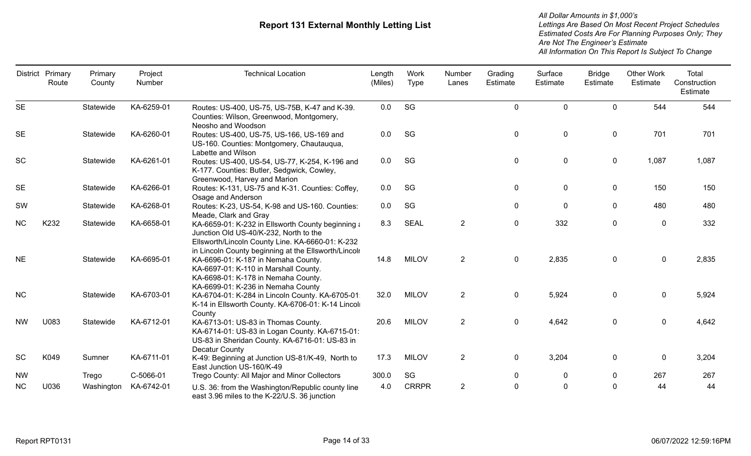# Report 131 External Monthly Letting List

*All Dollar Amounts in $1,000's*
*Lettings Are Based On Most Recent Project Schedules*
*Estimated Costs Are For Planning Purposes Only; They Are Not The Engineer's Estimate*
*All Information On This Report Is Subject To Change*

| District | Primary Route | Primary County | Project Number | Technical Location | Length (Miles) | Work Type | Number Lanes | Grading Estimate | Surface Estimate | Bridge Estimate | Other Work Estimate | Total Construction Estimate |
|---|---|---|---|---|---|---|---|---|---|---|---|---|
| SE | | Statewide | KA-6259-01 | Routes: US-400, US-75, US-75B, K-47 and K-39. Counties: Wilson, Greenwood, Montgomery, Neosho and Woodson | 0.0 | SG | | 0 | 0 | 0 | 544 | 544 |
| SE | | Statewide | KA-6260-01 | Routes: US-400, US-75, US-166, US-169 and US-160. Counties: Montgomery, Chautauqua, Labette and Wilson | 0.0 | SG | | 0 | 0 | 0 | 701 | 701 |
| SC | | Statewide | KA-6261-01 | Routes: US-400, US-54, US-77, K-254, K-196 and K-177. Counties: Butler, Sedgwick, Cowley, Greenwood, Harvey and Marion | 0.0 | SG | | 0 | 0 | 0 | 1,087 | 1,087 |
| SE | | Statewide | KA-6266-01 | Routes: K-131, US-75 and K-31. Counties: Coffey, Osage and Anderson | 0.0 | SG | | 0 | 0 | 0 | 150 | 150 |
| SW | | Statewide | KA-6268-01 | Routes: K-23, US-54, K-98 and US-160. Counties: Meade, Clark and Gray | 0.0 | SG | | 0 | 0 | 0 | 480 | 480 |
| NC | K232 | Statewide | KA-6658-01 | KA-6659-01: K-232 in Ellsworth County beginning a Junction Old US-40/K-232, North to the Ellsworth/Lincoln County Line. KA-6660-01: K-232 in Lincoln County beginning at the Ellsworth/Lincoln | 8.3 | SEAL | 2 | 0 | 332 | 0 | 0 | 332 |
| NE | | Statewide | KA-6695-01 | KA-6696-01: K-187 in Nemaha County. KA-6697-01: K-110 in Marshall County. KA-6698-01: K-178 in Nemaha County. KA-6699-01: K-236 in Nemaha County | 14.8 | MILOV | 2 | 0 | 2,835 | 0 | 0 | 2,835 |
| NC | | Statewide | KA-6703-01 | KA-6704-01: K-284 in Lincoln County. KA-6705-01: K-14 in Ellsworth County. KA-6706-01: K-14 Lincoln County | 32.0 | MILOV | 2 | 0 | 5,924 | 0 | 0 | 5,924 |
| NW | U083 | Statewide | KA-6712-01 | KA-6713-01: US-83 in Thomas County. KA-6714-01: US-83 in Logan County. KA-6715-01: US-83 in Sheridan County. KA-6716-01: US-83 in Decatur County | 20.6 | MILOV | 2 | 0 | 4,642 | 0 | 0 | 4,642 |
| SC | K049 | Sumner | KA-6711-01 | K-49: Beginning at Junction US-81/K-49, North to East Junction US-160/K-49 | 17.3 | MILOV | 2 | 0 | 3,204 | 0 | 0 | 3,204 |
| NW | | Trego | C-5066-01 | Trego County: All Major and Minor Collectors | 300.0 | SG | | 0 | 0 | 0 | 267 | 267 |
| NC | U036 | Washington | KA-6742-01 | U.S. 36: from the Washington/Republic county line east 3.96 miles to the K-22/U.S. 36 junction | 4.0 | CRRPR | 2 | 0 | 0 | 0 | 44 | 44 |

Report RPT0131 06/07/2022 12:59:16PM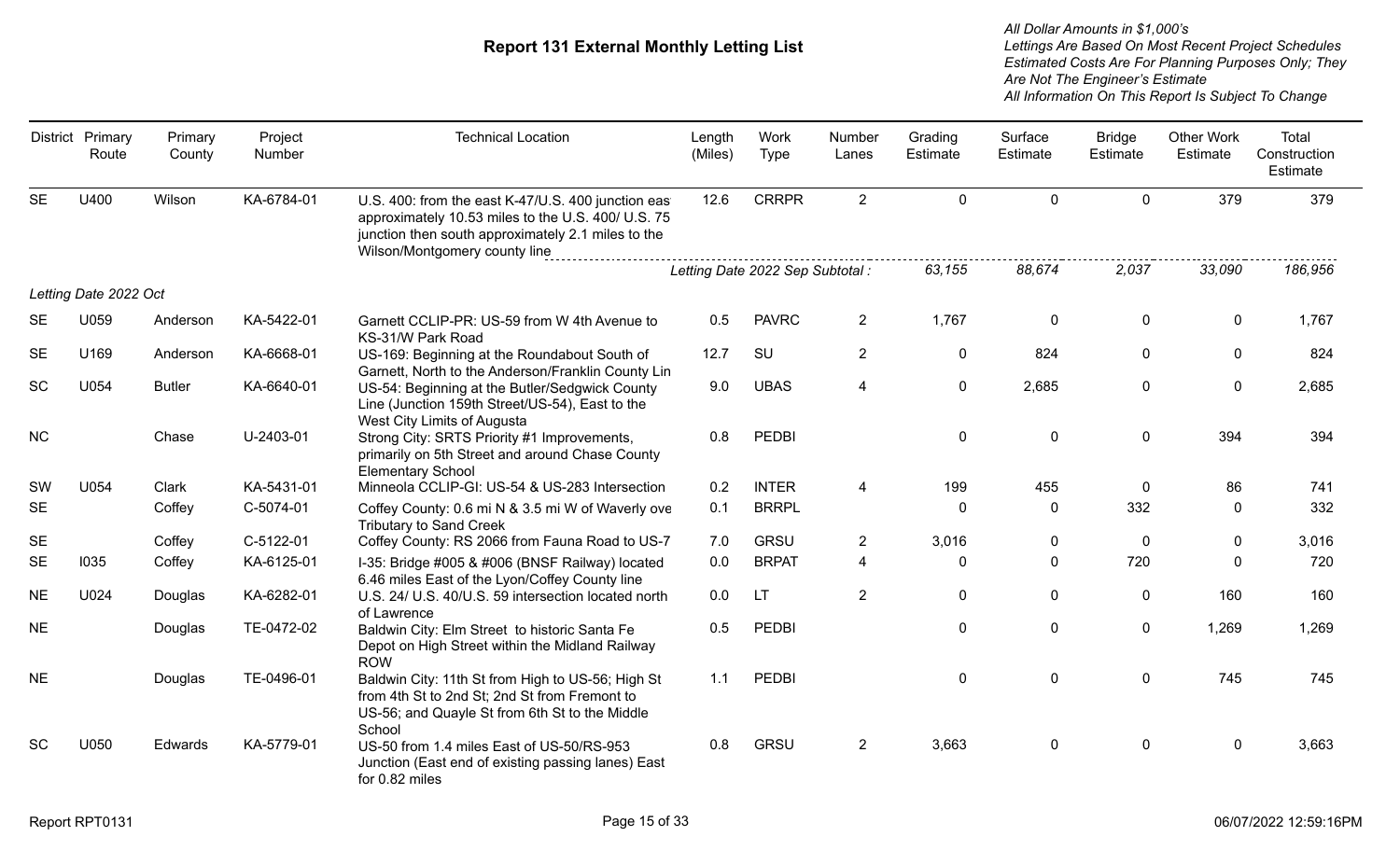# Report 131 External Monthly Letting List

*All Dollar Amounts in $1,000's*
*Lettings Are Based On Most Recent Project Schedules*
*Estimated Costs Are For Planning Purposes Only; They Are Not The Engineer's Estimate*
*All Information On This Report Is Subject To Change*

| District | Primary Route | Primary County | Project Number | Technical Location | Length (Miles) | Work Type | Number Lanes | Grading Estimate | Surface Estimate | Bridge Estimate | Other Work Estimate | Total Construction Estimate |
|---|---|---|---|---|---|---|---|---|---|---|---|---|
| SE | U400 | Wilson | KA-6784-01 | U.S. 400: from the east K-47/U.S. 400 junction eas approximately 10.53 miles to the U.S. 400/ U.S. 75 junction then south approximately 2.1 miles to the Wilson/Montgomery county line | 12.6 | CRRPR | 2 | 0 | 0 | 0 | 379 | 379 |
| | | | | *Letting Date 2022 Sep Subtotal :* | | | | *63,155* | *88,674* | *2,037* | *33,090* | *186,956* |
| *Letting Date 2022 Oct* | | | | | | | | | | | | |
| SE | U059 | Anderson | KA-5422-01 | Garnett CCLIP-PR: US-59 from W 4th Avenue to KS-31/W Park Road | 0.5 | PAVRC | 2 | 1,767 | 0 | 0 | 0 | 1,767 |
| SE | U169 | Anderson | KA-6668-01 | US-169: Beginning at the Roundabout South of Garnett, North to the Anderson/Franklin County Lin | 12.7 | SU | 2 | 0 | 824 | 0 | 0 | 824 |
| SC | U054 | Butler | KA-6640-01 | US-54: Beginning at the Butler/Sedgwick County Line (Junction 159th Street/US-54), East to the West City Limits of Augusta | 9.0 | UBAS | 4 | 0 | 2,685 | 0 | 0 | 2,685 |
| NC | | Chase | U-2403-01 | Strong City: SRTS Priority #1 Improvements, primarily on 5th Street and around Chase County Elementary School | 0.8 | PEDBI | | 0 | 0 | 0 | 394 | 394 |
| SW | U054 | Clark | KA-5431-01 | Minneola CCLIP-GI: US-54 & US-283 Intersection | 0.2 | INTER | 4 | 199 | 455 | 0 | 86 | 741 |
| SE | | Coffey | C-5074-01 | Coffey County: 0.6 mi N & 3.5 mi W of Waverly ove Tributary to Sand Creek | 0.1 | BRRPL | | 0 | 0 | 332 | 0 | 332 |
| SE | | Coffey | C-5122-01 | Coffey County: RS 2066 from Fauna Road to US-7 | 7.0 | GRSU | 2 | 3,016 | 0 | 0 | 0 | 3,016 |
| SE | I035 | Coffey | KA-6125-01 | I-35: Bridge #005 & #006 (BNSF Railway) located 6.46 miles East of the Lyon/Coffey County line | 0.0 | BRPAT | 4 | 0 | 0 | 720 | 0 | 720 |
| NE | U024 | Douglas | KA-6282-01 | U.S. 24/ U.S. 40/U.S. 59 intersection located north of Lawrence | 0.0 | LT | 2 | 0 | 0 | 0 | 160 | 160 |
| NE | | Douglas | TE-0472-02 | Baldwin City: Elm Street to historic Santa Fe Depot on High Street within the Midland Railway ROW | 0.5 | PEDBI | | 0 | 0 | 0 | 1,269 | 1,269 |
| NE | | Douglas | TE-0496-01 | Baldwin City: 11th St from High to US-56; High St from 4th St to 2nd St; 2nd St from Fremont to US-56; and Quayle St from 6th St to the Middle School | 1.1 | PEDBI | | 0 | 0 | 0 | 745 | 745 |
| SC | U050 | Edwards | KA-5779-01 | US-50 from 1.4 miles East of US-50/RS-953 Junction (East end of existing passing lanes) East for 0.82 miles | 0.8 | GRSU | 2 | 3,663 | 0 | 0 | 0 | 3,663 |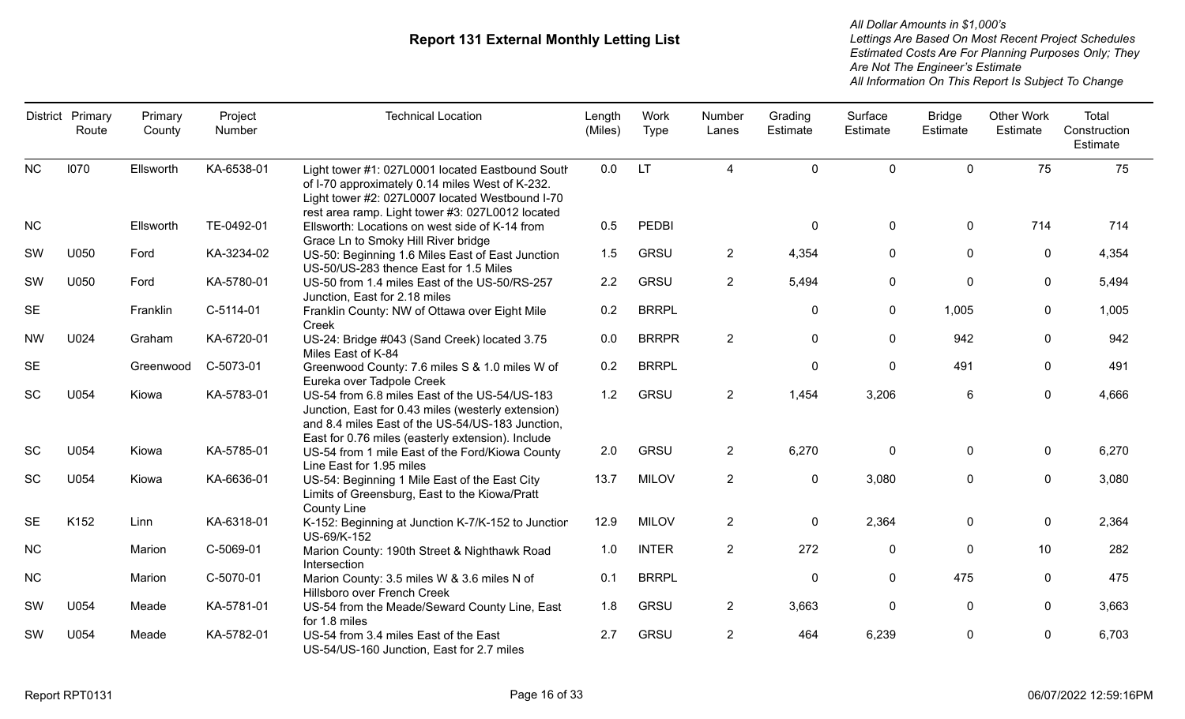# Report 131 External Monthly Letting List

*All Dollar Amounts in $1,000's*
*Lettings Are Based On Most Recent Project Schedules*
*Estimated Costs Are For Planning Purposes Only; They Are Not The Engineer's Estimate*
*All Information On This Report Is Subject To Change*

| District | Primary Route | Primary County | Project Number | Technical Location | Length (Miles) | Work Type | Number Lanes | Grading Estimate | Surface Estimate | Bridge Estimate | Other Work Estimate | Total Construction Estimate |
|---|---|---|---|---|---|---|---|---|---|---|---|---|
| NC | I070 | Ellsworth | KA-6538-01 | Light tower #1: 027L0001 located Eastbound South of I-70 approximately 0.14 miles West of K-232. Light tower #2: 027L0007 located Westbound I-70 rest area ramp. Light tower #3: 027L0012 located | 0.0 | LT | 4 | 0 | 0 | 0 | 75 | 75 |
| NC | | Ellsworth | TE-0492-01 | Ellsworth: Locations on west side of K-14 from Grace Ln to Smoky Hill River bridge | 0.5 | PEDBI | | 0 | 0 | 0 | 714 | 714 |
| SW | U050 | Ford | KA-3234-02 | US-50: Beginning 1.6 Miles East of East Junction US-50/US-283 thence East for 1.5 Miles | 1.5 | GRSU | 2 | 4,354 | 0 | 0 | 0 | 4,354 |
| SW | U050 | Ford | KA-5780-01 | US-50 from 1.4 miles East of the US-50/RS-257 Junction, East for 2.18 miles | 2.2 | GRSU | 2 | 5,494 | 0 | 0 | 0 | 5,494 |
| SE | | Franklin | C-5114-01 | Franklin County: NW of Ottawa over Eight Mile Creek | 0.2 | BRRPL | | 0 | 0 | 1,005 | 0 | 1,005 |
| NW | U024 | Graham | KA-6720-01 | US-24: Bridge #043 (Sand Creek) located 3.75 Miles East of K-84 | 0.0 | BRRPR | 2 | 0 | 0 | 942 | 0 | 942 |
| SE | | Greenwood | C-5073-01 | Greenwood County: 7.6 miles S & 1.0 miles W of Eureka over Tadpole Creek | 0.2 | BRRPL | | 0 | 0 | 491 | 0 | 491 |
| SC | U054 | Kiowa | KA-5783-01 | US-54 from 6.8 miles East of the US-54/US-183 Junction, East for 0.43 miles (westerly extension) and 8.4 miles East of the US-54/US-183 Junction, East for 0.76 miles (easterly extension). Include | 1.2 | GRSU | 2 | 1,454 | 3,206 | 6 | 0 | 4,666 |
| SC | U054 | Kiowa | KA-5785-01 | US-54 from 1 mile East of the Ford/Kiowa County Line East for 1.95 miles | 2.0 | GRSU | 2 | 6,270 | 0 | 0 | 0 | 6,270 |
| SC | U054 | Kiowa | KA-6636-01 | US-54: Beginning 1 Mile East of the East City Limits of Greensburg, East to the Kiowa/Pratt County Line | 13.7 | MILOV | 2 | 0 | 3,080 | 0 | 0 | 3,080 |
| SE | K152 | Linn | KA-6318-01 | K-152: Beginning at Junction K-7/K-152 to Junction US-69/K-152 | 12.9 | MILOV | 2 | 0 | 2,364 | 0 | 0 | 2,364 |
| NC | | Marion | C-5069-01 | Marion County: 190th Street & Nighthawk Road Intersection | 1.0 | INTER | 2 | 272 | 0 | 0 | 10 | 282 |
| NC | | Marion | C-5070-01 | Marion County: 3.5 miles W & 3.6 miles N of Hillsboro over French Creek | 0.1 | BRRPL | | 0 | 0 | 475 | 0 | 475 |
| SW | U054 | Meade | KA-5781-01 | US-54 from the Meade/Seward County Line, East for 1.8 miles | 1.8 | GRSU | 2 | 3,663 | 0 | 0 | 0 | 3,663 |
| SW | U054 | Meade | KA-5782-01 | US-54 from 3.4 miles East of the East US-54/US-160 Junction, East for 2.7 miles | 2.7 | GRSU | 2 | 464 | 6,239 | 0 | 0 | 6,703 |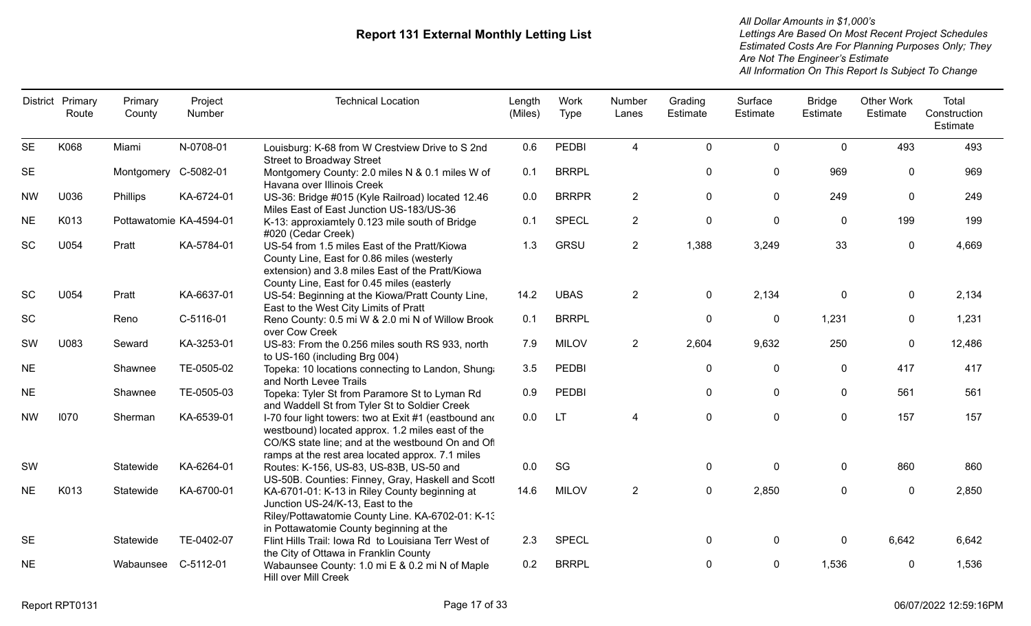# Report 131 External Monthly Letting List

*All Dollar Amounts in $1,000's*
*Lettings Are Based On Most Recent Project Schedules*
*Estimated Costs Are For Planning Purposes Only; They Are Not The Engineer's Estimate*
*All Information On This Report Is Subject To Change*

| District | Primary Route | Primary County | Project Number | Technical Location | Length (Miles) | Work Type | Number Lanes | Grading Estimate | Surface Estimate | Bridge Estimate | Other Work Estimate | Total Construction Estimate |
|---|---|---|---|---|---|---|---|---|---|---|---|---|
| SE | K068 | Miami | N-0708-01 | Louisburg: K-68 from W Crestview Drive to S 2nd Street to Broadway Street | 0.6 | PEDBI | 4 | 0 | 0 | 0 | 493 | 493 |
| SE | | Montgomery | C-5082-01 | Montgomery County: 2.0 miles N & 0.1 miles W of Havana over Illinois Creek | 0.1 | BRRPL | | 0 | 0 | 969 | 0 | 969 |
| NW | U036 | Phillips | KA-6724-01 | US-36: Bridge #015 (Kyle Railroad) located 12.46 Miles East of East Junction US-183/US-36 | 0.0 | BRRPR | 2 | 0 | 0 | 249 | 0 | 249 |
| NE | K013 | Pottawatomie | KA-4594-01 | K-13: approxiamtely 0.123 mile south of Bridge #020 (Cedar Creek) | 0.1 | SPECL | 2 | 0 | 0 | 0 | 199 | 199 |
| SC | U054 | Pratt | KA-5784-01 | US-54 from 1.5 miles East of the Pratt/Kiowa County Line, East for 0.86 miles (westerly extension) and 3.8 miles East of the Pratt/Kiowa County Line, East for 0.45 miles (easterly | 1.3 | GRSU | 2 | 1,388 | 3,249 | 33 | 0 | 4,669 |
| SC | U054 | Pratt | KA-6637-01 | US-54: Beginning at the Kiowa/Pratt County Line, East to the West City Limits of Pratt | 14.2 | UBAS | 2 | 0 | 2,134 | 0 | 0 | 2,134 |
| SC | | Reno | C-5116-01 | Reno County: 0.5 mi W & 2.0 mi N of Willow Brook over Cow Creek | 0.1 | BRRPL | | 0 | 0 | 1,231 | 0 | 1,231 |
| SW | U083 | Seward | KA-3253-01 | US-83: From the 0.256 miles south RS 933, north to US-160 (including Brg 004) | 7.9 | MILOV | 2 | 2,604 | 9,632 | 250 | 0 | 12,486 |
| NE | | Shawnee | TE-0505-02 | Topeka: 10 locations connecting to Landon, Shunga and North Levee Trails | 3.5 | PEDBI | | 0 | 0 | 0 | 417 | 417 |
| NE | | Shawnee | TE-0505-03 | Topeka: Tyler St from Paramore St to Lyman Rd and Waddell St from Tyler St to Soldier Creek | 0.9 | PEDBI | | 0 | 0 | 0 | 561 | 561 |
| NW | I070 | Sherman | KA-6539-01 | I-70 four light towers: two at Exit #1 (eastbound and westbound) located approx. 1.2 miles east of the CO/KS state line; and at the westbound On and Off ramps at the rest area located approx. 7.1 miles | 0.0 | LT | 4 | 0 | 0 | 0 | 157 | 157 |
| SW | | Statewide | KA-6264-01 | Routes: K-156, US-83, US-83B, US-50 and US-50B. Counties: Finney, Gray, Haskell and Scott | 0.0 | SG | | 0 | 0 | 0 | 860 | 860 |
| NE | K013 | Statewide | KA-6700-01 | KA-6701-01: K-13 in Riley County beginning at Junction US-24/K-13, East to the Riley/Pottawatomie County Line. KA-6702-01: K-13 in Pottawatomie County beginning at the | 14.6 | MILOV | 2 | 0 | 2,850 | 0 | 0 | 2,850 |
| SE | | Statewide | TE-0402-07 | Flint Hills Trail: Iowa Rd to Louisiana Terr West of the City of Ottawa in Franklin County | 2.3 | SPECL | | 0 | 0 | 0 | 6,642 | 6,642 |
| NE | | Wabaunsee | C-5112-01 | Wabaunsee County: 1.0 mi E & 0.2 mi N of Maple Hill over Mill Creek | 0.2 | BRRPL | | 0 | 0 | 1,536 | 0 | 1,536 |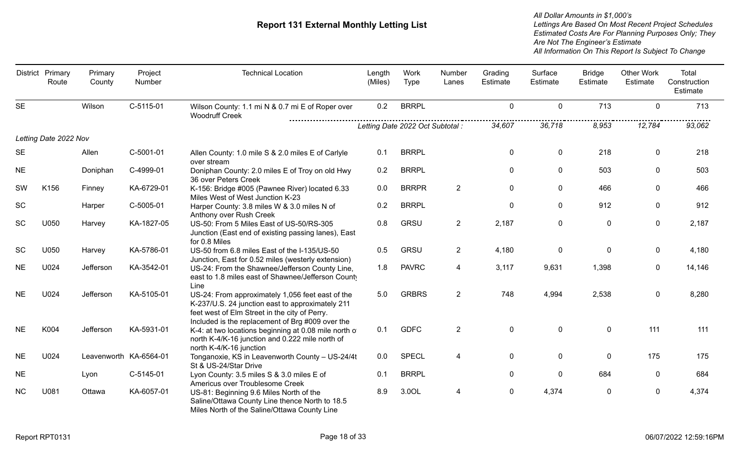# Report 131 External Monthly Letting List

*All Dollar Amounts in $1,000's*
*Lettings Are Based On Most Recent Project Schedules*
*Estimated Costs Are For Planning Purposes Only; They Are Not The Engineer's Estimate*
*All Information On This Report Is Subject To Change*

| District | Primary Route | Primary County | Project Number | Technical Location | Length (Miles) | Work Type | Number Lanes | Grading Estimate | Surface Estimate | Bridge Estimate | Other Work Estimate | Total Construction Estimate |
|---|---|---|---|---|---|---|---|---|---|---|---|---|
| SE | | Wilson | C-5115-01 | Wilson County: 1.1 mi N & 0.7 mi E of Roper over Woodruff Creek | 0.2 | BRRPL | | 0 | 0 | 713 | 0 | 713 |
| | | | | | *Letting Date 2022 Oct Subtotal :* | | | *34,607* | *36,718* | *8,953* | *12,784* | *93,062* |
| *Letting Date 2022 Nov* | | | | | | | | | | | | |
| SE | | Allen | C-5001-01 | Allen County: 1.0 mile S & 2.0 miles E of Carlyle over stream | 0.1 | BRRPL | | 0 | 0 | 218 | 0 | 218 |
| NE | | Doniphan | C-4999-01 | Doniphan County: 2.0 miles E of Troy on old Hwy 36 over Peters Creek | 0.2 | BRRPL | | 0 | 0 | 503 | 0 | 503 |
| SW | K156 | Finney | KA-6729-01 | K-156: Bridge #005 (Pawnee River) located 6.33 Miles West of West Junction K-23 | 0.0 | BRRPR | 2 | 0 | 0 | 466 | 0 | 466 |
| SC | | Harper | C-5005-01 | Harper County: 3.8 miles W & 3.0 miles N of Anthony over Rush Creek | 0.2 | BRRPL | | 0 | 0 | 912 | 0 | 912 |
| SC | U050 | Harvey | KA-1827-05 | US-50: From 5 Miles East of US-50/RS-305 Junction (East end of existing passing lanes), East for 0.8 Miles | 0.8 | GRSU | 2 | 2,187 | 0 | 0 | 0 | 2,187 |
| SC | U050 | Harvey | KA-5786-01 | US-50 from 6.8 miles East of the I-135/US-50 Junction, East for 0.52 miles (westerly extension) | 0.5 | GRSU | 2 | 4,180 | 0 | 0 | 0 | 4,180 |
| NE | U024 | Jefferson | KA-3542-01 | US-24: From the Shawnee/Jefferson County Line, east to 1.8 miles east of Shawnee/Jefferson County Line | 1.8 | PAVRC | 4 | 3,117 | 9,631 | 1,398 | 0 | 14,146 |
| NE | U024 | Jefferson | KA-5105-01 | US-24: From approximately 1,056 feet east of the K-237/U.S. 24 junction east to approximately 211 feet west of Elm Street in the city of Perry. Included is the replacement of Brg #009 over the | 5.0 | GRBRS | 2 | 748 | 4,994 | 2,538 | 0 | 8,280 |
| NE | K004 | Jefferson | KA-5931-01 | K-4: at two locations beginning at 0.08 mile north of north K-4/K-16 junction and 0.222 mile north of north K-4/K-16 junction | 0.1 | GDFC | 2 | 0 | 0 | 0 | 111 | 111 |
| NE | U024 | Leavenworth | KA-6564-01 | Tonganoxie, KS in Leavenworth County – US-24/4th St & US-24/Star Drive | 0.0 | SPECL | 4 | 0 | 0 | 0 | 175 | 175 |
| NE | | Lyon | C-5145-01 | Lyon County: 3.5 miles S & 3.0 miles E of Americus over Troublesome Creek | 0.1 | BRRPL | | 0 | 0 | 684 | 0 | 684 |
| NC | U081 | Ottawa | KA-6057-01 | US-81: Beginning 9.6 Miles North of the Saline/Ottawa County Line thence North to 18.5 Miles North of the Saline/Ottawa County Line | 8.9 | 3.0OL | 4 | 0 | 4,374 | 0 | 0 | 4,374 |

Report RPT0131 06/07/2022 12:59:16PM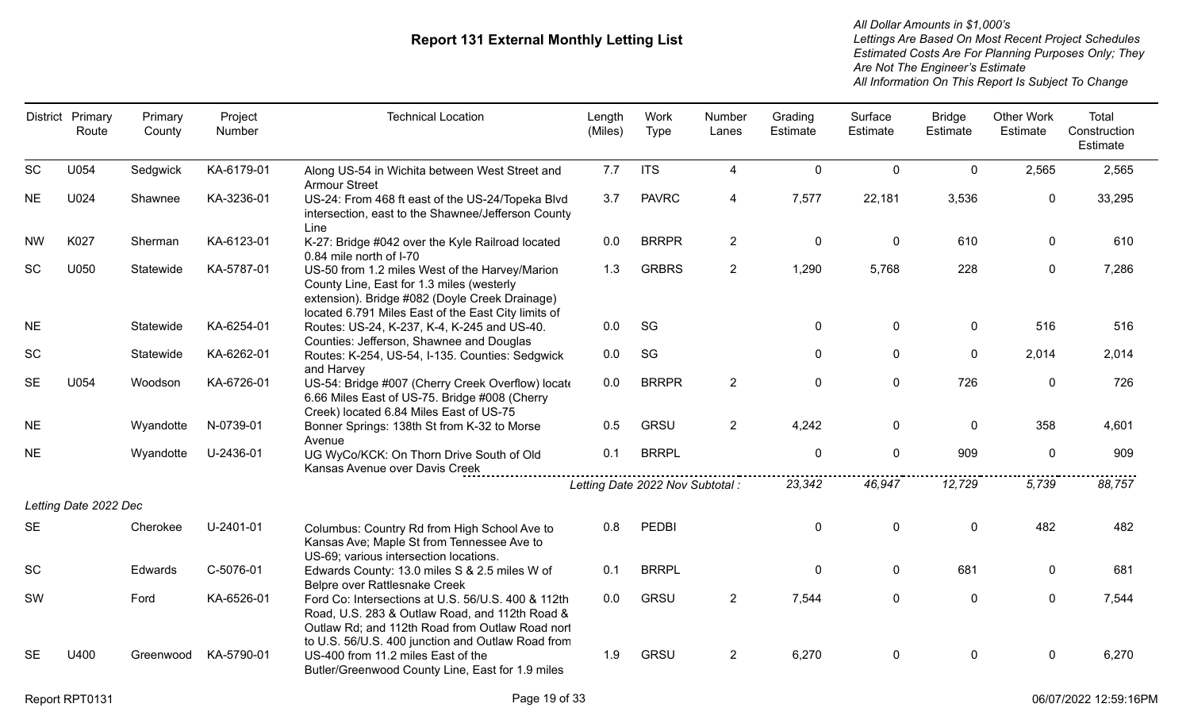# Report 131 External Monthly Letting List

*All Dollar Amounts in $1,000's*
*Lettings Are Based On Most Recent Project Schedules*
*Estimated Costs Are For Planning Purposes Only; They Are Not The Engineer's Estimate*
*All Information On This Report Is Subject To Change*

| District | Primary Route | Primary County | Project Number | Technical Location | Length (Miles) | Work Type | Number Lanes | Grading Estimate | Surface Estimate | Bridge Estimate | Other Work Estimate | Total Construction Estimate |
|---|---|---|---|---|---|---|---|---|---|---|---|---|
| SC | U054 | Sedgwick | KA-6179-01 | Along US-54 in Wichita between West Street and Armour Street | 7.7 | ITS | 4 | 0 | 0 | 0 | 2,565 | 2,565 |
| NE | U024 | Shawnee | KA-3236-01 | US-24: From 468 ft east of the US-24/Topeka Blvd intersection, east to the Shawnee/Jefferson County Line | 3.7 | PAVRC | 4 | 7,577 | 22,181 | 3,536 | 0 | 33,295 |
| NW | K027 | Sherman | KA-6123-01 | K-27: Bridge #042 over the Kyle Railroad located 0.84 mile north of I-70 | 0.0 | BRRPR | 2 | 0 | 0 | 610 | 0 | 610 |
| SC | U050 | Statewide | KA-5787-01 | US-50 from 1.2 miles West of the Harvey/Marion County Line, East for 1.3 miles (westerly extension). Bridge #082 (Doyle Creek Drainage) located 6.791 Miles East of the East City limits of | 1.3 | GRBRS | 2 | 1,290 | 5,768 | 228 | 0 | 7,286 |
| NE | | Statewide | KA-6254-01 | Routes: US-24, K-237, K-4, K-245 and US-40. Counties: Jefferson, Shawnee and Douglas | 0.0 | SG | | 0 | 0 | 0 | 516 | 516 |
| SC | | Statewide | KA-6262-01 | Routes: K-254, US-54, I-135. Counties: Sedgwick and Harvey | 0.0 | SG | | 0 | 0 | 0 | 2,014 | 2,014 |
| SE | U054 | Woodson | KA-6726-01 | US-54: Bridge #007 (Cherry Creek Overflow) locate 6.66 Miles East of US-75. Bridge #008 (Cherry Creek) located 6.84 Miles East of US-75 | 0.0 | BRRPR | 2 | 0 | 0 | 726 | 0 | 726 |
| NE | | Wyandotte | N-0739-01 | Bonner Springs: 138th St from K-32 to Morse Avenue | 0.5 | GRSU | 2 | 4,242 | 0 | 0 | 358 | 4,601 |
| NE | | Wyandotte | U-2436-01 | UG WyCo/KCK: On Thorn Drive South of Old Kansas Avenue over Davis Creek | 0.1 | BRRPL | | 0 | 0 | 909 | 0 | 909 |
| | | | | *Letting Date 2022 Nov Subtotal :* | | | | *23,342* | *46,947* | *12,729* | *5,739* | *88,757* |
| *Letting Date 2022 Dec* | | | | | | | | | | | | |
| SE | | Cherokee | U-2401-01 | Columbus: Country Rd from High School Ave to Kansas Ave; Maple St from Tennessee Ave to US-69; various intersection locations. | 0.8 | PEDBI | | 0 | 0 | 0 | 482 | 482 |
| SC | | Edwards | C-5076-01 | Edwards County: 13.0 miles S & 2.5 miles W of Belpre over Rattlesnake Creek | 0.1 | BRRPL | | 0 | 0 | 681 | 0 | 681 |
| SW | | Ford | KA-6526-01 | Ford Co: Intersections at U.S. 56/U.S. 400 & 112th Road, U.S. 283 & Outlaw Road, and 112th Road & Outlaw Rd; and 112th Road from Outlaw Road nort to U.S. 56/U.S. 400 junction and Outlaw Road from | 0.0 | GRSU | 2 | 7,544 | 0 | 0 | 0 | 7,544 |
| SE | U400 | Greenwood | KA-5790-01 | US-400 from 11.2 miles East of the Butler/Greenwood County Line, East for 1.9 miles | 1.9 | GRSU | 2 | 6,270 | 0 | 0 | 0 | 6,270 |

Report RPT0131 06/07/2022 12:59:16PM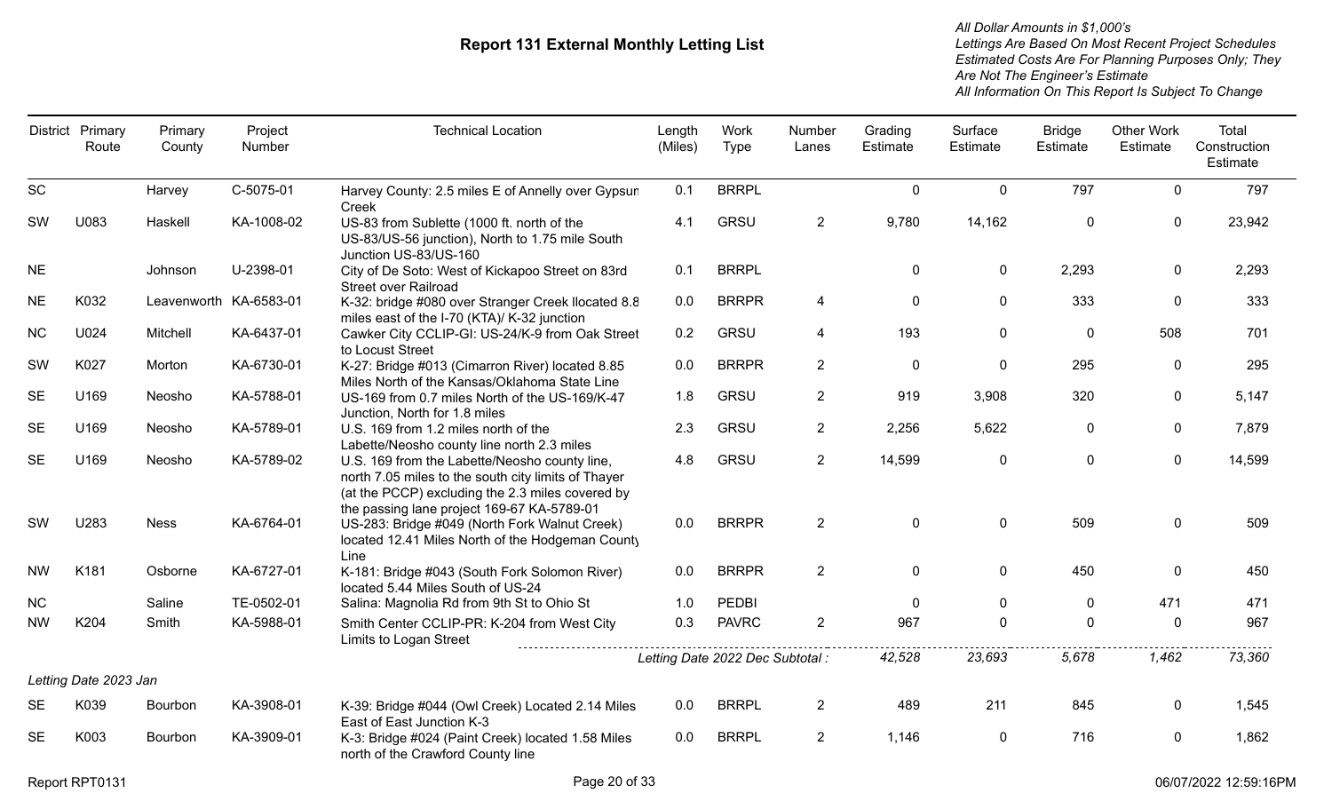# Report 131 External Monthly Letting List

*All Dollar Amounts in $1,000's*
*Lettings Are Based On Most Recent Project Schedules*
*Estimated Costs Are For Planning Purposes Only; They Are Not The Engineer's Estimate*
*All Information On This Report Is Subject To Change*

| District | Primary Route | Primary County | Project Number | Technical Location | Length (Miles) | Work Type | Number Lanes | Grading Estimate | Surface Estimate | Bridge Estimate | Other Work Estimate | Total Construction Estimate |
|---|---|---|---|---|---|---|---|---|---|---|---|---|
| SC | | Harvey | C-5075-01 | Harvey County: 2.5 miles E of Annelly over Gypsum Creek | 0.1 | BRRPL | | 0 | 0 | 797 | 0 | 797 |
| SW | U083 | Haskell | KA-1008-02 | US-83 from Sublette (1000 ft. north of the US-83/US-56 junction), North to 1.75 mile South Junction US-83/US-160 | 4.1 | GRSU | 2 | 9,780 | 14,162 | 0 | 0 | 23,942 |
| NE | | Johnson | U-2398-01 | City of De Soto: West of Kickapoo Street on 83rd Street over Railroad | 0.1 | BRRPL | | 0 | 0 | 2,293 | 0 | 2,293 |
| NE | K032 | Leavenworth | KA-6583-01 | K-32: bridge #080 over Stranger Creek llocated 8.8 miles east of the I-70 (KTA)/ K-32 junction | 0.0 | BRRPR | 4 | 0 | 0 | 333 | 0 | 333 |
| NC | U024 | Mitchell | KA-6437-01 | Cawker City CCLIP-GI: US-24/K-9 from Oak Street to Locust Street | 0.2 | GRSU | 4 | 193 | 0 | 0 | 508 | 701 |
| SW | K027 | Morton | KA-6730-01 | K-27: Bridge #013 (Cimarron River) located 8.85 Miles North of the Kansas/Oklahoma State Line | 0.0 | BRRPR | 2 | 0 | 0 | 295 | 0 | 295 |
| SE | U169 | Neosho | KA-5788-01 | US-169 from 0.7 miles North of the US-169/K-47 Junction, North for 1.8 miles | 1.8 | GRSU | 2 | 919 | 3,908 | 320 | 0 | 5,147 |
| SE | U169 | Neosho | KA-5789-01 | U.S. 169 from 1.2 miles north of the Labette/Neosho county line north 2.3 miles | 2.3 | GRSU | 2 | 2,256 | 5,622 | 0 | 0 | 7,879 |
| SE | U169 | Neosho | KA-5789-02 | U.S. 169 from the Labette/Neosho county line, north 7.05 miles to the south city limits of Thayer (at the PCCP) excluding the 2.3 miles covered by the passing lane project 169-67 KA-5789-01 | 4.8 | GRSU | 2 | 14,599 | 0 | 0 | 0 | 14,599 |
| SW | U283 | Ness | KA-6764-01 | US-283: Bridge #049 (North Fork Walnut Creek) located 12.41 Miles North of the Hodgeman County Line | 0.0 | BRRPR | 2 | 0 | 0 | 509 | 0 | 509 |
| NW | K181 | Osborne | KA-6727-01 | K-181: Bridge #043 (South Fork Solomon River) located 5.44 Miles South of US-24 | 0.0 | BRRPR | 2 | 0 | 0 | 450 | 0 | 450 |
| NC | | Saline | TE-0502-01 | Salina: Magnolia Rd from 9th St to Ohio St | 1.0 | PEDBI | | 0 | 0 | 0 | 471 | 471 |
| NW | K204 | Smith | KA-5988-01 | Smith Center CCLIP-PR: K-204 from West City Limits to Logan Street | 0.3 | PAVRC | 2 | 967 | 0 | 0 | 0 | 967 |
| | | | | *Letting Date 2022 Dec Subtotal :* | | | | *42,528* | *23,693* | *5,678* | *1,462* | *73,360* |

*Letting Date 2023 Jan*

| District | Primary Route | Primary County | Project Number | Technical Location | Length (Miles) | Work Type | Number Lanes | Grading Estimate | Surface Estimate | Bridge Estimate | Other Work Estimate | Total Construction Estimate |
|---|---|---|---|---|---|---|---|---|---|---|---|---|
| SE | K039 | Bourbon | KA-3908-01 | K-39: Bridge #044 (Owl Creek) Located 2.14 Miles East of East Junction K-3 | 0.0 | BRRPL | 2 | 489 | 211 | 845 | 0 | 1,545 |
| SE | K003 | Bourbon | KA-3909-01 | K-3: Bridge #024 (Paint Creek) located 1.58 Miles north of the Crawford County line | 0.0 | BRRPL | 2 | 1,146 | 0 | 716 | 0 | 1,862 |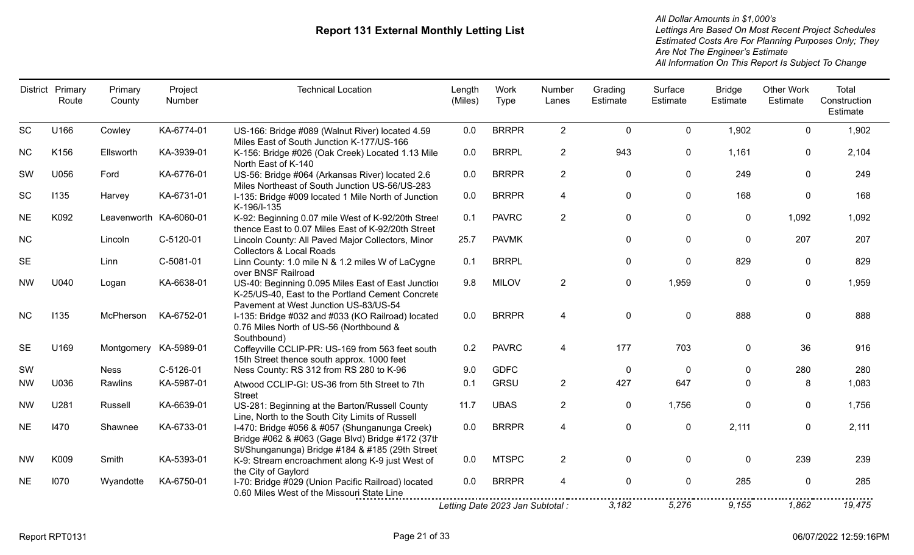# Report 131 External Monthly Letting List

*All Dollar Amounts in $1,000's*
*Lettings Are Based On Most Recent Project Schedules*
*Estimated Costs Are For Planning Purposes Only; They Are Not The Engineer's Estimate*
*All Information On This Report Is Subject To Change*

| District | Primary Route | Primary County | Project Number | Technical Location | Length (Miles) | Work Type | Number Lanes | Grading Estimate | Surface Estimate | Bridge Estimate | Other Work Estimate | Total Construction Estimate |
|---|---|---|---|---|---|---|---|---|---|---|---|---|
| SC | U166 | Cowley | KA-6774-01 | US-166: Bridge #089 (Walnut River) located 4.59 Miles East of South Junction K-177/US-166 | 0.0 | BRRPR | 2 | 0 | 0 | 1,902 | 0 | 1,902 |
| NC | K156 | Ellsworth | KA-3939-01 | K-156: Bridge #026 (Oak Creek) Located 1.13 Mile North East of K-140 | 0.0 | BRRPL | 2 | 943 | 0 | 1,161 | 0 | 2,104 |
| SW | U056 | Ford | KA-6776-01 | US-56: Bridge #064 (Arkansas River) located 2.6 Miles Northeast of South Junction US-56/US-283 | 0.0 | BRRPR | 2 | 0 | 0 | 249 | 0 | 249 |
| SC | I135 | Harvey | KA-6731-01 | I-135: Bridge #009 located 1 Mile North of Junction K-196/I-135 | 0.0 | BRRPR | 4 | 0 | 0 | 168 | 0 | 168 |
| NE | K092 | Leavenworth | KA-6060-01 | K-92: Beginning 0.07 mile West of K-92/20th Street thence East to 0.07 Miles East of K-92/20th Street | 0.1 | PAVRC | 2 | 0 | 0 | 0 | 1,092 | 1,092 |
| NC | | Lincoln | C-5120-01 | Lincoln County: All Paved Major Collectors, Minor Collectors & Local Roads | 25.7 | PAVMK | | 0 | 0 | 0 | 207 | 207 |
| SE | | Linn | C-5081-01 | Linn County: 1.0 mile N & 1.2 miles W of LaCygne over BNSF Railroad | 0.1 | BRRPL | | 0 | 0 | 829 | 0 | 829 |
| NW | U040 | Logan | KA-6638-01 | US-40: Beginning 0.095 Miles East of East Junction K-25/US-40, East to the Portland Cement Concrete Pavement at West Junction US-83/US-54 | 9.8 | MILOV | 2 | 0 | 1,959 | 0 | 0 | 1,959 |
| NC | I135 | McPherson | KA-6752-01 | I-135: Bridge #032 and #033 (KO Railroad) located 0.76 Miles North of US-56 (Northbound & Southbound) | 0.0 | BRRPR | 4 | 0 | 0 | 888 | 0 | 888 |
| SE | U169 | Montgomery | KA-5989-01 | Coffeyville CCLIP-PR: US-169 from 563 feet south 15th Street thence south approx. 1000 feet | 0.2 | PAVRC | 4 | 177 | 703 | 0 | 36 | 916 |
| SW | | Ness | C-5126-01 | Ness County: RS 312 from RS 280 to K-96 | 9.0 | GDFC | | 0 | 0 | 0 | 280 | 280 |
| NW | U036 | Rawlins | KA-5987-01 | Atwood CCLIP-GI: US-36 from 5th Street to 7th Street | 0.1 | GRSU | 2 | 427 | 647 | 0 | 8 | 1,083 |
| NW | U281 | Russell | KA-6639-01 | US-281: Beginning at the Barton/Russell County Line, North to the South City Limits of Russell | 11.7 | UBAS | 2 | 0 | 1,756 | 0 | 0 | 1,756 |
| NE | I470 | Shawnee | KA-6733-01 | I-470: Bridge #056 & #057 (Shunganunga Creek) Bridge #062 & #063 (Gage Blvd) Bridge #172 (37th St/Shunganunga) Bridge #184 & #185 (29th Street) | 0.0 | BRRPR | 4 | 0 | 0 | 2,111 | 0 | 2,111 |
| NW | K009 | Smith | KA-5393-01 | K-9: Stream encroachment along K-9 just West of the City of Gaylord | 0.0 | MTSPC | 2 | 0 | 0 | 0 | 239 | 239 |
| NE | I070 | Wyandotte | KA-6750-01 | I-70: Bridge #029 (Union Pacific Railroad) located 0.60 Miles West of the Missouri State Line | 0.0 | BRRPR | 4 | 0 | 0 | 285 | 0 | 285 |
| | | | | *Letting Date 2023 Jan Subtotal :* | | | | *3,182* | *5,276* | *9,155* | *1,862* | *19,475* |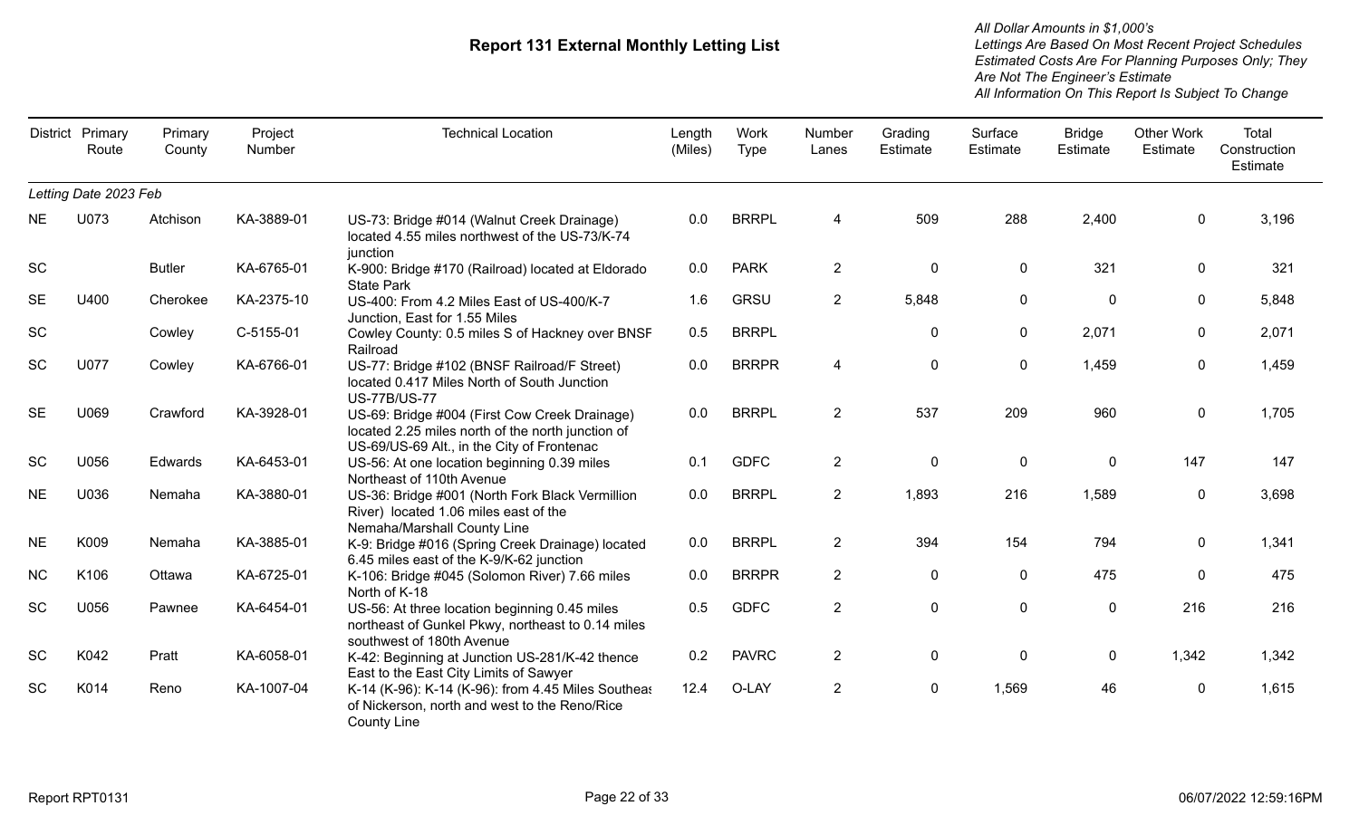# Report 131 External Monthly Letting List

*All Dollar Amounts in $1,000's*
*Lettings Are Based On Most Recent Project Schedules*
*Estimated Costs Are For Planning Purposes Only; They Are Not The Engineer's Estimate*
*All Information On This Report Is Subject To Change*

| District | Primary Route | Primary County | Project Number | Technical Location | Length (Miles) | Work Type | Number Lanes | Grading Estimate | Surface Estimate | Bridge Estimate | Other Work Estimate | Total Construction Estimate |
|---|---|---|---|---|---|---|---|---|---|---|---|---|
| *Letting Date 2023 Feb* | | | | | | | | | | | | |
| NE | U073 | Atchison | KA-3889-01 | US-73: Bridge #014 (Walnut Creek Drainage) located 4.55 miles northwest of the US-73/K-74 junction | 0.0 | BRRPL | 4 | 509 | 288 | 2,400 | 0 | 3,196 |
| SC | | Butler | KA-6765-01 | K-900: Bridge #170 (Railroad) located at Eldorado State Park | 0.0 | PARK | 2 | 0 | 0 | 321 | 0 | 321 |
| SE | U400 | Cherokee | KA-2375-10 | US-400: From 4.2 Miles East of US-400/K-7 Junction, East for 1.55 Miles | 1.6 | GRSU | 2 | 5,848 | 0 | 0 | 0 | 5,848 |
| SC | | Cowley | C-5155-01 | Cowley County: 0.5 miles S of Hackney over BNSF Railroad | 0.5 | BRRPL | | 0 | 0 | 2,071 | 0 | 2,071 |
| SC | U077 | Cowley | KA-6766-01 | US-77: Bridge #102 (BNSF Railroad/F Street) located 0.417 Miles North of South Junction US-77B/US-77 | 0.0 | BRRPR | 4 | 0 | 0 | 1,459 | 0 | 1,459 |
| SE | U069 | Crawford | KA-3928-01 | US-69: Bridge #004 (First Cow Creek Drainage) located 2.25 miles north of the north junction of US-69/US-69 Alt., in the City of Frontenac | 0.0 | BRRPL | 2 | 537 | 209 | 960 | 0 | 1,705 |
| SC | U056 | Edwards | KA-6453-01 | US-56: At one location beginning 0.39 miles Northeast of 110th Avenue | 0.1 | GDFC | 2 | 0 | 0 | 0 | 147 | 147 |
| NE | U036 | Nemaha | KA-3880-01 | US-36: Bridge #001 (North Fork Black Vermillion River) located 1.06 miles east of the Nemaha/Marshall County Line | 0.0 | BRRPL | 2 | 1,893 | 216 | 1,589 | 0 | 3,698 |
| NE | K009 | Nemaha | KA-3885-01 | K-9: Bridge #016 (Spring Creek Drainage) located 6.45 miles east of the K-9/K-62 junction | 0.0 | BRRPL | 2 | 394 | 154 | 794 | 0 | 1,341 |
| NC | K106 | Ottawa | KA-6725-01 | K-106: Bridge #045 (Solomon River) 7.66 miles North of K-18 | 0.0 | BRRPR | 2 | 0 | 0 | 475 | 0 | 475 |
| SC | U056 | Pawnee | KA-6454-01 | US-56: At three location beginning 0.45 miles northeast of Gunkel Pkwy, northeast to 0.14 miles southwest of 180th Avenue | 0.5 | GDFC | 2 | 0 | 0 | 0 | 216 | 216 |
| SC | K042 | Pratt | KA-6058-01 | K-42: Beginning at Junction US-281/K-42 thence East to the East City Limits of Sawyer | 0.2 | PAVRC | 2 | 0 | 0 | 0 | 1,342 | 1,342 |
| SC | K014 | Reno | KA-1007-04 | K-14 (K-96): K-14 (K-96): from 4.45 Miles Southeas of Nickerson, north and west to the Reno/Rice County Line | 12.4 | O-LAY | 2 | 0 | 1,569 | 46 | 0 | 1,615 |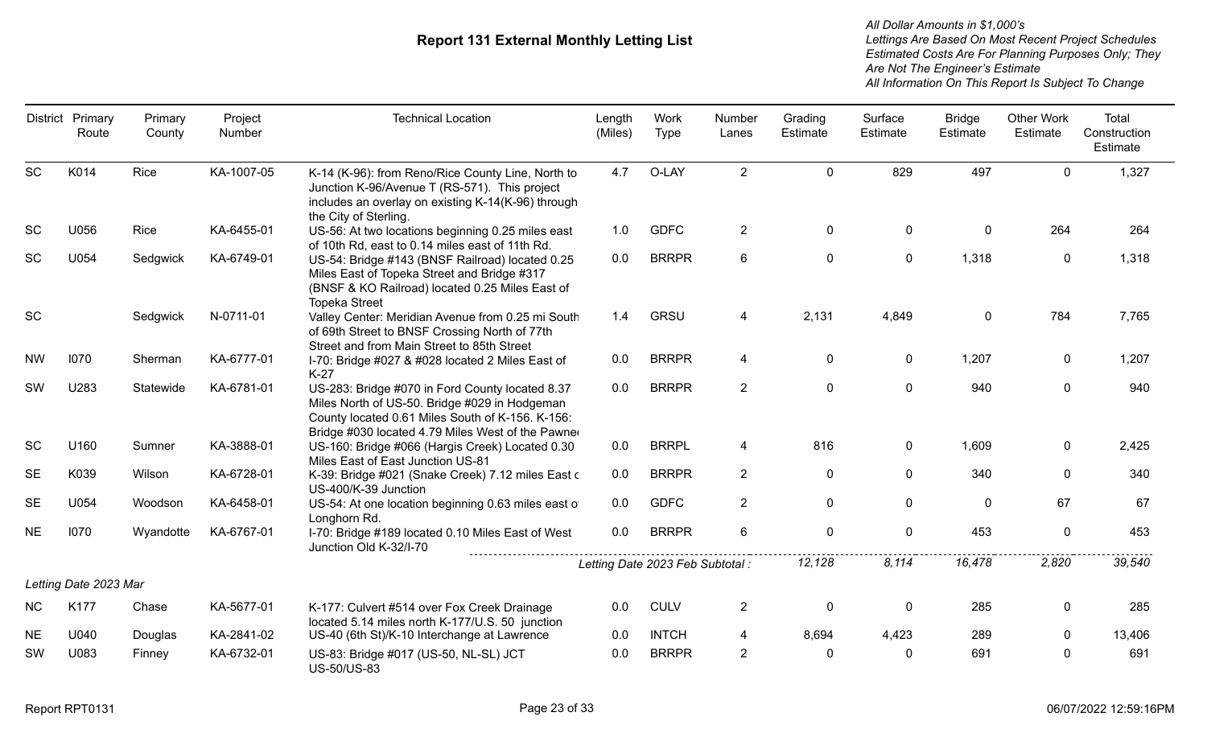# Report 131 External Monthly Letting List

*All Dollar Amounts in $1,000's*
*Lettings Are Based On Most Recent Project Schedules*
*Estimated Costs Are For Planning Purposes Only; They Are Not The Engineer's Estimate*
*All Information On This Report Is Subject To Change*

| District | Primary Route | Primary County | Project Number | Technical Location | Length (Miles) | Work Type | Number Lanes | Grading Estimate | Surface Estimate | Bridge Estimate | Other Work Estimate | Total Construction Estimate |
|---|---|---|---|---|---|---|---|---|---|---|---|---|
| SC | K014 | Rice | KA-1007-05 | K-14 (K-96): from Reno/Rice County Line, North to Junction K-96/Avenue T (RS-571). This project includes an overlay on existing K-14(K-96) through the City of Sterling. | 4.7 | O-LAY | 2 | 0 | 829 | 497 | 0 | 1,327 |
| SC | U056 | Rice | KA-6455-01 | US-56: At two locations beginning 0.25 miles east of 10th Rd, east to 0.14 miles east of 11th Rd. | 1.0 | GDFC | 2 | 0 | 0 | 0 | 264 | 264 |
| SC | U054 | Sedgwick | KA-6749-01 | US-54: Bridge #143 (BNSF Railroad) located 0.25 Miles East of Topeka Street and Bridge #317 (BNSF & KO Railroad) located 0.25 Miles East of Topeka Street | 0.0 | BRRPR | 6 | 0 | 0 | 1,318 | 0 | 1,318 |
| SC | | Sedgwick | N-0711-01 | Valley Center: Meridian Avenue from 0.25 mi South of 69th Street to BNSF Crossing North of 77th Street and from Main Street to 85th Street | 1.4 | GRSU | 4 | 2,131 | 4,849 | 0 | 784 | 7,765 |
| NW | I070 | Sherman | KA-6777-01 | I-70: Bridge #027 & #028 located 2 Miles East of K-27 | 0.0 | BRRPR | 4 | 0 | 0 | 1,207 | 0 | 1,207 |
| SW | U283 | Statewide | KA-6781-01 | US-283: Bridge #070 in Ford County located 8.37 Miles North of US-50. Bridge #029 in Hodgeman County located 0.61 Miles South of K-156. K-156: Bridge #030 located 4.79 Miles West of the Pawne | 0.0 | BRRPR | 2 | 0 | 0 | 940 | 0 | 940 |
| SC | U160 | Sumner | KA-3888-01 | US-160: Bridge #066 (Hargis Creek) Located 0.30 Miles East of East Junction US-81 | 0.0 | BRRPL | 4 | 816 | 0 | 1,609 | 0 | 2,425 |
| SE | K039 | Wilson | KA-6728-01 | K-39: Bridge #021 (Snake Creek) 7.12 miles East c US-400/K-39 Junction | 0.0 | BRRPR | 2 | 0 | 0 | 340 | 0 | 340 |
| SE | U054 | Woodson | KA-6458-01 | US-54: At one location beginning 0.63 miles east o Longhorn Rd. | 0.0 | GDFC | 2 | 0 | 0 | 0 | 67 | 67 |
| NE | I070 | Wyandotte | KA-6767-01 | I-70: Bridge #189 located 0.10 Miles East of West Junction Old K-32/I-70 | 0.0 | BRRPR | 6 | 0 | 0 | 453 | 0 | 453 |
| | | | | | *Letting Date 2023 Feb Subtotal :* | | | *12,128* | *8,114* | *16,478* | *2,820* | *39,540* |
| *Letting Date 2023 Mar* | | | | | | | | | | | | |
| NC | K177 | Chase | KA-5677-01 | K-177: Culvert #514 over Fox Creek Drainage located 5.14 miles north K-177/U.S. 50 junction | 0.0 | CULV | 2 | 0 | 0 | 285 | 0 | 285 |
| NE | U040 | Douglas | KA-2841-02 | US-40 (6th St)/K-10 Interchange at Lawrence | 0.0 | INTCH | 4 | 8,694 | 4,423 | 289 | 0 | 13,406 |
| SW | U083 | Finney | KA-6732-01 | US-83: Bridge #017 (US-50, NL-SL) JCT US-50/US-83 | 0.0 | BRRPR | 2 | 0 | 0 | 691 | 0 | 691 |

Report RPT0131 — 06/07/2022 12:59:16PM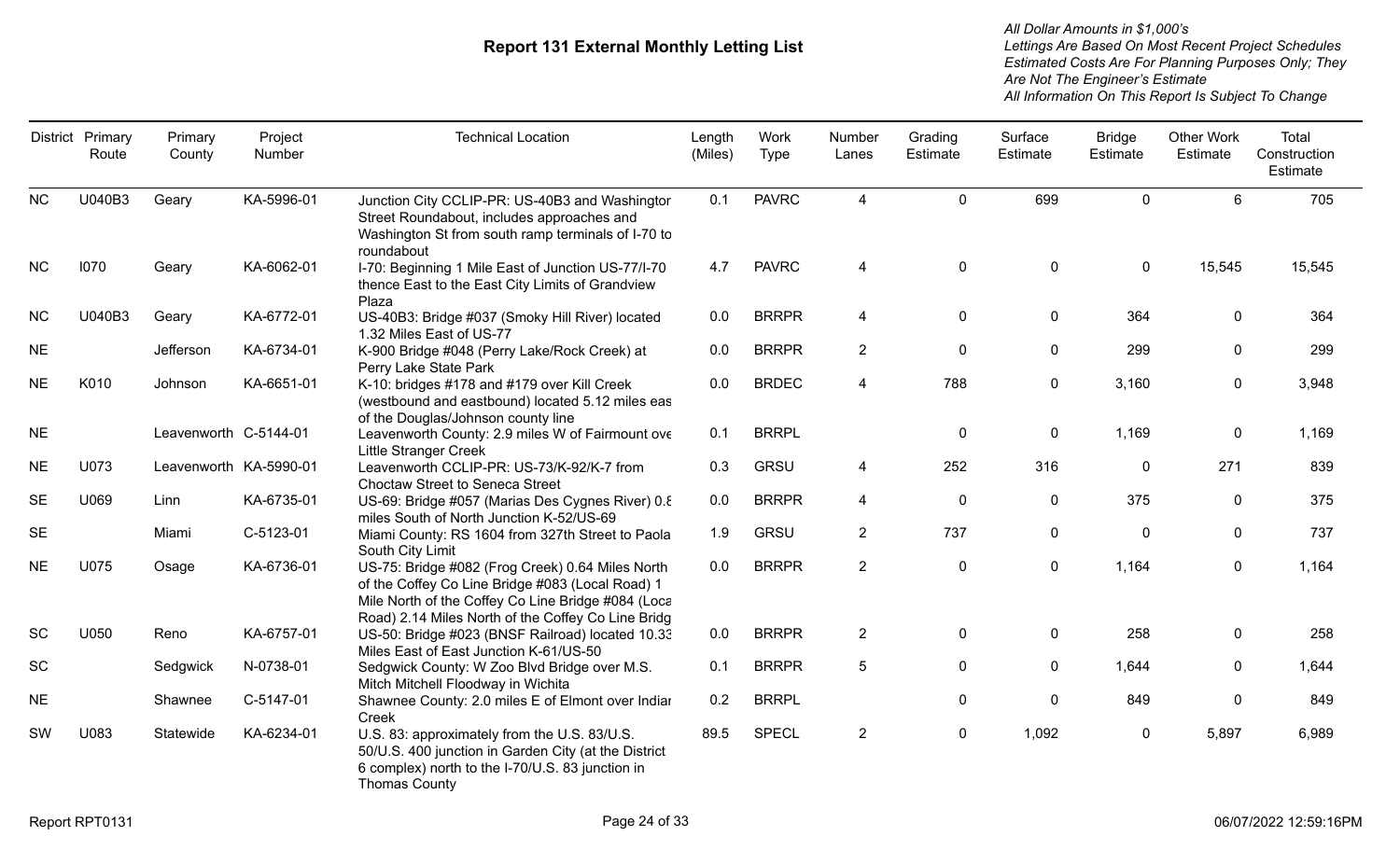# Report 131 External Monthly Letting List

*All Dollar Amounts in $1,000's*
*Lettings Are Based On Most Recent Project Schedules*
*Estimated Costs Are For Planning Purposes Only; They Are Not The Engineer's Estimate*
*All Information On This Report Is Subject To Change*

| District | Primary Route | Primary County | Project Number | Technical Location | Length (Miles) | Work Type | Number Lanes | Grading Estimate | Surface Estimate | Bridge Estimate | Other Work Estimate | Total Construction Estimate |
|---|---|---|---|---|---|---|---|---|---|---|---|---|
| NC | U040B3 | Geary | KA-5996-01 | Junction City CCLIP-PR: US-40B3 and Washington Street Roundabout, includes approaches and Washington St from south ramp terminals of I-70 to roundabout | 0.1 | PAVRC | 4 | 0 | 699 | 0 | 6 | 705 |
| NC | I070 | Geary | KA-6062-01 | I-70: Beginning 1 Mile East of Junction US-77/I-70 thence East to the East City Limits of Grandview Plaza | 4.7 | PAVRC | 4 | 0 | 0 | 0 | 15,545 | 15,545 |
| NC | U040B3 | Geary | KA-6772-01 | US-40B3: Bridge #037 (Smoky Hill River) located 1.32 Miles East of US-77 | 0.0 | BRRPR | 4 | 0 | 0 | 364 | 0 | 364 |
| NE | | Jefferson | KA-6734-01 | K-900 Bridge #048 (Perry Lake/Rock Creek) at Perry Lake State Park | 0.0 | BRRPR | 2 | 0 | 0 | 299 | 0 | 299 |
| NE | K010 | Johnson | KA-6651-01 | K-10: bridges #178 and #179 over Kill Creek (westbound and eastbound) located 5.12 miles east of the Douglas/Johnson county line | 0.0 | BRDEC | 4 | 788 | 0 | 3,160 | 0 | 3,948 |
| NE | | Leavenworth | C-5144-01 | Leavenworth County: 2.9 miles W of Fairmount over Little Stranger Creek | 0.1 | BRRPL | | 0 | 0 | 1,169 | 0 | 1,169 |
| NE | U073 | Leavenworth | KA-5990-01 | Leavenworth CCLIP-PR: US-73/K-92/K-7 from Choctaw Street to Seneca Street | 0.3 | GRSU | 4 | 252 | 316 | 0 | 271 | 839 |
| SE | U069 | Linn | KA-6735-01 | US-69: Bridge #057 (Marias Des Cygnes River) 0.8 miles South of North Junction K-52/US-69 | 0.0 | BRRPR | 4 | 0 | 0 | 375 | 0 | 375 |
| SE | | Miami | C-5123-01 | Miami County: RS 1604 from 327th Street to Paola South City Limit | 1.9 | GRSU | 2 | 737 | 0 | 0 | 0 | 737 |
| NE | U075 | Osage | KA-6736-01 | US-75: Bridge #082 (Frog Creek) 0.64 Miles North of the Coffey Co Line Bridge #083 (Local Road) 1 Mile North of the Coffey Co Line Bridge #084 (Local Road) 2.14 Miles North of the Coffey Co Line Bridg | 0.0 | BRRPR | 2 | 0 | 0 | 1,164 | 0 | 1,164 |
| SC | U050 | Reno | KA-6757-01 | US-50: Bridge #023 (BNSF Railroad) located 10.33 Miles East of East Junction K-61/US-50 | 0.0 | BRRPR | 2 | 0 | 0 | 258 | 0 | 258 |
| SC | | Sedgwick | N-0738-01 | Sedgwick County: W Zoo Blvd Bridge over M.S. Mitch Mitchell Floodway in Wichita | 0.1 | BRRPR | 5 | 0 | 0 | 1,644 | 0 | 1,644 |
| NE | | Shawnee | C-5147-01 | Shawnee County: 2.0 miles E of Elmont over Indian Creek | 0.2 | BRRPL | | 0 | 0 | 849 | 0 | 849 |
| SW | U083 | Statewide | KA-6234-01 | U.S. 83: approximately from the U.S. 83/U.S. 50/U.S. 400 junction in Garden City (at the District 6 complex) north to the I-70/U.S. 83 junction in Thomas County | 89.5 | SPECL | 2 | 0 | 1,092 | 0 | 5,897 | 6,989 |

Report RPT0131 06/07/2022 12:59:16PM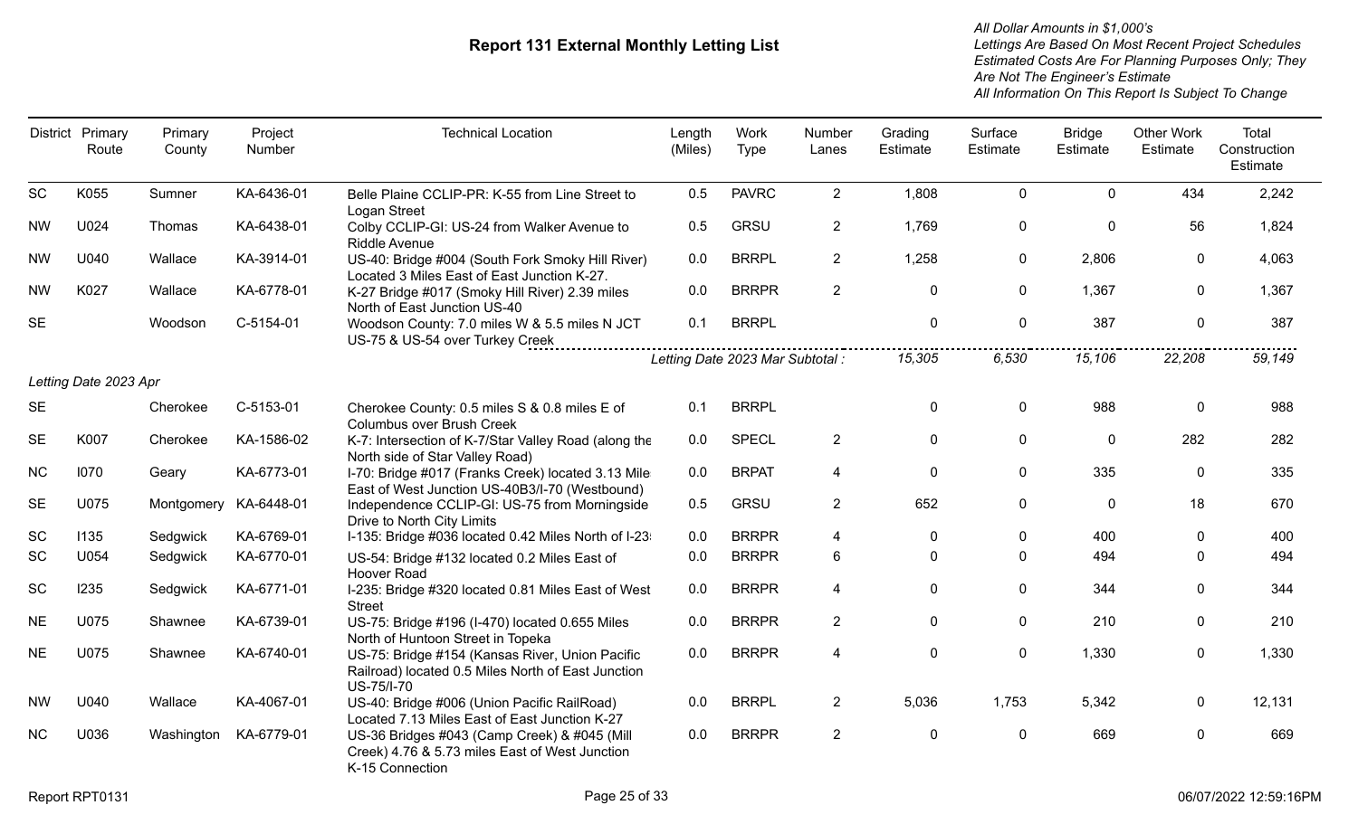# Report 131 External Monthly Letting List

*All Dollar Amounts in $1,000's*
*Lettings Are Based On Most Recent Project Schedules*
*Estimated Costs Are For Planning Purposes Only; They Are Not The Engineer's Estimate*
*All Information On This Report Is Subject To Change*

| District | Primary Route | Primary County | Project Number | Technical Location | Length (Miles) | Work Type | Number Lanes | Grading Estimate | Surface Estimate | Bridge Estimate | Other Work Estimate | Total Construction Estimate |
|---|---|---|---|---|---|---|---|---|---|---|---|---|
| SC | K055 | Sumner | KA-6436-01 | Belle Plaine CCLIP-PR: K-55 from Line Street to Logan Street | 0.5 | PAVRC | 2 | 1,808 | 0 | 0 | 434 | 2,242 |
| NW | U024 | Thomas | KA-6438-01 | Colby CCLIP-GI: US-24 from Walker Avenue to Riddle Avenue | 0.5 | GRSU | 2 | 1,769 | 0 | 0 | 56 | 1,824 |
| NW | U040 | Wallace | KA-3914-01 | US-40: Bridge #004 (South Fork Smoky Hill River) Located 3 Miles East of East Junction K-27. | 0.0 | BRRPL | 2 | 1,258 | 0 | 2,806 | 0 | 4,063 |
| NW | K027 | Wallace | KA-6778-01 | K-27 Bridge #017 (Smoky Hill River) 2.39 miles North of East Junction US-40 | 0.0 | BRRPR | 2 | 0 | 0 | 1,367 | 0 | 1,367 |
| SE | | Woodson | C-5154-01 | Woodson County: 7.0 miles W & 5.5 miles N JCT US-75 & US-54 over Turkey Creek | 0.1 | BRRPL | | 0 | 0 | 387 | 0 | 387 |
| | | | | | Letting Date 2023 Mar Subtotal : | | | 15,305 | 6,530 | 15,106 | 22,208 | 59,149 |
| *Letting Date 2023 Apr* | | | | | | | | | | | | |
| SE | | Cherokee | C-5153-01 | Cherokee County: 0.5 miles S & 0.8 miles E of Columbus over Brush Creek | 0.1 | BRRPL | | 0 | 0 | 988 | 0 | 988 |
| SE | K007 | Cherokee | KA-1586-02 | K-7: Intersection of K-7/Star Valley Road (along the North side of Star Valley Road) | 0.0 | SPECL | 2 | 0 | 0 | 0 | 282 | 282 |
| NC | I070 | Geary | KA-6773-01 | I-70: Bridge #017 (Franks Creek) located 3.13 Mile East of West Junction US-40B3/I-70 (Westbound) | 0.0 | BRPAT | 4 | 0 | 0 | 335 | 0 | 335 |
| SE | U075 | Montgomery | KA-6448-01 | Independence CCLIP-GI: US-75 from Morningside Drive to North City Limits | 0.5 | GRSU | 2 | 652 | 0 | 0 | 18 | 670 |
| SC | I135 | Sedgwick | KA-6769-01 | I-135: Bridge #036 located 0.42 Miles North of I-23 | 0.0 | BRRPR | 4 | 0 | 0 | 400 | 0 | 400 |
| SC | U054 | Sedgwick | KA-6770-01 | US-54: Bridge #132 located 0.2 Miles East of Hoover Road | 0.0 | BRRPR | 6 | 0 | 0 | 494 | 0 | 494 |
| SC | I235 | Sedgwick | KA-6771-01 | I-235: Bridge #320 located 0.81 Miles East of West Street | 0.0 | BRRPR | 4 | 0 | 0 | 344 | 0 | 344 |
| NE | U075 | Shawnee | KA-6739-01 | US-75: Bridge #196 (I-470) located 0.655 Miles North of Huntoon Street in Topeka | 0.0 | BRRPR | 2 | 0 | 0 | 210 | 0 | 210 |
| NE | U075 | Shawnee | KA-6740-01 | US-75: Bridge #154 (Kansas River, Union Pacific Railroad) located 0.5 Miles North of East Junction US-75/I-70 | 0.0 | BRRPR | 4 | 0 | 0 | 1,330 | 0 | 1,330 |
| NW | U040 | Wallace | KA-4067-01 | US-40: Bridge #006 (Union Pacific RailRoad) Located 7.13 Miles East of East Junction K-27 | 0.0 | BRRPL | 2 | 5,036 | 1,753 | 5,342 | 0 | 12,131 |
| NC | U036 | Washington | KA-6779-01 | US-36 Bridges #043 (Camp Creek) & #045 (Mill Creek) 4.76 & 5.73 miles East of West Junction K-15 Connection | 0.0 | BRRPR | 2 | 0 | 0 | 669 | 0 | 669 |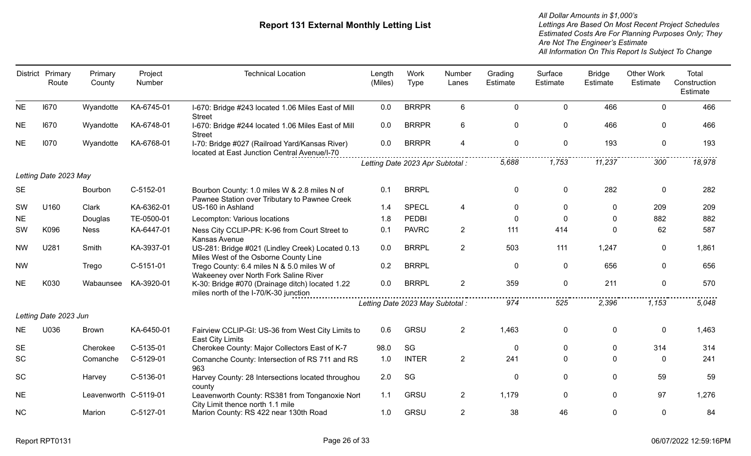# Report 131 External Monthly Letting List

*All Dollar Amounts in $1,000's*
*Lettings Are Based On Most Recent Project Schedules*
*Estimated Costs Are For Planning Purposes Only; They Are Not The Engineer's Estimate*
*All Information On This Report Is Subject To Change*

| District | Primary Route | Primary County | Project Number | Technical Location | Length (Miles) | Work Type | Number Lanes | Grading Estimate | Surface Estimate | Bridge Estimate | Other Work Estimate | Total Construction Estimate |
|---|---|---|---|---|---|---|---|---|---|---|---|---|
| NE | I670 | Wyandotte | KA-6745-01 | I-670: Bridge #243 located 1.06 Miles East of Mill Street | 0.0 | BRRPR | 6 | 0 | 0 | 466 | 0 | 466 |
| NE | I670 | Wyandotte | KA-6748-01 | I-670: Bridge #244 located 1.06 Miles East of Mill Street | 0.0 | BRRPR | 6 | 0 | 0 | 466 | 0 | 466 |
| NE | I070 | Wyandotte | KA-6768-01 | I-70: Bridge #027 (Railroad Yard/Kansas River) located at East Junction Central Avenue/I-70 | 0.0 | BRRPR | 4 | 0 | 0 | 193 | 0 | 193 |
| | | | | *Letting Date 2023 Apr Subtotal :* | | | | *5,688* | *1,753* | *11,237* | *300* | *18,978* |
| *Letting Date 2023 May* | | | | | | | | | | | | |
| SE | | Bourbon | C-5152-01 | Bourbon County: 1.0 miles W & 2.8 miles N of Pawnee Station over Tributary to Pawnee Creek | 0.1 | BRRPL | | 0 | 0 | 282 | 0 | 282 |
| SW | U160 | Clark | KA-6362-01 | US-160 in Ashland | 1.4 | SPECL | 4 | 0 | 0 | 0 | 209 | 209 |
| NE | | Douglas | TE-0500-01 | Lecompton: Various locations | 1.8 | PEDBI | | 0 | 0 | 0 | 882 | 882 |
| SW | K096 | Ness | KA-6447-01 | Ness City CCLIP-PR: K-96 from Court Street to Kansas Avenue | 0.1 | PAVRC | 2 | 111 | 414 | 0 | 62 | 587 |
| NW | U281 | Smith | KA-3937-01 | US-281: Bridge #021 (Lindley Creek) Located 0.13 Miles West of the Osborne County Line | 0.0 | BRRPL | 2 | 503 | 111 | 1,247 | 0 | 1,861 |
| NW | | Trego | C-5151-01 | Trego County: 6.4 miles N & 5.0 miles W of Wakeeney over North Fork Saline River | 0.2 | BRRPL | | 0 | 0 | 656 | 0 | 656 |
| NE | K030 | Wabaunsee | KA-3920-01 | K-30: Bridge #070 (Drainage ditch) located 1.22 miles north of the I-70/K-30 junction | 0.0 | BRRPL | 2 | 359 | 0 | 211 | 0 | 570 |
| | | | | *Letting Date 2023 May Subtotal :* | | | | *974* | *525* | *2,396* | *1,153* | *5,048* |
| *Letting Date 2023 Jun* | | | | | | | | | | | | |
| NE | U036 | Brown | KA-6450-01 | Fairview CCLIP-GI: US-36 from West City Limits to East City Limits | 0.6 | GRSU | 2 | 1,463 | 0 | 0 | 0 | 1,463 |
| SE | | Cherokee | C-5135-01 | Cherokee County: Major Collectors East of K-7 | 98.0 | SG | | 0 | 0 | 0 | 314 | 314 |
| SC | | Comanche | C-5129-01 | Comanche County: Intersection of RS 711 and RS 963 | 1.0 | INTER | 2 | 241 | 0 | 0 | 0 | 241 |
| SC | | Harvey | C-5136-01 | Harvey County: 28 Intersections located throughou county | 2.0 | SG | | 0 | 0 | 0 | 59 | 59 |
| NE | | Leavenworth | C-5119-01 | Leavenworth County: RS381 from Tonganoxie Nort City Limit thence north 1.1 mile | 1.1 | GRSU | 2 | 1,179 | 0 | 0 | 97 | 1,276 |
| NC | | Marion | C-5127-01 | Marion County: RS 422 near 130th Road | 1.0 | GRSU | 2 | 38 | 46 | 0 | 0 | 84 |

Report RPT0131 06/07/2022 12:59:16PM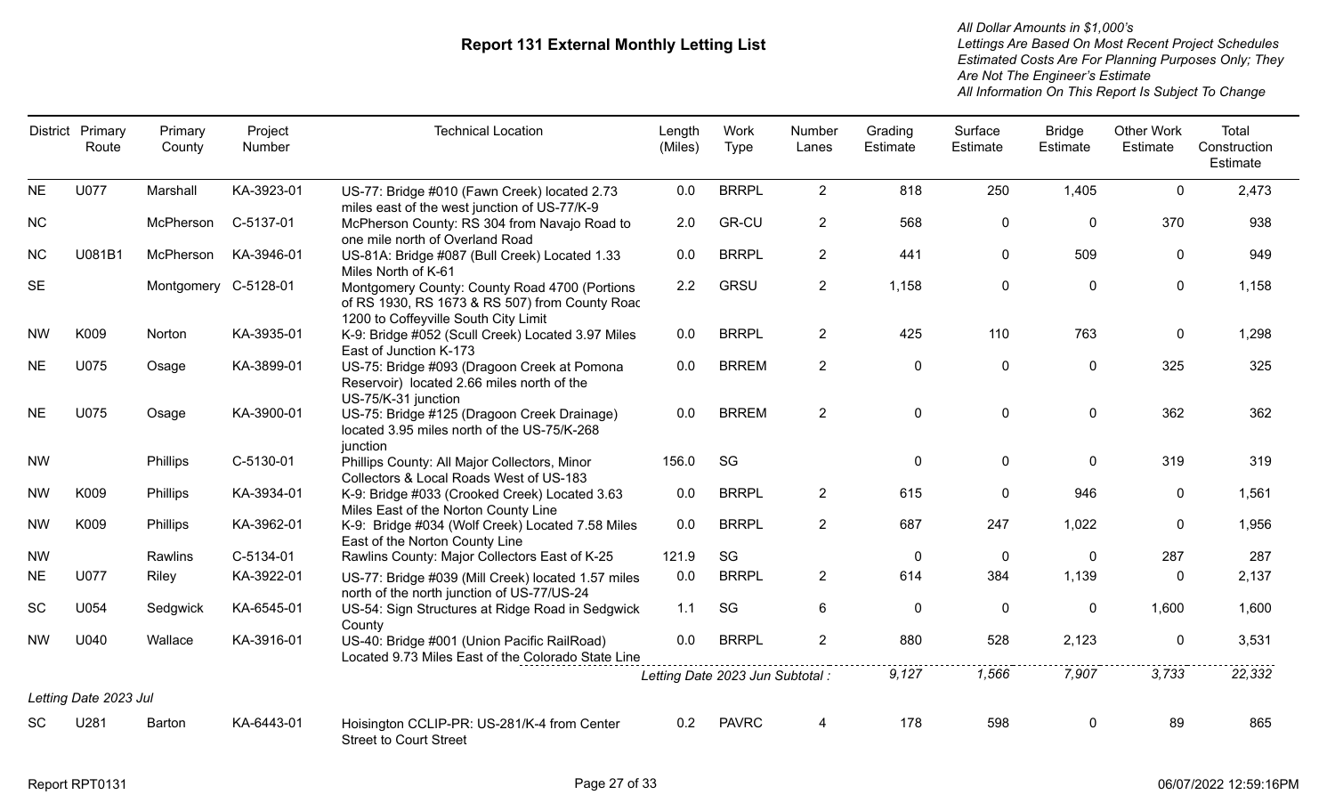# Report 131 External Monthly Letting List

*All Dollar Amounts in $1,000's*
*Lettings Are Based On Most Recent Project Schedules*
*Estimated Costs Are For Planning Purposes Only; They Are Not The Engineer's Estimate*
*All Information On This Report Is Subject To Change*

| District | Primary Route | Primary County | Project Number | Technical Location | Length (Miles) | Work Type | Number Lanes | Grading Estimate | Surface Estimate | Bridge Estimate | Other Work Estimate | Total Construction Estimate |
|---|---|---|---|---|---|---|---|---|---|---|---|---|
| NE | U077 | Marshall | KA-3923-01 | US-77: Bridge #010 (Fawn Creek) located 2.73 miles east of the west junction of US-77/K-9 | 0.0 | BRRPL | 2 | 818 | 250 | 1,405 | 0 | 2,473 |
| NC | | McPherson | C-5137-01 | McPherson County: RS 304 from Navajo Road to one mile north of Overland Road | 2.0 | GR-CU | 2 | 568 | 0 | 0 | 370 | 938 |
| NC | U081B1 | McPherson | KA-3946-01 | US-81A: Bridge #087 (Bull Creek) Located 1.33 Miles North of K-61 | 0.0 | BRRPL | 2 | 441 | 0 | 509 | 0 | 949 |
| SE | | Montgomery | C-5128-01 | Montgomery County: County Road 4700 (Portions of RS 1930, RS 1673 & RS 507) from County Road 1200 to Coffeyville South City Limit | 2.2 | GRSU | 2 | 1,158 | 0 | 0 | 0 | 1,158 |
| NW | K009 | Norton | KA-3935-01 | K-9: Bridge #052 (Scull Creek) Located 3.97 Miles East of Junction K-173 | 0.0 | BRRPL | 2 | 425 | 110 | 763 | 0 | 1,298 |
| NE | U075 | Osage | KA-3899-01 | US-75: Bridge #093 (Dragoon Creek at Pomona Reservoir) located 2.66 miles north of the US-75/K-31 junction | 0.0 | BRREM | 2 | 0 | 0 | 0 | 325 | 325 |
| NE | U075 | Osage | KA-3900-01 | US-75: Bridge #125 (Dragoon Creek Drainage) located 3.95 miles north of the US-75/K-268 junction | 0.0 | BRREM | 2 | 0 | 0 | 0 | 362 | 362 |
| NW | | Phillips | C-5130-01 | Phillips County: All Major Collectors, Minor Collectors & Local Roads West of US-183 | 156.0 | SG | | 0 | 0 | 0 | 319 | 319 |
| NW | K009 | Phillips | KA-3934-01 | K-9: Bridge #033 (Crooked Creek) Located 3.63 Miles East of the Norton County Line | 0.0 | BRRPL | 2 | 615 | 0 | 946 | 0 | 1,561 |
| NW | K009 | Phillips | KA-3962-01 | K-9: Bridge #034 (Wolf Creek) Located 7.58 Miles East of the Norton County Line | 0.0 | BRRPL | 2 | 687 | 247 | 1,022 | 0 | 1,956 |
| NW | | Rawlins | C-5134-01 | Rawlins County: Major Collectors East of K-25 | 121.9 | SG | | 0 | 0 | 0 | 287 | 287 |
| NE | U077 | Riley | KA-3922-01 | US-77: Bridge #039 (Mill Creek) located 1.57 miles north of the north junction of US-77/US-24 | 0.0 | BRRPL | 2 | 614 | 384 | 1,139 | 0 | 2,137 |
| SC | U054 | Sedgwick | KA-6545-01 | US-54: Sign Structures at Ridge Road in Sedgwick County | 1.1 | SG | 6 | 0 | 0 | 0 | 1,600 | 1,600 |
| NW | U040 | Wallace | KA-3916-01 | US-40: Bridge #001 (Union Pacific RailRoad) Located 9.73 Miles East of the Colorado State Line | 0.0 | BRRPL | 2 | 880 | 528 | 2,123 | 0 | 3,531 |
| | | | | | *Letting Date 2023 Jun Subtotal :* | | | *9,127* | *1,566* | *7,907* | *3,733* | *22,332* |

*Letting Date 2023 Jul*

| District | Primary Route | Primary County | Project Number | Technical Location | Length (Miles) | Work Type | Number Lanes | Grading Estimate | Surface Estimate | Bridge Estimate | Other Work Estimate | Total Construction Estimate |
|---|---|---|---|---|---|---|---|---|---|---|---|---|
| SC | U281 | Barton | KA-6443-01 | Hoisington CCLIP-PR: US-281/K-4 from Center Street to Court Street | 0.2 | PAVRC | 4 | 178 | 598 | 0 | 89 | 865 |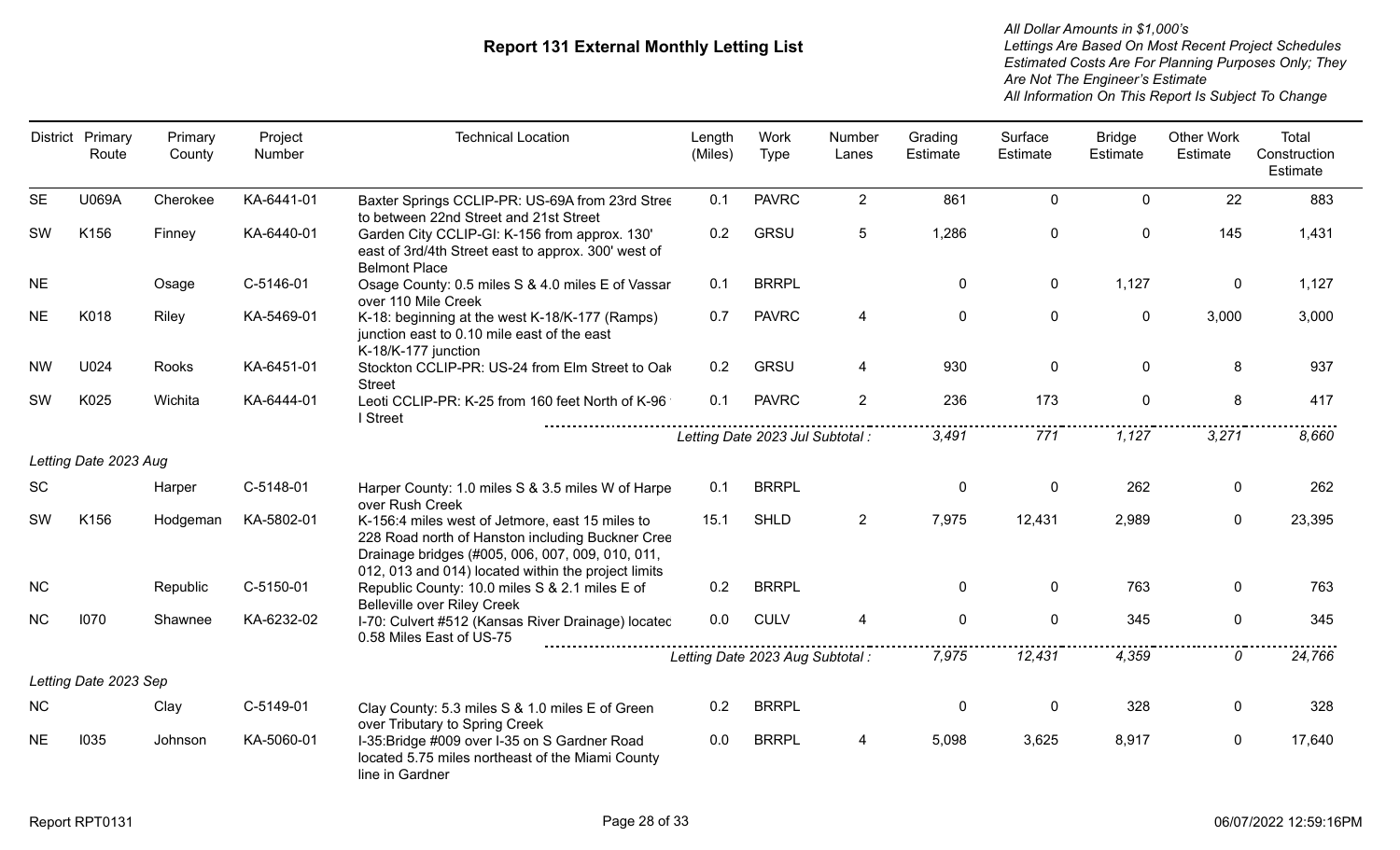# Report 131 External Monthly Letting List

*All Dollar Amounts in $1,000's*
*Lettings Are Based On Most Recent Project Schedules*
*Estimated Costs Are For Planning Purposes Only; They Are Not The Engineer's Estimate*
*All Information On This Report Is Subject To Change*

| District | Primary Route | Primary County | Project Number | Technical Location | Length (Miles) | Work Type | Number Lanes | Grading Estimate | Surface Estimate | Bridge Estimate | Other Work Estimate | Total Construction Estimate |
|---|---|---|---|---|---|---|---|---|---|---|---|---|
| SE | U069A | Cherokee | KA-6441-01 | Baxter Springs CCLIP-PR: US-69A from 23rd Stree to between 22nd Street and 21st Street | 0.1 | PAVRC | 2 | 861 | 0 | 0 | 22 | 883 |
| SW | K156 | Finney | KA-6440-01 | Garden City CCLIP-GI: K-156 from approx. 130' east of 3rd/4th Street east to approx. 300' west of Belmont Place | 0.2 | GRSU | 5 | 1,286 | 0 | 0 | 145 | 1,431 |
| NE | | Osage | C-5146-01 | Osage County: 0.5 miles S & 4.0 miles E of Vassar over 110 Mile Creek | 0.1 | BRRPL | | 0 | 0 | 1,127 | 0 | 1,127 |
| NE | K018 | Riley | KA-5469-01 | K-18: beginning at the west K-18/K-177 (Ramps) junction east to 0.10 mile east of the east K-18/K-177 junction | 0.7 | PAVRC | 4 | 0 | 0 | 0 | 3,000 | 3,000 |
| NW | U024 | Rooks | KA-6451-01 | Stockton CCLIP-PR: US-24 from Elm Street to Oak Street | 0.2 | GRSU | 4 | 930 | 0 | 0 | 8 | 937 |
| SW | K025 | Wichita | KA-6444-01 | Leoti CCLIP-PR: K-25 from 160 feet North of K-96 I Street | 0.1 | PAVRC | 2 | 236 | 173 | 0 | 8 | 417 |
| | | | | | *Letting Date 2023 Jul Subtotal :* | | | *3,491* | *771* | *1,127* | *3,271* | *8,660* |
| *Letting Date 2023 Aug* | | | | | | | | | | | | |
| SC | | Harper | C-5148-01 | Harper County: 1.0 miles S & 3.5 miles W of Harpe over Rush Creek | 0.1 | BRRPL | | 0 | 0 | 262 | 0 | 262 |
| SW | K156 | Hodgeman | KA-5802-01 | K-156:4 miles west of Jetmore, east 15 miles to 228 Road north of Hanston including Buckner Cree Drainage bridges (#005, 006, 007, 009, 010, 011, 012, 013 and 014) located within the project limits | 15.1 | SHLD | 2 | 7,975 | 12,431 | 2,989 | 0 | 23,395 |
| NC | | Republic | C-5150-01 | Republic County: 10.0 miles S & 2.1 miles E of Belleville over Riley Creek | 0.2 | BRRPL | | 0 | 0 | 763 | 0 | 763 |
| NC | I070 | Shawnee | KA-6232-02 | I-70: Culvert #512 (Kansas River Drainage) locatec 0.58 Miles East of US-75 | 0.0 | CULV | 4 | 0 | 0 | 345 | 0 | 345 |
| | | | | | *Letting Date 2023 Aug Subtotal :* | | | *7,975* | *12,431* | *4,359* | *0* | *24,766* |
| *Letting Date 2023 Sep* | | | | | | | | | | | | |
| NC | | Clay | C-5149-01 | Clay County: 5.3 miles S & 1.0 miles E of Green over Tributary to Spring Creek | 0.2 | BRRPL | | 0 | 0 | 328 | 0 | 328 |
| NE | I035 | Johnson | KA-5060-01 | I-35:Bridge #009 over I-35 on S Gardner Road located 5.75 miles northeast of the Miami County line in Gardner | 0.0 | BRRPL | 4 | 5,098 | 3,625 | 8,917 | 0 | 17,640 |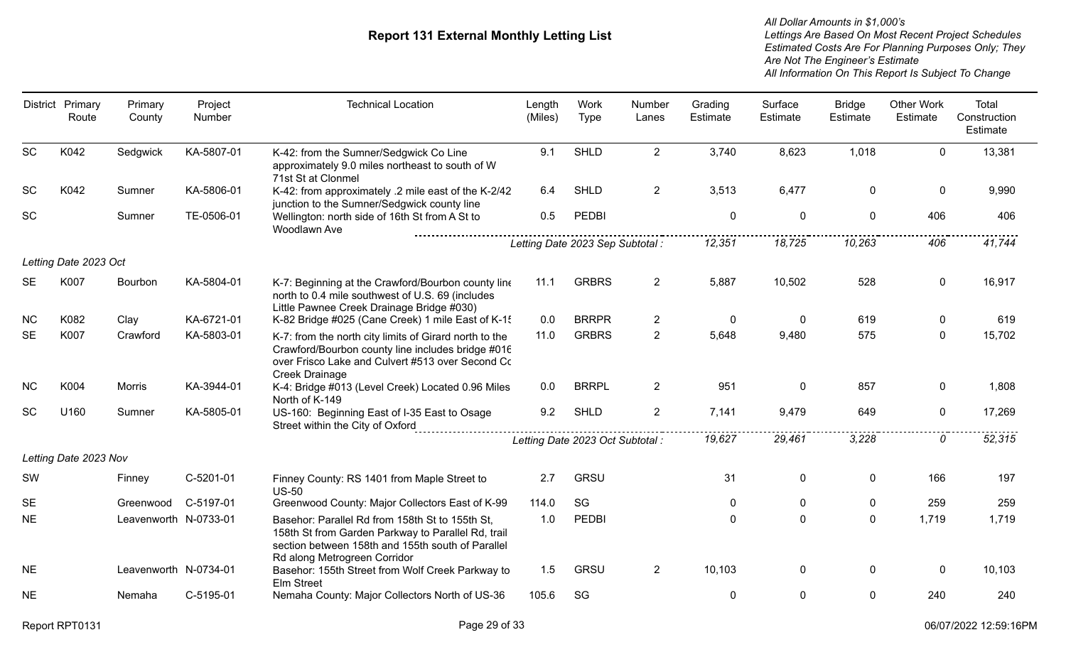# Report 131 External Monthly Letting List

*All Dollar Amounts in $1,000's*
*Lettings Are Based On Most Recent Project Schedules*
*Estimated Costs Are For Planning Purposes Only; They Are Not The Engineer's Estimate*
*All Information On This Report Is Subject To Change*

| District | Primary Route | Primary County | Project Number | Technical Location | Length (Miles) | Work Type | Number Lanes | Grading Estimate | Surface Estimate | Bridge Estimate | Other Work Estimate | Total Construction Estimate |
|---|---|---|---|---|---|---|---|---|---|---|---|---|
| SC | K042 | Sedgwick | KA-5807-01 | K-42: from the Sumner/Sedgwick Co Line approximately 9.0 miles northeast to south of W 71st St at Clonmel | 9.1 | SHLD | 2 | 3,740 | 8,623 | 1,018 | 0 | 13,381 |
| SC | K042 | Sumner | KA-5806-01 | K-42: from approximately .2 mile east of the K-2/42 junction to the Sumner/Sedgwick county line | 6.4 | SHLD | 2 | 3,513 | 6,477 | 0 | 0 | 9,990 |
| SC | | Sumner | TE-0506-01 | Wellington: north side of 16th St from A St to Woodlawn Ave | 0.5 | PEDBI | | 0 | 0 | 0 | 406 | 406 |
| | | | | *Letting Date 2023 Sep Subtotal :* | | | | *12,351* | *18,725* | *10,263* | *406* | *41,744* |
| *Letting Date 2023 Oct* | | | | | | | | | | | | |
| SE | K007 | Bourbon | KA-5804-01 | K-7: Beginning at the Crawford/Bourbon county line north to 0.4 mile southwest of U.S. 69 (includes Little Pawnee Creek Drainage Bridge #030) | 11.1 | GRBRS | 2 | 5,887 | 10,502 | 528 | 0 | 16,917 |
| NC | K082 | Clay | KA-6721-01 | K-82 Bridge #025 (Cane Creek) 1 mile East of K-15 | 0.0 | BRRPR | 2 | 0 | 0 | 619 | 0 | 619 |
| SE | K007 | Crawford | KA-5803-01 | K-7: from the north city limits of Girard north to the Crawford/Bourbon county line includes bridge #016 over Frisco Lake and Culvert #513 over Second Cc Creek Drainage | 11.0 | GRBRS | 2 | 5,648 | 9,480 | 575 | 0 | 15,702 |
| NC | K004 | Morris | KA-3944-01 | K-4: Bridge #013 (Level Creek) Located 0.96 Miles North of K-149 | 0.0 | BRRPL | 2 | 951 | 0 | 857 | 0 | 1,808 |
| SC | U160 | Sumner | KA-5805-01 | US-160: Beginning East of I-35 East to Osage Street within the City of Oxford | 9.2 | SHLD | 2 | 7,141 | 9,479 | 649 | 0 | 17,269 |
| | | | | *Letting Date 2023 Oct Subtotal :* | | | | *19,627* | *29,461* | *3,228* | *0* | *52,315* |
| *Letting Date 2023 Nov* | | | | | | | | | | | | |
| SW | | Finney | C-5201-01 | Finney County: RS 1401 from Maple Street to US-50 | 2.7 | GRSU | | 31 | 0 | 0 | 166 | 197 |
| SE | | Greenwood | C-5197-01 | Greenwood County: Major Collectors East of K-99 | 114.0 | SG | | 0 | 0 | 0 | 259 | 259 |
| NE | | Leavenworth | N-0733-01 | Basehor: Parallel Rd from 158th St to 155th St, 158th St from Garden Parkway to Parallel Rd, trail section between 158th and 155th south of Parallel Rd along Metrogreen Corridor | 1.0 | PEDBI | | 0 | 0 | 0 | 1,719 | 1,719 |
| NE | | Leavenworth | N-0734-01 | Basehor: 155th Street from Wolf Creek Parkway to Elm Street | 1.5 | GRSU | 2 | 10,103 | 0 | 0 | 0 | 10,103 |
| NE | | Nemaha | C-5195-01 | Nemaha County: Major Collectors North of US-36 | 105.6 | SG | | 0 | 0 | 0 | 240 | 240 |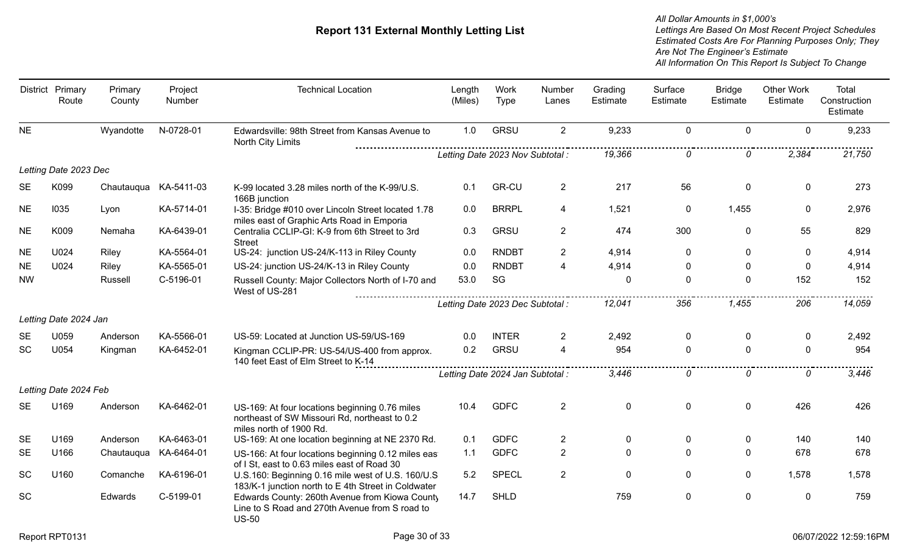# Report 131 External Monthly Letting List

*All Dollar Amounts in $1,000's*
*Lettings Are Based On Most Recent Project Schedules*
*Estimated Costs Are For Planning Purposes Only; They Are Not The Engineer's Estimate*
*All Information On This Report Is Subject To Change*

| District | Primary Route | Primary County | Project Number | Technical Location | Length (Miles) | Work Type | Number Lanes | Grading Estimate | Surface Estimate | Bridge Estimate | Other Work Estimate | Total Construction Estimate |
|---|---|---|---|---|---|---|---|---|---|---|---|---|
| NE | | Wyandotte | N-0728-01 | Edwardsville: 98th Street from Kansas Avenue to North City Limits | 1.0 | GRSU | 2 | 9,233 | 0 | 0 | 0 | 9,233 |
| | | | | | *Letting Date 2023 Nov Subtotal :* | | | *19,366* | *0* | *0* | *2,384* | *21,750* |
| *Letting Date 2023 Dec* | | | | | | | | | | | | |
| SE | K099 | Chautauqua | KA-5411-03 | K-99 located 3.28 miles north of the K-99/U.S. 166B junction | 0.1 | GR-CU | 2 | 217 | 56 | 0 | 0 | 273 |
| NE | I035 | Lyon | KA-5714-01 | I-35: Bridge #010 over Lincoln Street located 1.78 miles east of Graphic Arts Road in Emporia | 0.0 | BRRPL | 4 | 1,521 | 0 | 1,455 | 0 | 2,976 |
| NE | K009 | Nemaha | KA-6439-01 | Centralia CCLIP-GI: K-9 from 6th Street to 3rd Street | 0.3 | GRSU | 2 | 474 | 300 | 0 | 55 | 829 |
| NE | U024 | Riley | KA-5564-01 | US-24: junction US-24/K-113 in Riley County | 0.0 | RNDBT | 2 | 4,914 | 0 | 0 | 0 | 4,914 |
| NE | U024 | Riley | KA-5565-01 | US-24: junction US-24/K-13 in Riley County | 0.0 | RNDBT | 4 | 4,914 | 0 | 0 | 0 | 4,914 |
| NW | | Russell | C-5196-01 | Russell County: Major Collectors North of I-70 and West of US-281 | 53.0 | SG | | 0 | 0 | 0 | 152 | 152 |
| | | | | | *Letting Date 2023 Dec Subtotal :* | | | *12,041* | *356* | *1,455* | *206* | *14,059* |
| *Letting Date 2024 Jan* | | | | | | | | | | | | |
| SE | U059 | Anderson | KA-5566-01 | US-59: Located at Junction US-59/US-169 | 0.0 | INTER | 2 | 2,492 | 0 | 0 | 0 | 2,492 |
| SC | U054 | Kingman | KA-6452-01 | Kingman CCLIP-PR: US-54/US-400 from approx. 140 feet East of Elm Street to K-14 | 0.2 | GRSU | 4 | 954 | 0 | 0 | 0 | 954 |
| | | | | | *Letting Date 2024 Jan Subtotal :* | | | *3,446* | *0* | *0* | *0* | *3,446* |
| *Letting Date 2024 Feb* | | | | | | | | | | | | |
| SE | U169 | Anderson | KA-6462-01 | US-169: At four locations beginning 0.76 miles northeast of SW Missouri Rd, northeast to 0.2 miles north of 1900 Rd. | 10.4 | GDFC | 2 | 0 | 0 | 0 | 426 | 426 |
| SE | U169 | Anderson | KA-6463-01 | US-169: At one location beginning at NE 2370 Rd. | 0.1 | GDFC | 2 | 0 | 0 | 0 | 140 | 140 |
| SE | U166 | Chautauqua | KA-6464-01 | US-166: At four locations beginning 0.12 miles eas of I St, east to 0.63 miles east of Road 30 | 1.1 | GDFC | 2 | 0 | 0 | 0 | 678 | 678 |
| SC | U160 | Comanche | KA-6196-01 | U.S.160: Beginning 0.16 mile west of U.S. 160/U.S 183/K-1 junction north to E 4th Street in Coldwater | 5.2 | SPECL | 2 | 0 | 0 | 0 | 1,578 | 1,578 |
| SC | | Edwards | C-5199-01 | Edwards County: 260th Avenue from Kiowa County Line to S Road and 270th Avenue from S road to US-50 | 14.7 | SHLD | | 759 | 0 | 0 | 0 | 759 |

Report RPT0131 | 06/07/2022 12:59:16PM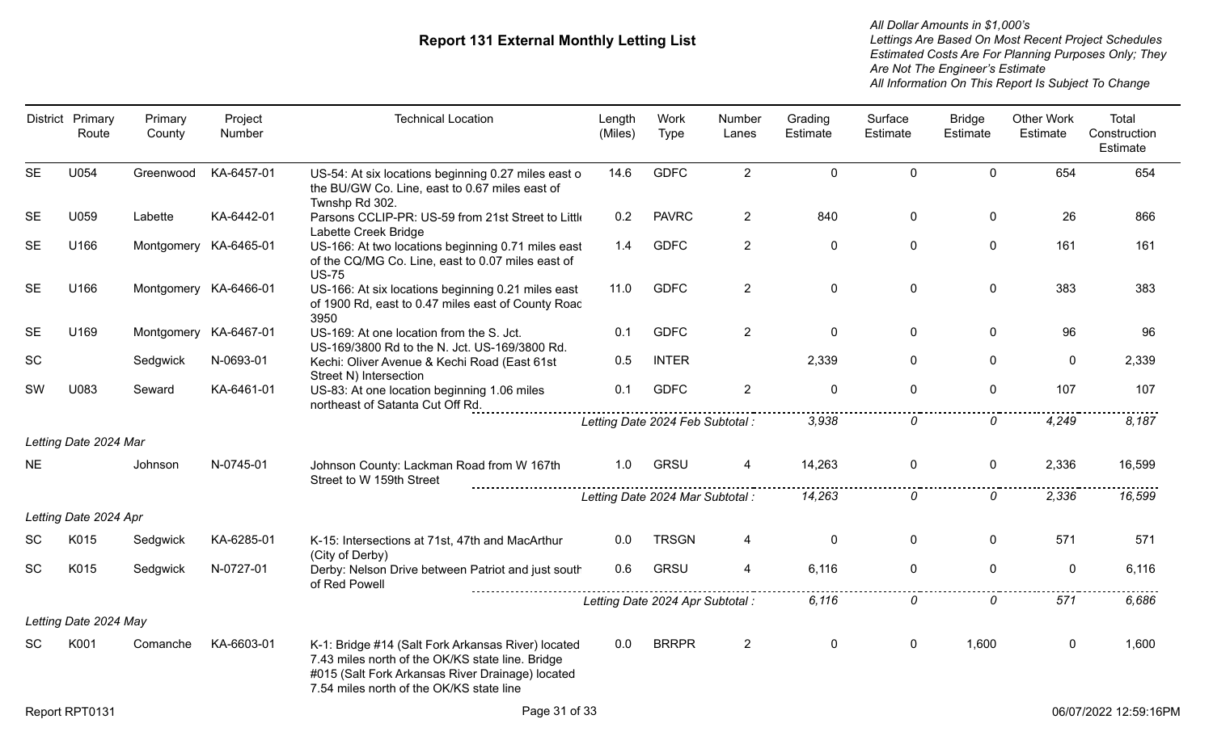# Report 131 External Monthly Letting List

*All Dollar Amounts in $1,000's*
*Lettings Are Based On Most Recent Project Schedules*
*Estimated Costs Are For Planning Purposes Only; They Are Not The Engineer's Estimate*
*All Information On This Report Is Subject To Change*

| District | Primary Route | Primary County | Project Number | Technical Location | Length (Miles) | Work Type | Number Lanes | Grading Estimate | Surface Estimate | Bridge Estimate | Other Work Estimate | Total Construction Estimate |
|---|---|---|---|---|---|---|---|---|---|---|---|---|
| SE | U054 | Greenwood | KA-6457-01 | US-54: At six locations beginning 0.27 miles east o the BU/GW Co. Line, east to 0.67 miles east of Twnshp Rd 302. | 14.6 | GDFC | 2 | 0 | 0 | 0 | 654 | 654 |
| SE | U059 | Labette | KA-6442-01 | Parsons CCLIP-PR: US-59 from 21st Street to Littl Labette Creek Bridge | 0.2 | PAVRC | 2 | 840 | 0 | 0 | 26 | 866 |
| SE | U166 | Montgomery | KA-6465-01 | US-166: At two locations beginning 0.71 miles east of the CQ/MG Co. Line, east to 0.07 miles east of US-75 | 1.4 | GDFC | 2 | 0 | 0 | 0 | 161 | 161 |
| SE | U166 | Montgomery | KA-6466-01 | US-166: At six locations beginning 0.21 miles east of 1900 Rd, east to 0.47 miles east of County Roac 3950 | 11.0 | GDFC | 2 | 0 | 0 | 0 | 383 | 383 |
| SE | U169 | Montgomery | KA-6467-01 | US-169: At one location from the S. Jct. US-169/3800 Rd to the N. Jct. US-169/3800 Rd. | 0.1 | GDFC | 2 | 0 | 0 | 0 | 96 | 96 |
| SC | | Sedgwick | N-0693-01 | Kechi: Oliver Avenue & Kechi Road (East 61st Street N) Intersection | 0.5 | INTER | | 2,339 | 0 | 0 | 0 | 2,339 |
| SW | U083 | Seward | KA-6461-01 | US-83: At one location beginning 1.06 miles northeast of Satanta Cut Off Rd. | 0.1 | GDFC | 2 | 0 | 0 | 0 | 107 | 107 |
| | | | | | *Letting Date 2024 Feb Subtotal :* | | | *3,938* | *0* | *0* | *4,249* | *8,187* |
| *Letting Date 2024 Mar* | | | | | | | | | | | | |
| NE | | Johnson | N-0745-01 | Johnson County: Lackman Road from W 167th Street to W 159th Street | 1.0 | GRSU | 4 | 14,263 | 0 | 0 | 2,336 | 16,599 |
| | | | | | *Letting Date 2024 Mar Subtotal :* | | | *14,263* | *0* | *0* | *2,336* | *16,599* |
| *Letting Date 2024 Apr* | | | | | | | | | | | | |
| SC | K015 | Sedgwick | KA-6285-01 | K-15: Intersections at 71st, 47th and MacArthur (City of Derby) | 0.0 | TRSGN | 4 | 0 | 0 | 0 | 571 | 571 |
| SC | K015 | Sedgwick | N-0727-01 | Derby: Nelson Drive between Patriot and just south of Red Powell | 0.6 | GRSU | 4 | 6,116 | 0 | 0 | 0 | 6,116 |
| | | | | | *Letting Date 2024 Apr Subtotal :* | | | *6,116* | *0* | *0* | *571* | *6,686* |
| *Letting Date 2024 May* | | | | | | | | | | | | |
| SC | K001 | Comanche | KA-6603-01 | K-1: Bridge #14 (Salt Fork Arkansas River) located 7.43 miles north of the OK/KS state line. Bridge #015 (Salt Fork Arkansas River Drainage) located 7.54 miles north of the OK/KS state line | 0.0 | BRRPR | 2 | 0 | 0 | 1,600 | 0 | 1,600 |

Report RPT0131 06/07/2022 12:59:16PM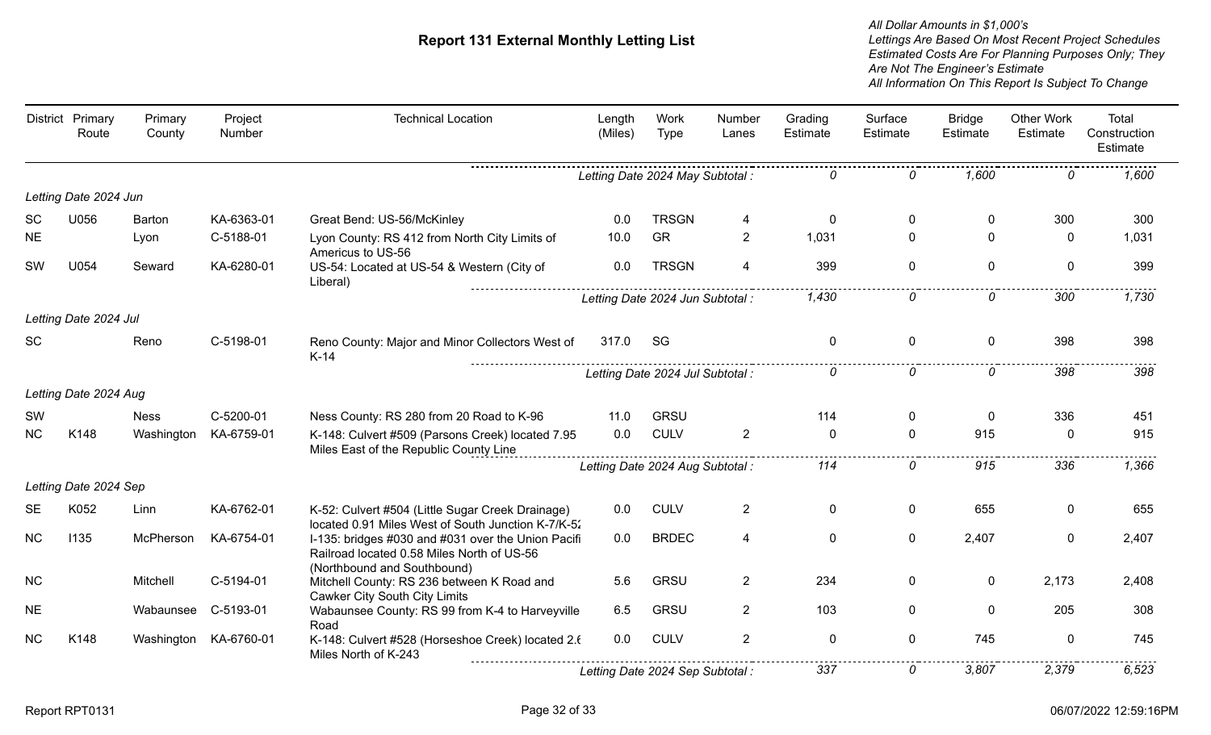# Report 131 External Monthly Letting List

*All Dollar Amounts in $1,000's*
*Lettings Are Based On Most Recent Project Schedules*
*Estimated Costs Are For Planning Purposes Only; They Are Not The Engineer's Estimate*
*All Information On This Report Is Subject To Change*

| District | Primary Route | Primary County | Project Number | Technical Location | Length (Miles) | Work Type | Number Lanes | Grading Estimate | Surface Estimate | Bridge Estimate | Other Work Estimate | Total Construction Estimate |
|---|---|---|---|---|---|---|---|---|---|---|---|---|
| | | | | | *Letting Date 2024 May Subtotal :* | | | *0* | *0* | *1,600* | *0* | *1,600* |
| *Letting Date 2024 Jun* | | | | | | | | | | | | |
| SC | U056 | Barton | KA-6363-01 | Great Bend: US-56/McKinley | 0.0 | TRSGN | 4 | 0 | 0 | 0 | 300 | 300 |
| NE | | Lyon | C-5188-01 | Lyon County: RS 412 from North City Limits of Americus to US-56 | 10.0 | GR | 2 | 1,031 | 0 | 0 | 0 | 1,031 |
| SW | U054 | Seward | KA-6280-01 | US-54: Located at US-54 & Western (City of Liberal) | 0.0 | TRSGN | 4 | 399 | 0 | 0 | 0 | 399 |
| | | | | | *Letting Date 2024 Jun Subtotal :* | | | *1,430* | *0* | *0* | *300* | *1,730* |
| *Letting Date 2024 Jul* | | | | | | | | | | | | |
| SC | | Reno | C-5198-01 | Reno County: Major and Minor Collectors West of K-14 | 317.0 | SG | | 0 | 0 | 0 | 398 | 398 |
| | | | | | *Letting Date 2024 Jul Subtotal :* | | | *0* | *0* | *0* | *398* | *398* |
| *Letting Date 2024 Aug* | | | | | | | | | | | | |
| SW | | Ness | C-5200-01 | Ness County: RS 280 from 20 Road to K-96 | 11.0 | GRSU | | 114 | 0 | 0 | 336 | 451 |
| NC | K148 | Washington | KA-6759-01 | K-148: Culvert #509 (Parsons Creek) located 7.95 Miles East of the Republic County Line | 0.0 | CULV | 2 | 0 | 0 | 915 | 0 | 915 |
| | | | | | *Letting Date 2024 Aug Subtotal :* | | | *114* | *0* | *915* | *336* | *1,366* |
| *Letting Date 2024 Sep* | | | | | | | | | | | | |
| SE | K052 | Linn | KA-6762-01 | K-52: Culvert #504 (Little Sugar Creek Drainage) located 0.91 Miles West of South Junction K-7/K-52 | 0.0 | CULV | 2 | 0 | 0 | 655 | 0 | 655 |
| NC | I135 | McPherson | KA-6754-01 | I-135: bridges #030 and #031 over the Union Pacific Railroad located 0.58 Miles North of US-56 (Northbound and Southbound) | 0.0 | BRDEC | 4 | 0 | 0 | 2,407 | 0 | 2,407 |
| NC | | Mitchell | C-5194-01 | Mitchell County: RS 236 between K Road and Cawker City South City Limits | 5.6 | GRSU | 2 | 234 | 0 | 0 | 2,173 | 2,408 |
| NE | | Wabaunsee | C-5193-01 | Wabaunsee County: RS 99 from K-4 to Harveyville Road | 6.5 | GRSU | 2 | 103 | 0 | 0 | 205 | 308 |
| NC | K148 | Washington | KA-6760-01 | K-148: Culvert #528 (Horseshoe Creek) located 2.6 Miles North of K-243 | 0.0 | CULV | 2 | 0 | 0 | 745 | 0 | 745 |
| | | | | | *Letting Date 2024 Sep Subtotal :* | | | *337* | *0* | *3,807* | *2,379* | *6,523* |

Report RPT0131 06/07/2022 12:59:16PM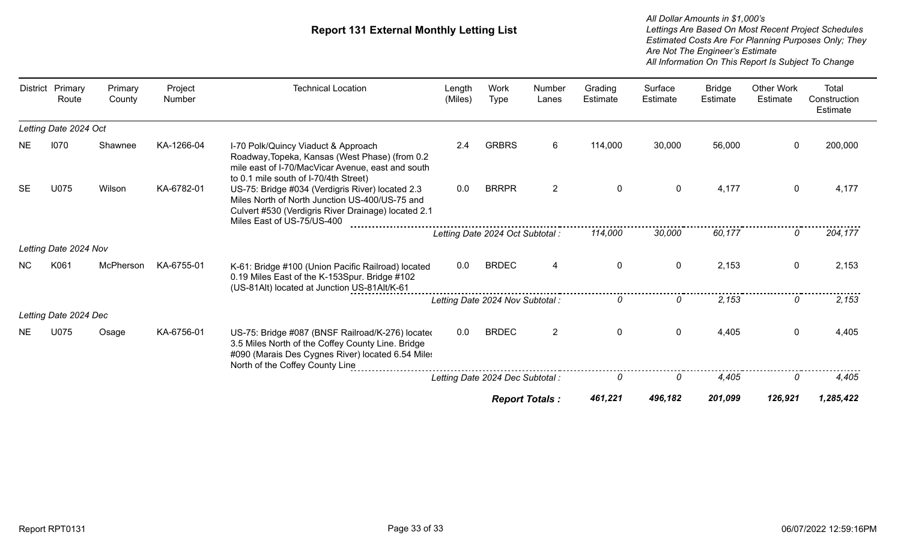# Report 131 External Monthly Letting List

*All Dollar Amounts in $1,000's*
*Lettings Are Based On Most Recent Project Schedules*
*Estimated Costs Are For Planning Purposes Only; They Are Not The Engineer's Estimate*
*All Information On This Report Is Subject To Change*

| District | Primary Route | Primary County | Project Number | Technical Location | Length (Miles) | Work Type | Number Lanes | Grading Estimate | Surface Estimate | Bridge Estimate | Other Work Estimate | Total Construction Estimate |
|---|---|---|---|---|---|---|---|---|---|---|---|---|
| *Letting Date 2024 Oct* | | | | | | | | | | | | |
| NE | I070 | Shawnee | KA-1266-04 | I-70 Polk/Quincy Viaduct & Approach Roadway,Topeka, Kansas (West Phase) (from 0.2 mile east of I-70/MacVicar Avenue, east and south to 0.1 mile south of I-70/4th Street) | 2.4 | GRBRS | 6 | 114,000 | 30,000 | 56,000 | 0 | 200,000 |
| SE | U075 | Wilson | KA-6782-01 | US-75: Bridge #034 (Verdigris River) located 2.3 Miles North of North Junction US-400/US-75 and Culvert #530 (Verdigris River Drainage) located 2.1 Miles East of US-75/US-400 | 0.0 | BRRPR | 2 | 0 | 0 | 4,177 | 0 | 4,177 |
| | | | | | *Letting Date 2024 Oct Subtotal :* | | | *114,000* | *30,000* | *60,177* | *0* | *204,177* |
| *Letting Date 2024 Nov* | | | | | | | | | | | | |
| NC | K061 | McPherson | KA-6755-01 | K-61: Bridge #100 (Union Pacific Railroad) located 0.19 Miles East of the K-153Spur. Bridge #102 (US-81Alt) located at Junction US-81Alt/K-61 | 0.0 | BRDEC | 4 | 0 | 0 | 2,153 | 0 | 2,153 |
| | | | | | *Letting Date 2024 Nov Subtotal :* | | | *0* | *0* | *2,153* | *0* | *2,153* |
| *Letting Date 2024 Dec* | | | | | | | | | | | | |
| NE | U075 | Osage | KA-6756-01 | US-75: Bridge #087 (BNSF Railroad/K-276) located 3.5 Miles North of the Coffey County Line. Bridge #090 (Marais Des Cygnes River) located 6.54 Miles North of the Coffey County Line | 0.0 | BRDEC | 2 | 0 | 0 | 4,405 | 0 | 4,405 |
| | | | | | *Letting Date 2024 Dec Subtotal :* | | | *0* | *0* | *4,405* | *0* | *4,405* |
| | | | | | | ***Report Totals :*** | | ***461,221*** | ***496,182*** | ***201,099*** | ***126,921*** | ***1,285,422*** |

Report RPT0131

06/07/2022 12:59:16PM